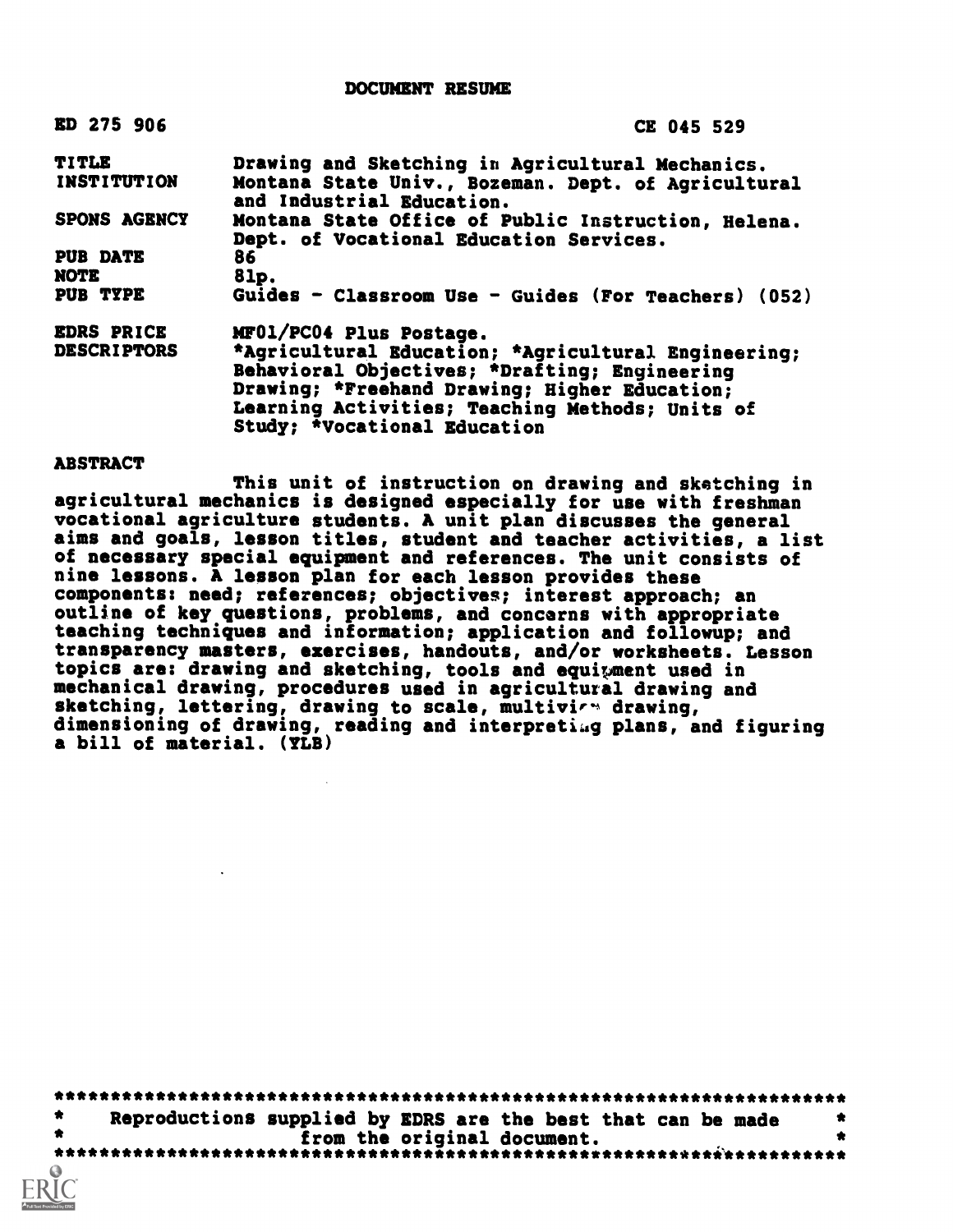# DOCUMENT RESUME

| ED 275 906 | CE 045 529 |
|---|---|
| TITLE | Drawing and Sketching in Agricultural Mechanics. |
| INSTITUTION | Montana State Univ., Bozeman. Dept. of Agricultural and Industrial Education. |
| SPONS AGENCY | Montana State Office of Public Instruction, Helena. Dept. of Vocational Education Services. |
| PUB DATE | 86 |
| NOTE | 81p. |
| PUB TYPE | Guides - Classroom Use - Guides (For Teachers) (052) |
| EDRS PRICE | MF01/PC04 Plus Postage. |
| DESCRIPTORS | *Agricultural Education; *Agricultural Engineering; Behavioral Objectives; *Drafting; Engineering Drawing; *Freehand Drawing; Higher Education; Learning Activities; Teaching Methods; Units of Study; *Vocational Education |

## ABSTRACT

This unit of instruction on drawing and sketching in agricultural mechanics is designed especially for use with freshman vocational agriculture students. A unit plan discusses the general aims and goals, lesson titles, student and teacher activities, a list of necessary special equipment and references. The unit consists of nine lessons. A lesson plan for each lesson provides these components: need; references; objectives; interest approach; an outline of key questions, problems, and concerns with appropriate teaching techniques and information; application and followup; and transparency masters, exercises, handouts, and/or worksheets. Lesson topics are: drawing and sketching, tools and equipment used in mechanical drawing, procedures used in agricultural drawing and sketching, lettering, drawing to scale, multiview drawing, dimensioning of drawing, reading and interpreting plans, and figuring a bill of material. (YLB)

***********************************************************************
* Reproductions supplied by EDRS are the best that can be made *
* from the original document. *
***********************************************************************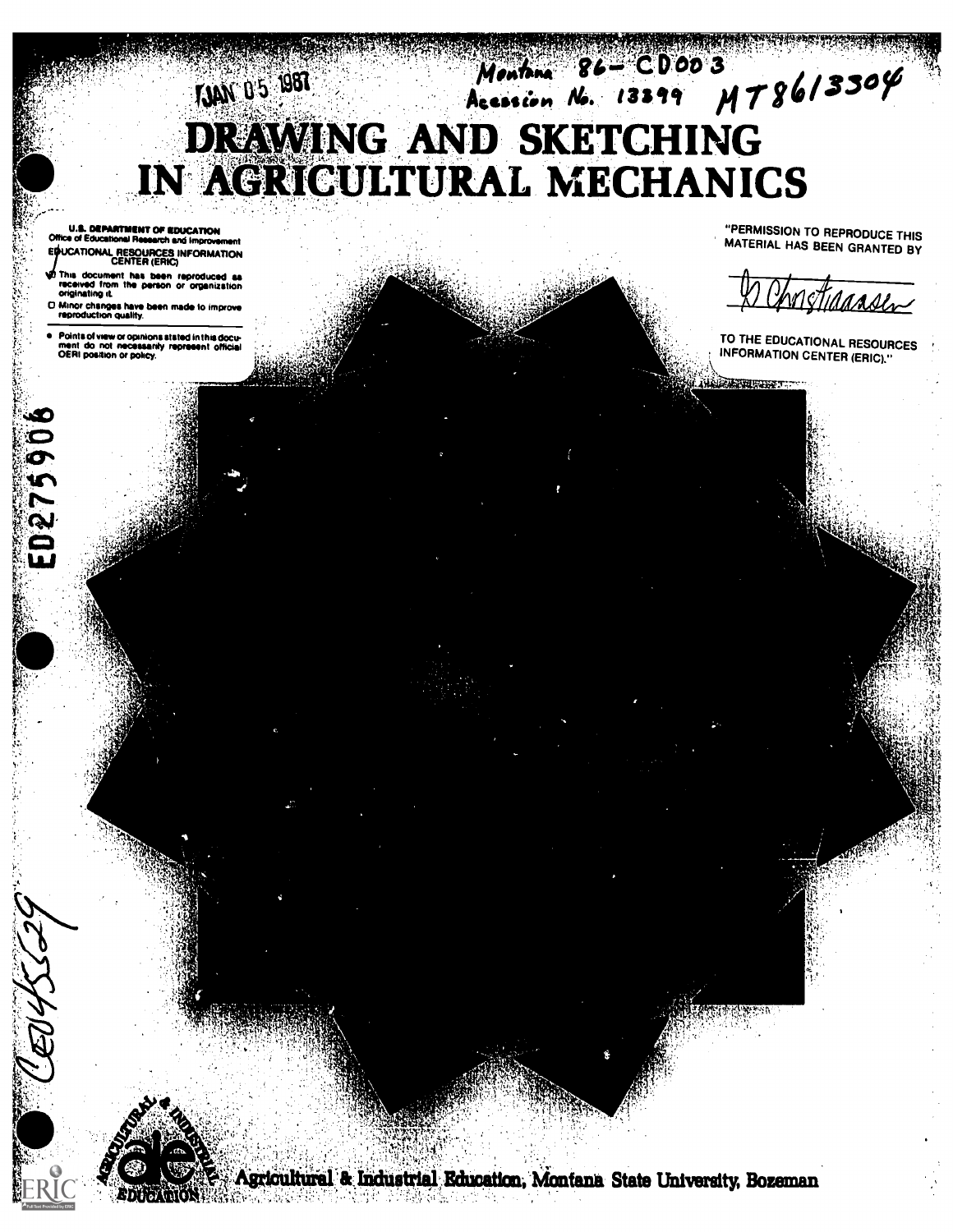JAN 05 1987

Montana 86-CD003
Accession No. 13399 MT86133304

# DRAWING AND SKETCHING IN AGRICULTURAL MECHANICS

**U.S. DEPARTMENT OF EDUCATION**
Office of Educational Research and Improvement
EDUCATIONAL RESOURCES INFORMATION CENTER (ERIC)

- This document has been reproduced as received from the person or organization originating it.
- Minor changes have been made to improve reproduction quality.
- Points of view or opinions stated in this document do not necessarily represent official OERI position or policy.

"PERMISSION TO REPRODUCE THIS MATERIAL HAS BEEN GRANTED BY

D Christiaansen

TO THE EDUCATIONAL RESOURCES INFORMATION CENTER (ERIC)."

ED275906

CE045529

Agricultural & Industrial Education, Montana State University, Bozeman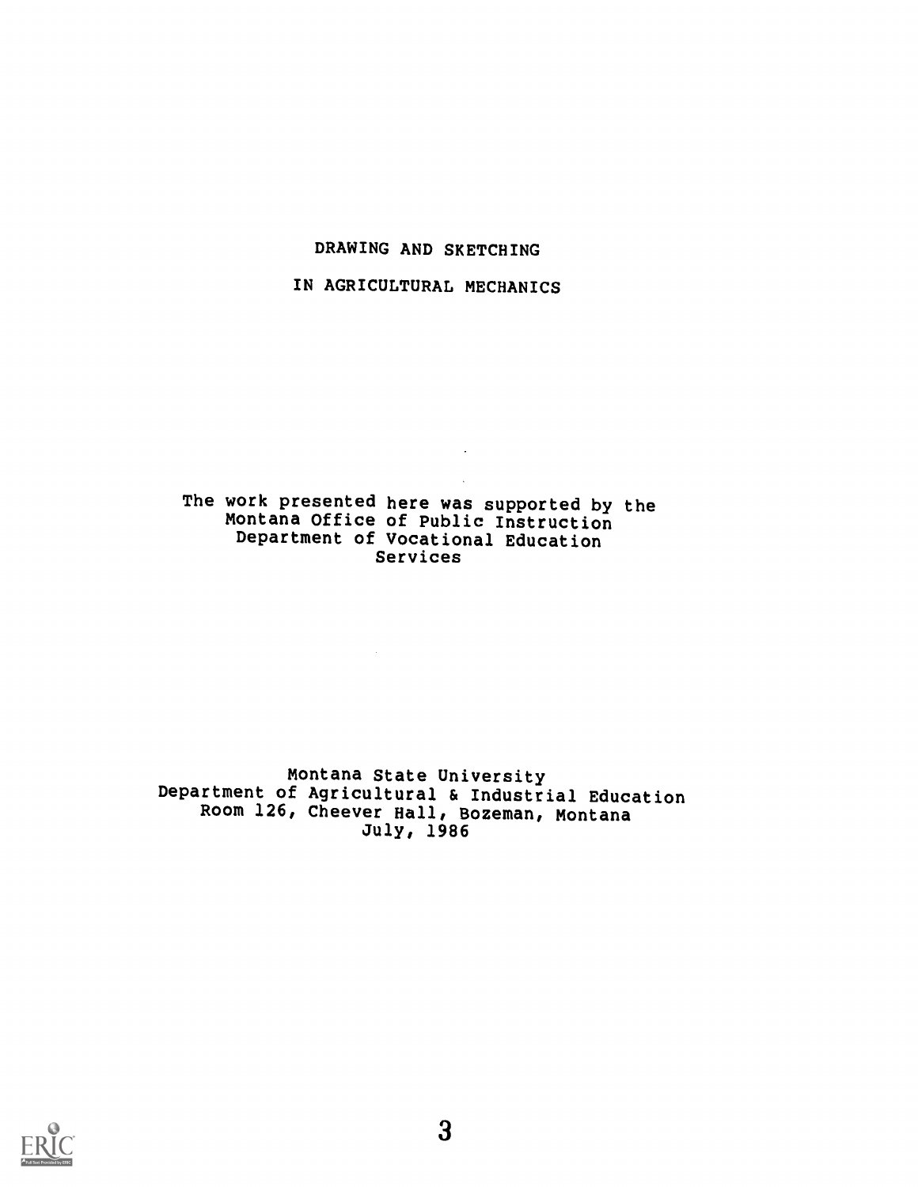# DRAWING AND SKETCHING IN AGRICULTURAL MECHANICS

The work presented here was supported by the Montana Office of Public Instruction Department of Vocational Education Services

Montana State University
Department of Agricultural & Industrial Education
Room 126, Cheever Hall, Bozeman, Montana
July, 1986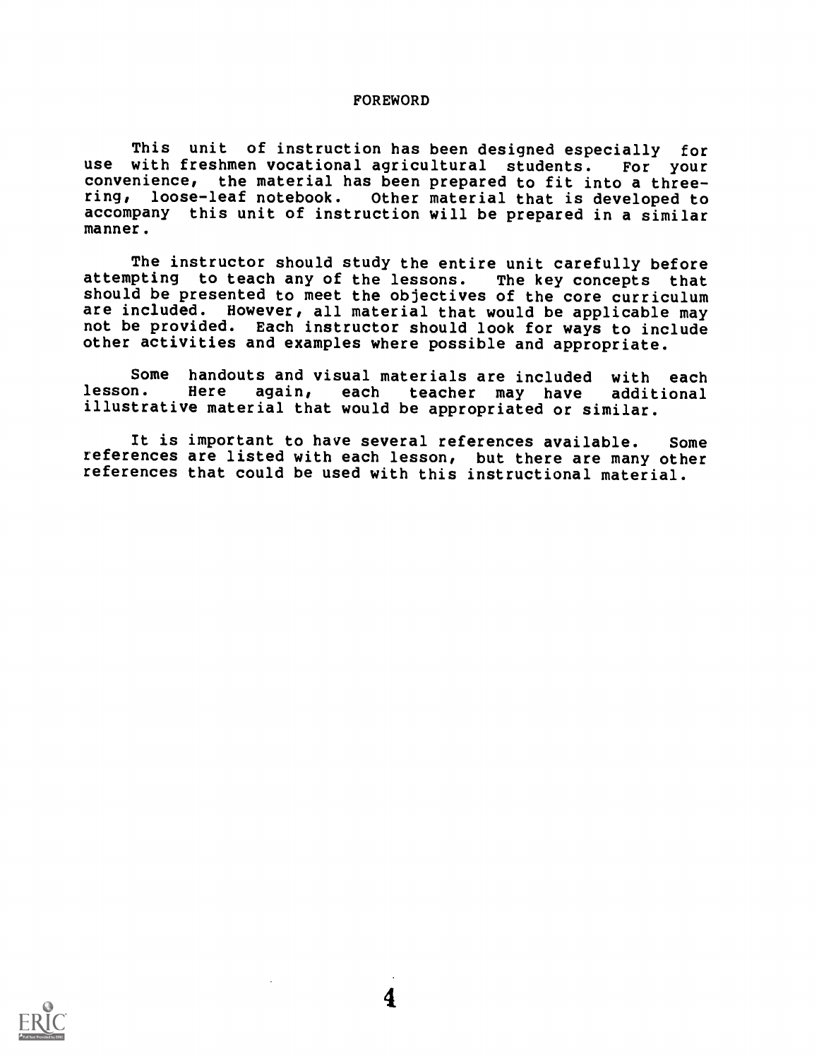# FOREWORD

This unit of instruction has been designed especially for use with freshmen vocational agricultural students. For your convenience, the material has been prepared to fit into a three-ring, loose-leaf notebook. Other material that is developed to accompany this unit of instruction will be prepared in a similar manner.

The instructor should study the entire unit carefully before attempting to teach any of the lessons. The key concepts that should be presented to meet the objectives of the core curriculum are included. However, all material that would be applicable may not be provided. Each instructor should look for ways to include other activities and examples where possible and appropriate.

Some handouts and visual materials are included with each lesson. Here again, each teacher may have additional illustrative material that would be appropriated or similar.

It is important to have several references available. Some references are listed with each lesson, but there are many other references that could be used with this instructional material.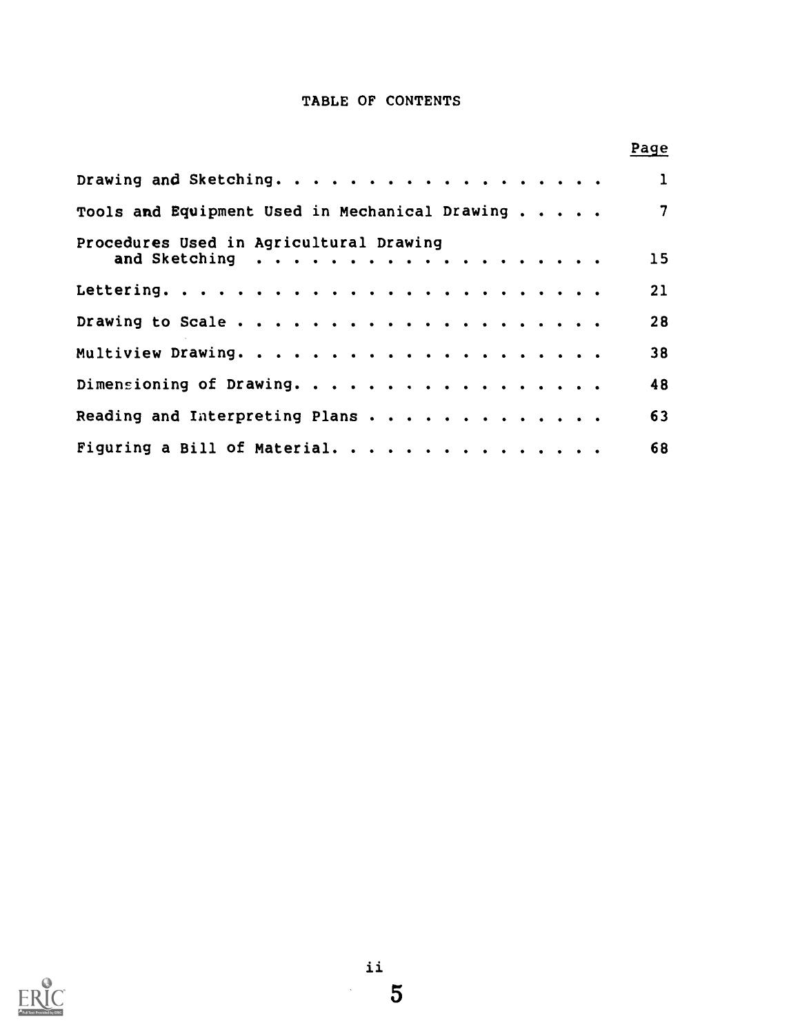# TABLE OF CONTENTS

| | Page |
|---|---|
| Drawing and Sketching | 1 |
| Tools and Equipment Used in Mechanical Drawing | 7 |
| Procedures Used in Agricultural Drawing and Sketching | 15 |
| Lettering | 21 |
| Drawing to Scale | 28 |
| Multiview Drawing | 38 |
| Dimensioning of Drawing | 48 |
| Reading and Interpreting Plans | 63 |
| Figuring a Bill of Material | 68 |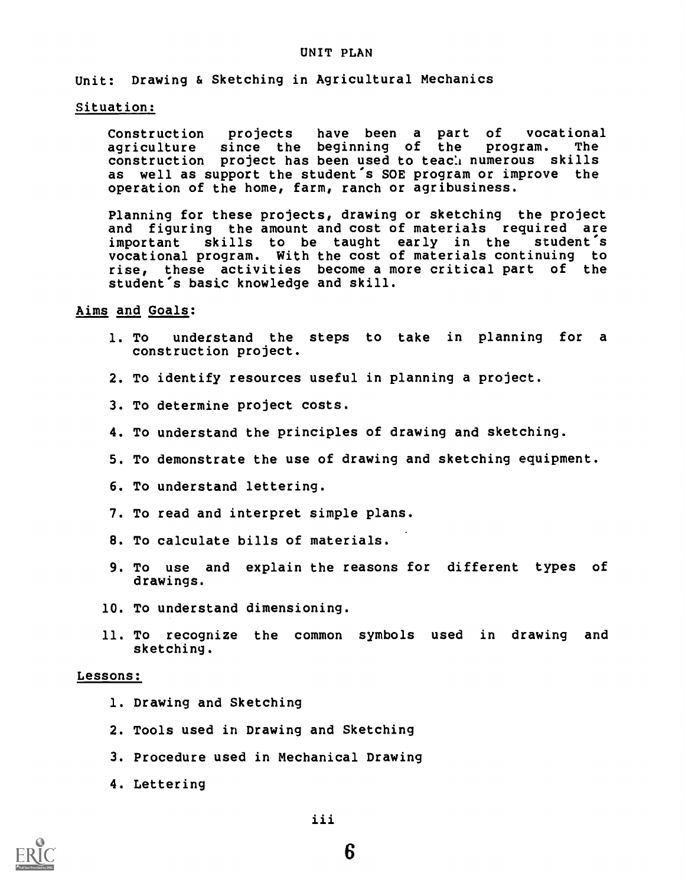# UNIT PLAN

**Unit:** Drawing & Sketching in Agricultural Mechanics

## Situation:

Construction projects have been a part of vocational agriculture since the beginning of the program. The construction project has been used to teach numerous skills as well as support the student's SOE program or improve the operation of the home, farm, ranch or agribusiness.

Planning for these projects, drawing or sketching the project and figuring the amount and cost of materials required are important skills to be taught early in the student's vocational program. With the cost of materials continuing to rise, these activities become a more critical part of the student's basic knowledge and skill.

## Aims and Goals:

1. To understand the steps to take in planning for a construction project.
2. To identify resources useful in planning a project.
3. To determine project costs.
4. To understand the principles of drawing and sketching.
5. To demonstrate the use of drawing and sketching equipment.
6. To understand lettering.
7. To read and interpret simple plans.
8. To calculate bills of materials.
9. To use and explain the reasons for different types of drawings.
10. To understand dimensioning.
11. To recognize the common symbols used in drawing and sketching.

## Lessons:

1. Drawing and Sketching
2. Tools used in Drawing and Sketching
3. Procedure used in Mechanical Drawing
4. Lettering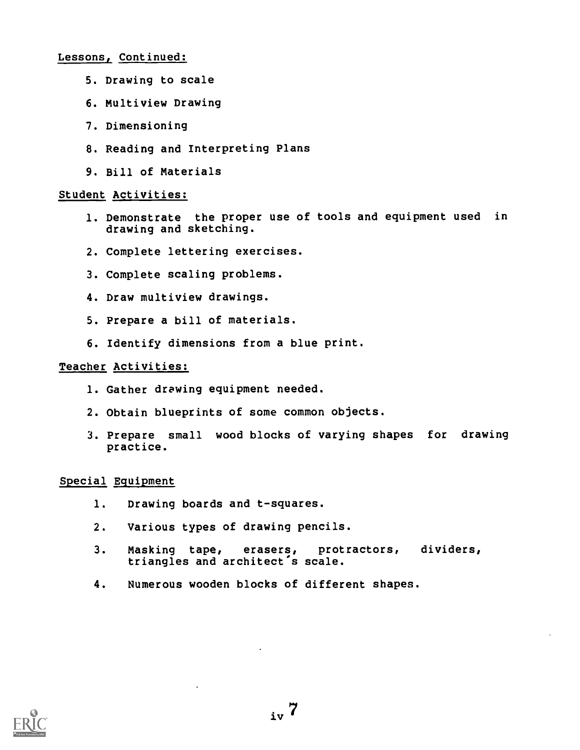Lessons, Continued:

5. Drawing to scale
6. Multiview Drawing
7. Dimensioning
8. Reading and Interpreting Plans
9. Bill of Materials

Student Activities:

1. Demonstrate the proper use of tools and equipment used in drawing and sketching.
2. Complete lettering exercises.
3. Complete scaling problems.
4. Draw multiview drawings.
5. Prepare a bill of materials.
6. Identify dimensions from a blue print.

Teacher Activities:

1. Gather drawing equipment needed.
2. Obtain blueprints of some common objects.
3. Prepare small wood blocks of varying shapes for drawing practice.

Special Equipment

1. Drawing boards and t-squares.
2. Various types of drawing pencils.
3. Masking tape, erasers, protractors, dividers, triangles and architect's scale.
4. Numerous wooden blocks of different shapes.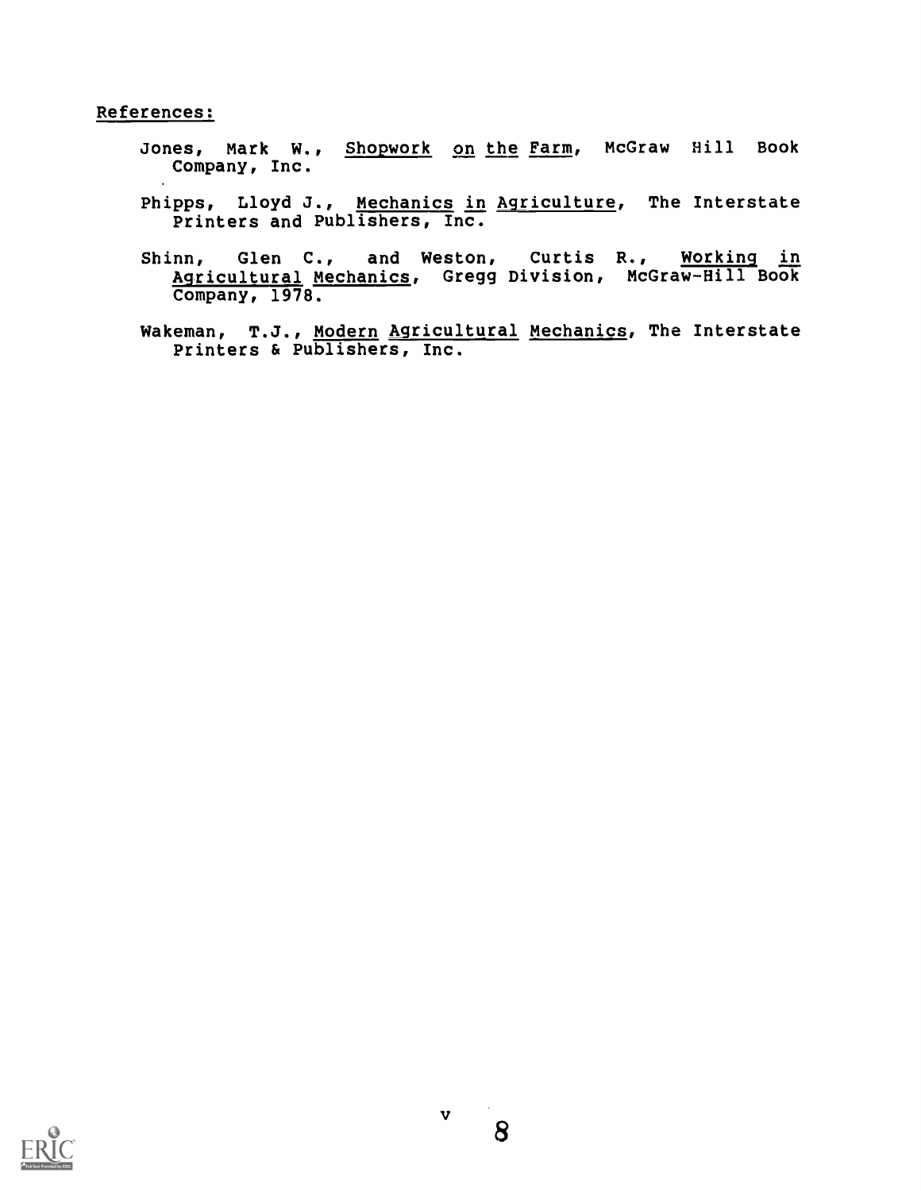References:

- Jones, Mark W., Shopwork on the Farm, McGraw Hill Book Company, Inc.
- Phipps, Lloyd J., Mechanics in Agriculture, The Interstate Printers and Publishers, Inc.
- Shinn, Glen C., and Weston, Curtis R., Working in Agricultural Mechanics, Gregg Division, McGraw-Hill Book Company, 1978.
- Wakeman, T.J., Modern Agricultural Mechanics, The Interstate Printers & Publishers, Inc.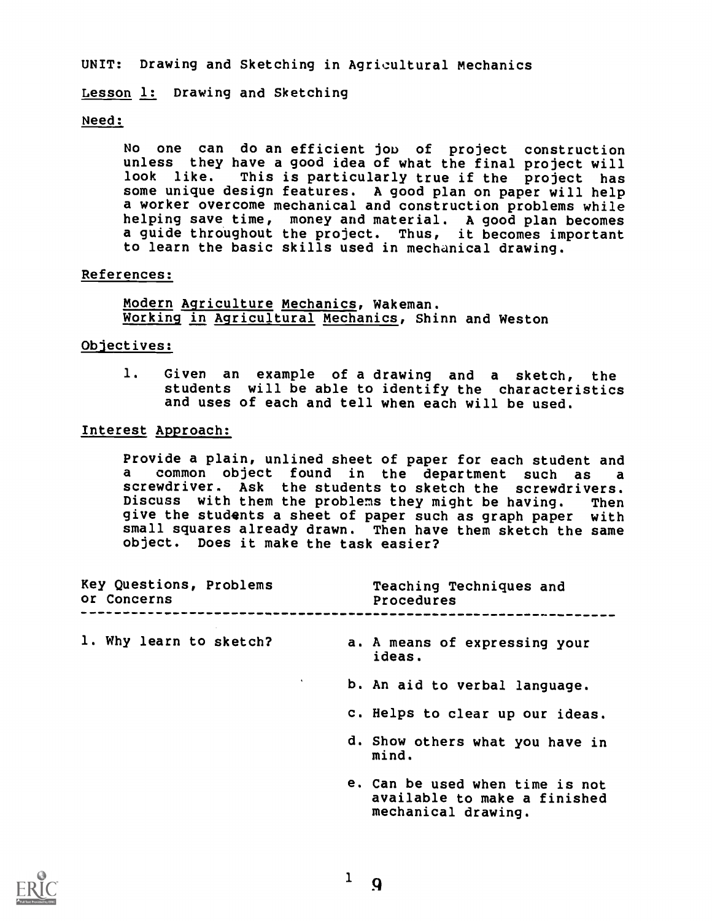UNIT: Drawing and Sketching in Agricultural Mechanics

Lesson 1: Drawing and Sketching

Need:

No one can do an efficient job of project construction unless they have a good idea of what the final project will look like. This is particularly true if the project has some unique design features. A good plan on paper will help a worker overcome mechanical and construction problems while helping save time, money and material. A good plan becomes a guide throughout the project. Thus, it becomes important to learn the basic skills used in mechanical drawing.

References:

*Modern Agriculture Mechanics*, Wakeman.
*Working in Agricultural Mechanics*, Shinn and Weston

Objectives:

1. Given an example of a drawing and a sketch, the students will be able to identify the characteristics and uses of each and tell when each will be used.

Interest Approach:

Provide a plain, unlined sheet of paper for each student and a common object found in the department such as a screwdriver. Ask the students to sketch the screwdrivers. Discuss with them the problems they might be having. Then give the students a sheet of paper such as graph paper with small squares already drawn. Then have them sketch the same object. Does it make the task easier?

| Key Questions, Problems or Concerns | Teaching Techniques and Procedures |
|---|---|
| 1. Why learn to sketch? | a. A means of expressing your ideas. |
| | b. An aid to verbal language. |
| | c. Helps to clear up our ideas. |
| | d. Show others what you have in mind. |
| | e. Can be used when time is not available to make a finished mechanical drawing. |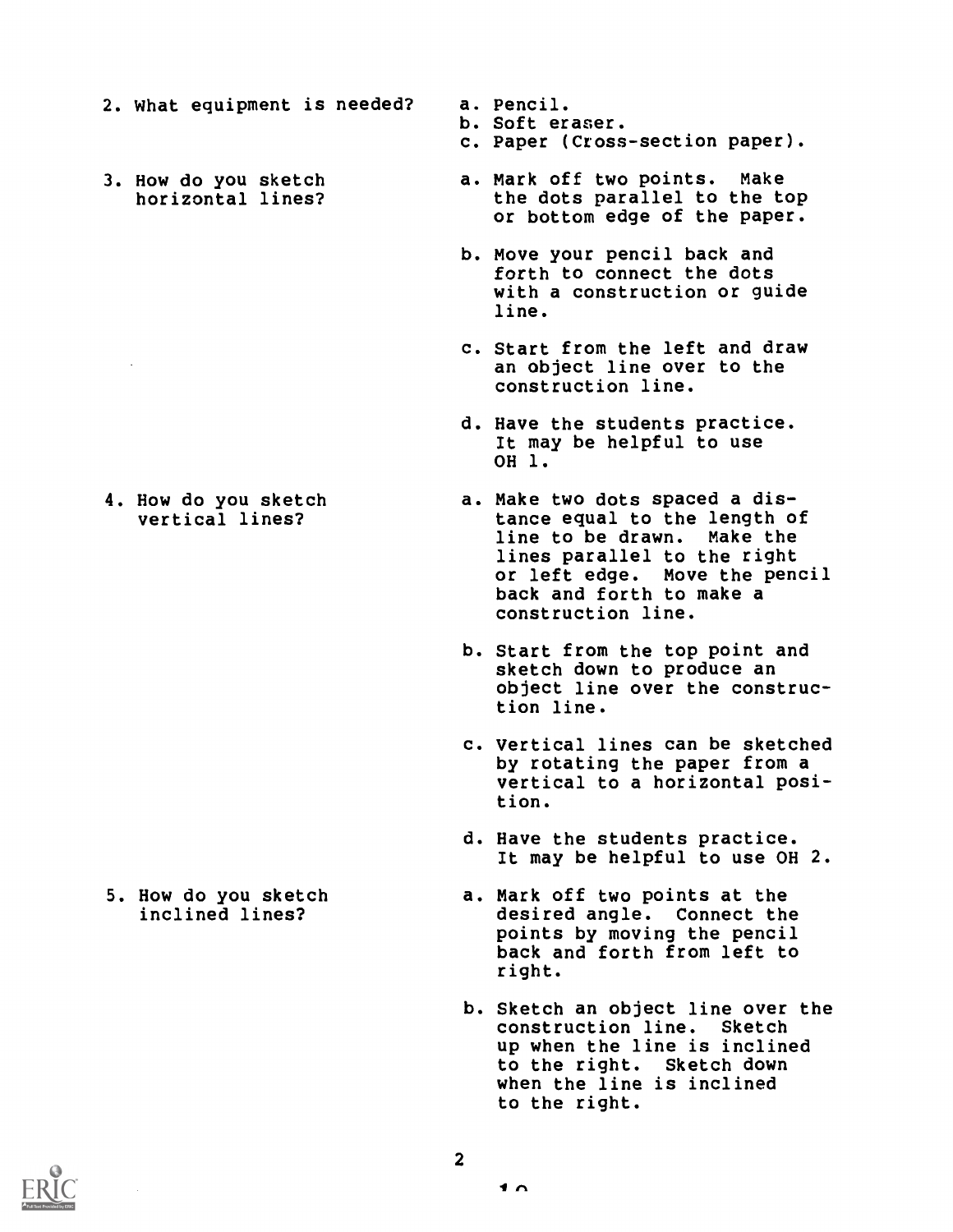2. What equipment is needed?
   a. Pencil.
   b. Soft eraser.
   c. Paper (Cross-section paper).

3. How do you sketch horizontal lines?
   a. Mark off two points. Make the dots parallel to the top or bottom edge of the paper.
   b. Move your pencil back and forth to connect the dots with a construction or guide line.
   c. Start from the left and draw an object line over to the construction line.
   d. Have the students practice. It may be helpful to use OH 1.

4. How do you sketch vertical lines?
   a. Make two dots spaced a distance equal to the length of line to be drawn. Make the lines parallel to the right or left edge. Move the pencil back and forth to make a construction line.
   b. Start from the top point and sketch down to produce an object line over the construction line.
   c. Vertical lines can be sketched by rotating the paper from a vertical to a horizontal position.
   d. Have the students practice. It may be helpful to use OH 2.

5. How do you sketch inclined lines?
   a. Mark off two points at the desired angle. Connect the points by moving the pencil back and forth from left to right.
   b. Sketch an object line over the construction line. Sketch up when the line is inclined to the right. Sketch down when the line is inclined to the right.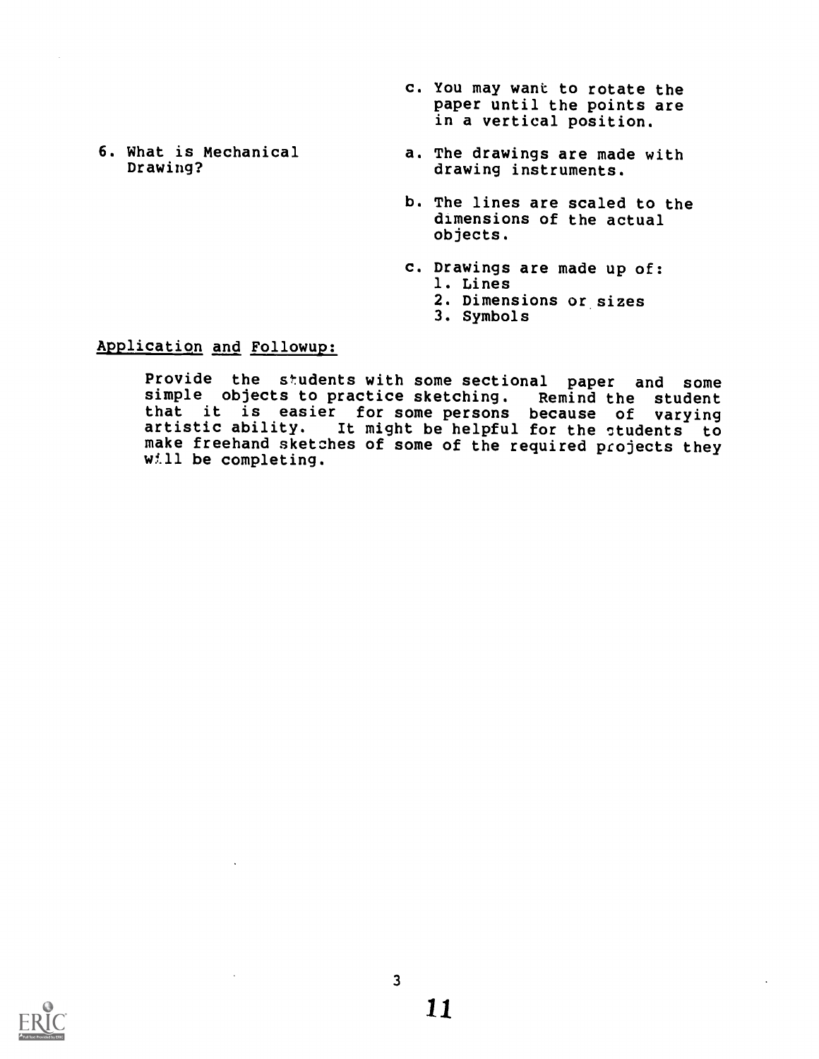c. You may want to rotate the paper until the points are in a vertical position.

6. What is Mechanical Drawing?

a. The drawings are made with drawing instruments.

b. The lines are scaled to the dimensions of the actual objects.

c. Drawings are made up of:
   1. Lines
   2. Dimensions or sizes
   3. Symbols

Application and Followup:

Provide the students with some sectional paper and some simple objects to practice sketching. Remind the student that it is easier for some persons because of varying artistic ability. It might be helpful for the students to make freehand sketches of some of the required projects they will be completing.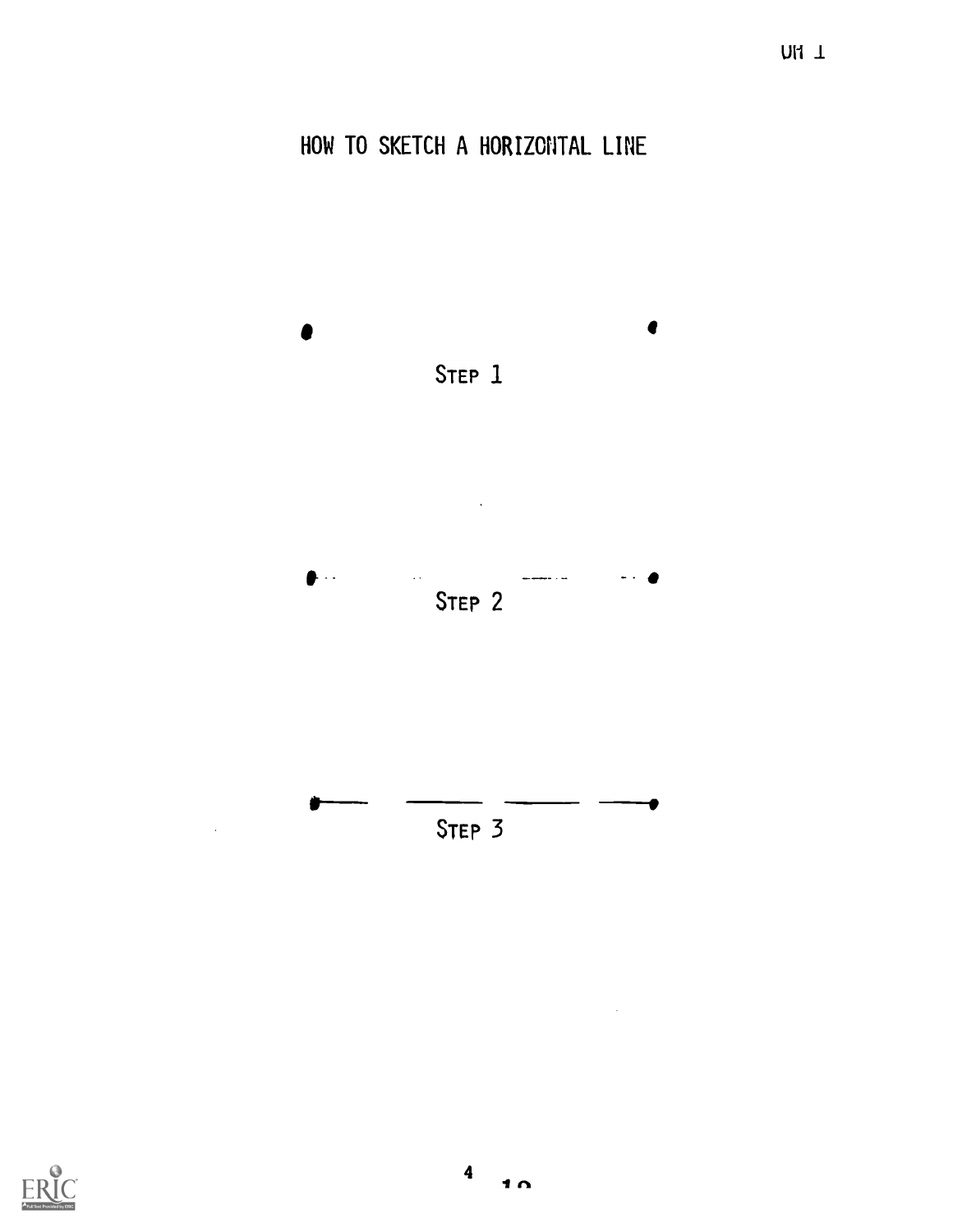# HOW TO SKETCH A HORIZONTAL LINE

STEP 1

STEP 2

STEP 3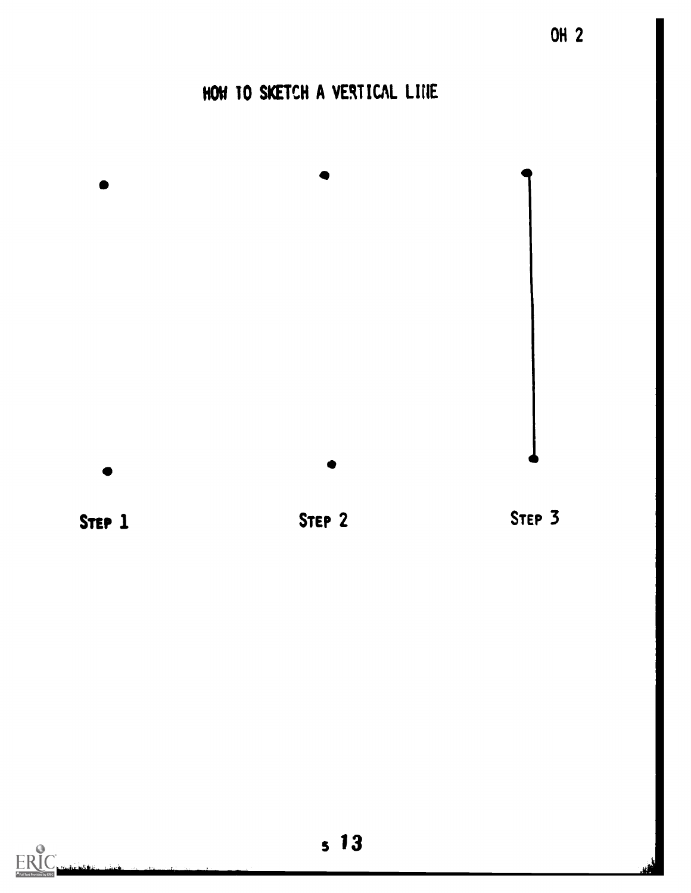OH 2

# HOW TO SKETCH A VERTICAL LINE

STEP 1

STEP 2

STEP 3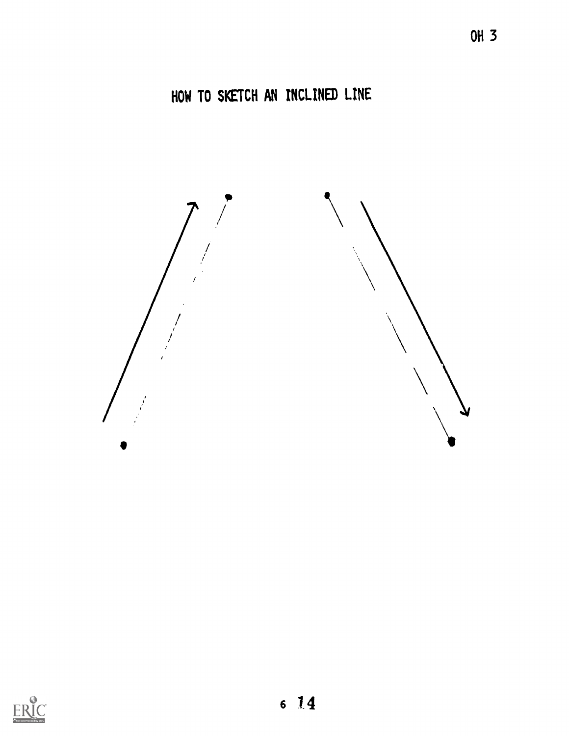# HOW TO SKETCH AN INCLINED LINE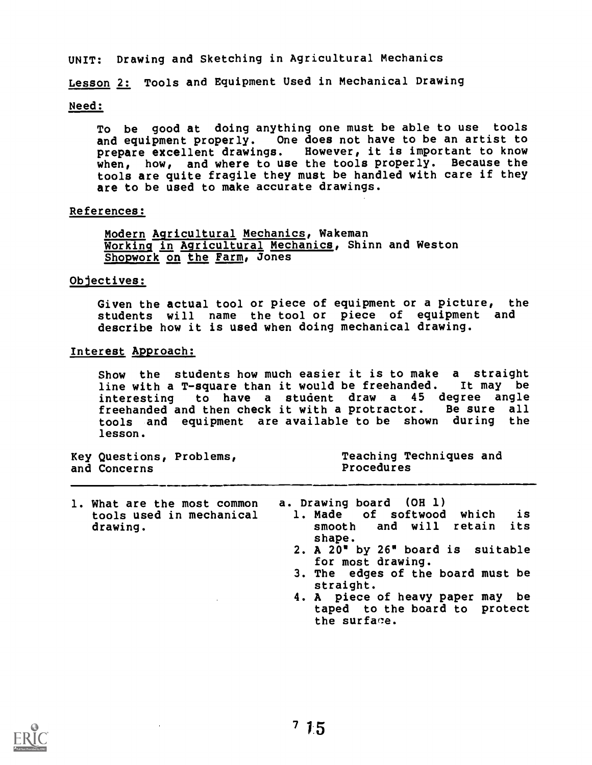UNIT: Drawing and Sketching in Agricultural Mechanics

Lesson 2: Tools and Equipment Used in Mechanical Drawing

Need:

To be good at doing anything one must be able to use tools and equipment properly. One does not have to be an artist to prepare excellent drawings. However, it is important to know when, how, and where to use the tools properly. Because the tools are quite fragile they must be handled with care if they are to be used to make accurate drawings.

References:

Modern Agricultural Mechanics, Wakeman
Working in Agricultural Mechanics, Shinn and Weston
Shopwork on the Farm, Jones

Objectives:

Given the actual tool or piece of equipment or a picture, the students will name the tool or piece of equipment and describe how it is used when doing mechanical drawing.

Interest Approach:

Show the students how much easier it is to make a straight line with a T-square than it would be freehanded. It may be interesting to have a student draw a 45 degree angle freehanded and then check it with a protractor. Be sure all tools and equipment are available to be shown during the lesson.

| Key Questions, Problems, and Concerns | Teaching Techniques and Procedures |
| --- | --- |
| 1. What are the most common tools used in mechanical drawing. | a. Drawing board (OH 1)<br>1. Made of softwood which is smooth and will retain its shape.<br>2. A 20" by 26" board is suitable for most drawing.<br>3. The edges of the board must be straight.<br>4. A piece of heavy paper may be taped to the board to protect the surface. |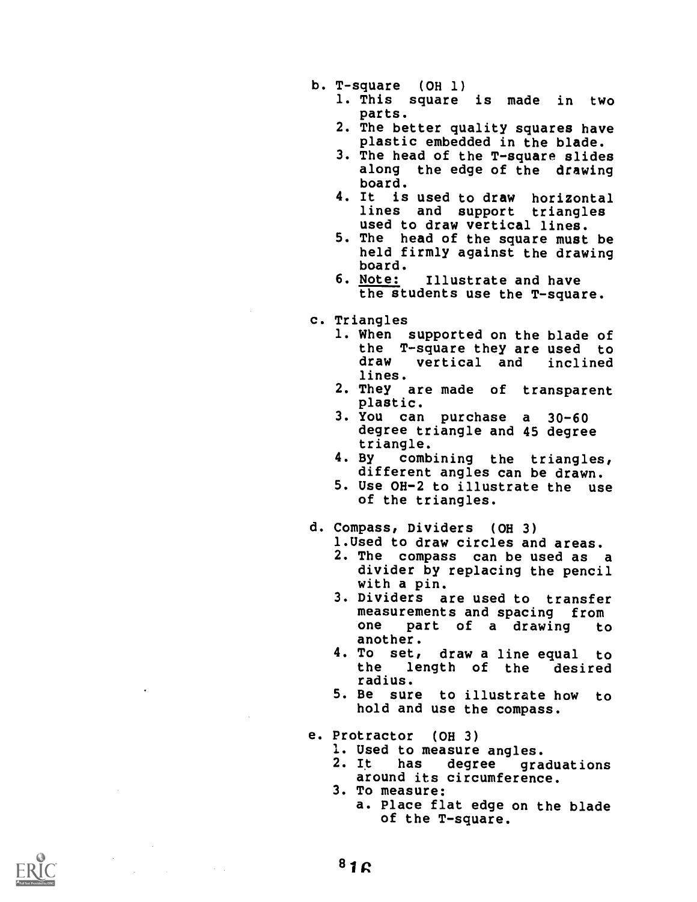b. T-square (OH 1)
   1. This square is made in two parts.
   2. The better quality squares have plastic embedded in the blade.
   3. The head of the T-square slides along the edge of the drawing board.
   4. It is used to draw horizontal lines and support triangles used to draw vertical lines.
   5. The head of the square must be held firmly against the drawing board.
   6. <u>Note:</u> Illustrate and have the students use the T-square.

c. Triangles
   1. When supported on the blade of the T-square they are used to draw vertical and inclined lines.
   2. They are made of transparent plastic.
   3. You can purchase a 30-60 degree triangle and 45 degree triangle.
   4. By combining the triangles, different angles can be drawn.
   5. Use OH-2 to illustrate the use of the triangles.

d. Compass, Dividers (OH 3)
   1. Used to draw circles and areas.
   2. The compass can be used as a divider by replacing the pencil with a pin.
   3. Dividers are used to transfer measurements and spacing from one part of a drawing to another.
   4. To set, draw a line equal to the length of the desired radius.
   5. Be sure to illustrate how to hold and use the compass.

e. Protractor (OH 3)
   1. Used to measure angles.
   2. It has degree graduations around its circumference.
   3. To measure:
      a. Place flat edge on the blade of the T-square.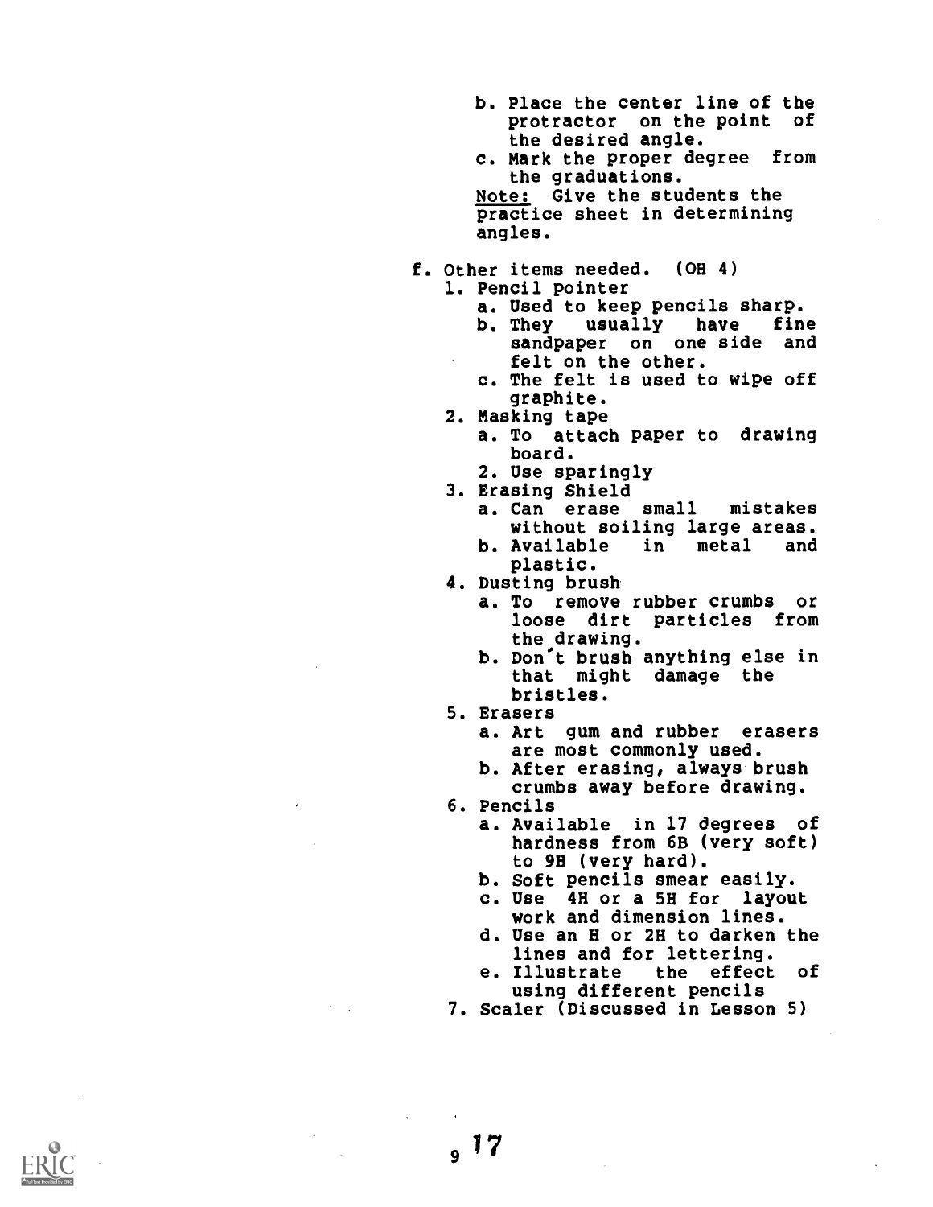b. Place the center line of the protractor on the point of the desired angle.
c. Mark the proper degree from the graduations.

Note: Give the students the practice sheet in determining angles.

f. Other items needed. (OH 4)
   1. Pencil pointer
      a. Used to keep pencils sharp.
      b. They usually have fine sandpaper on one side and felt on the other.
      c. The felt is used to wipe off graphite.
   2. Masking tape
      a. To attach paper to drawing board.
      2. Use sparingly
   3. Erasing Shield
      a. Can erase small mistakes without soiling large areas.
      b. Available in metal and plastic.
   4. Dusting brush
      a. To remove rubber crumbs or loose dirt particles from the drawing.
      b. Don't brush anything else in that might damage the bristles.
   5. Erasers
      a. Art gum and rubber erasers are most commonly used.
      b. After erasing, always brush crumbs away before drawing.
   6. Pencils
      a. Available in 17 degrees of hardness from 6B (very soft) to 9H (very hard).
      b. Soft pencils smear easily.
      c. Use 4H or a 5H for layout work and dimension lines.
      d. Use an H or 2H to darken the lines and for lettering.
      e. Illustrate the effect of using different pencils
   7. Scaler (Discussed in Lesson 5)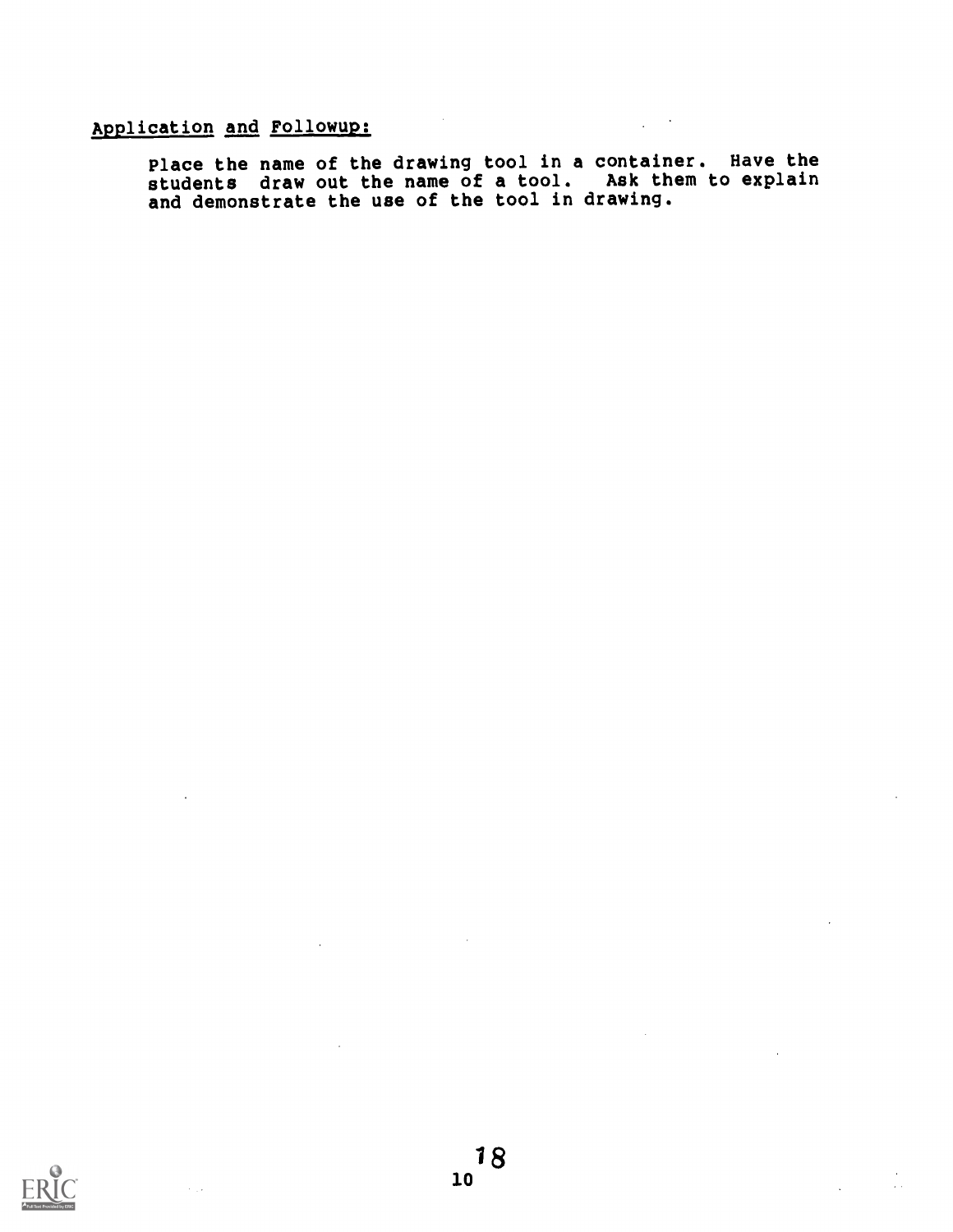Application and Followup:

Place the name of the drawing tool in a container. Have the students draw out the name of a tool. Ask them to explain and demonstrate the use of the tool in drawing.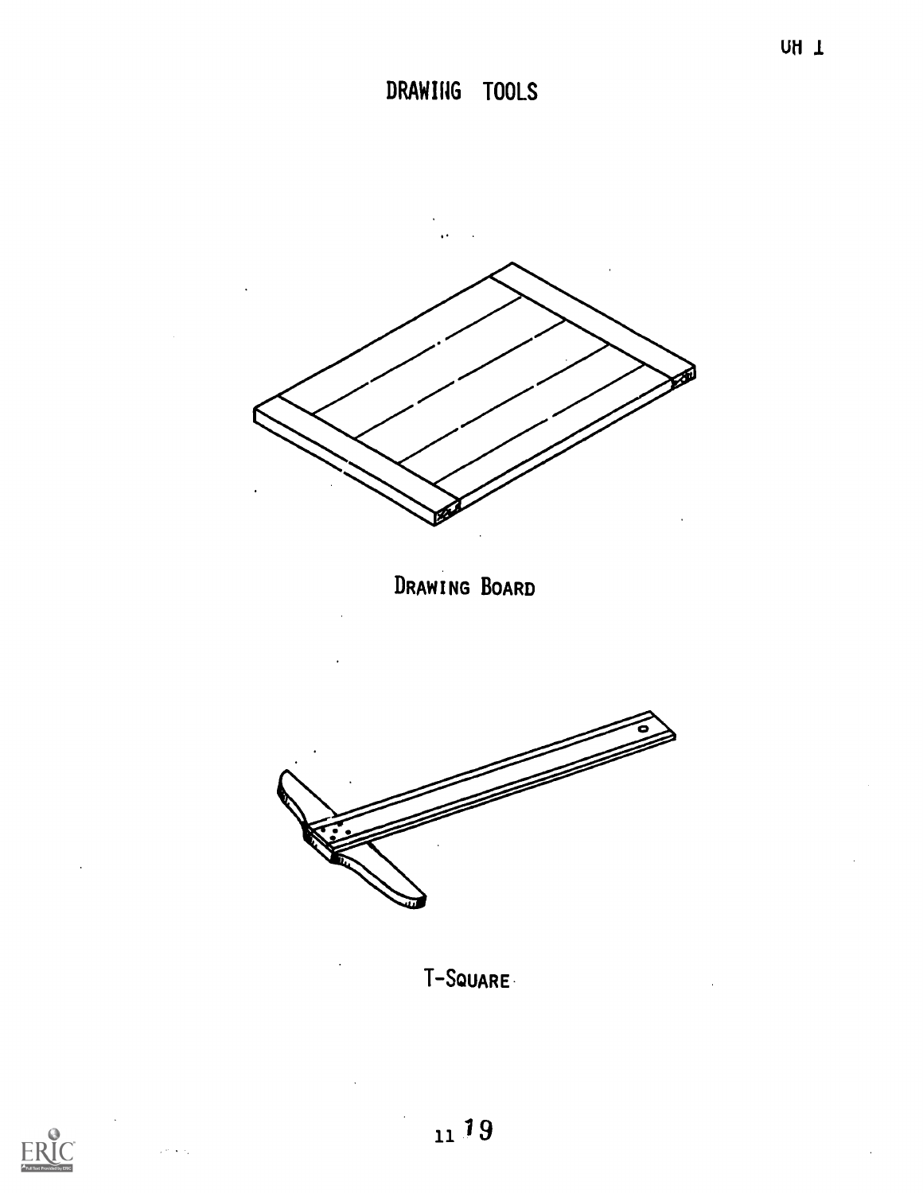# DRAWING TOOLS

DRAWING BOARD

T-SQUARE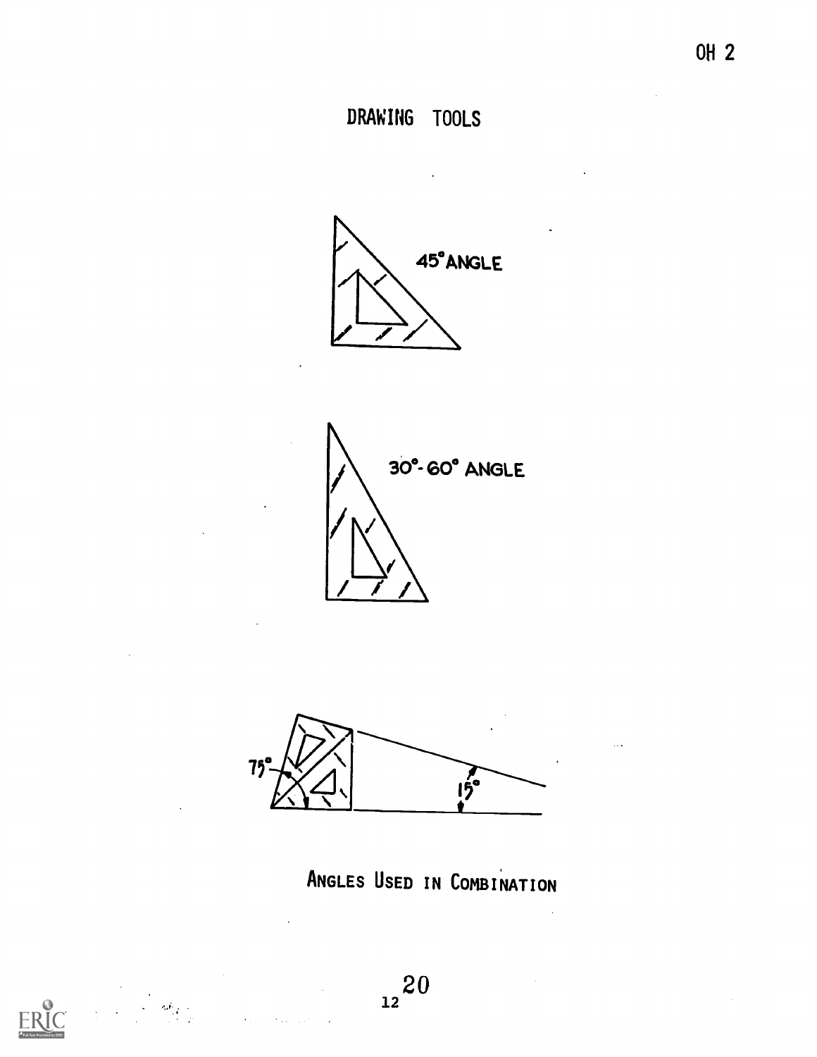# DRAWING TOOLS

45° ANGLE

30°-60° ANGLE

75°

15°

ANGLES USED IN COMBINATION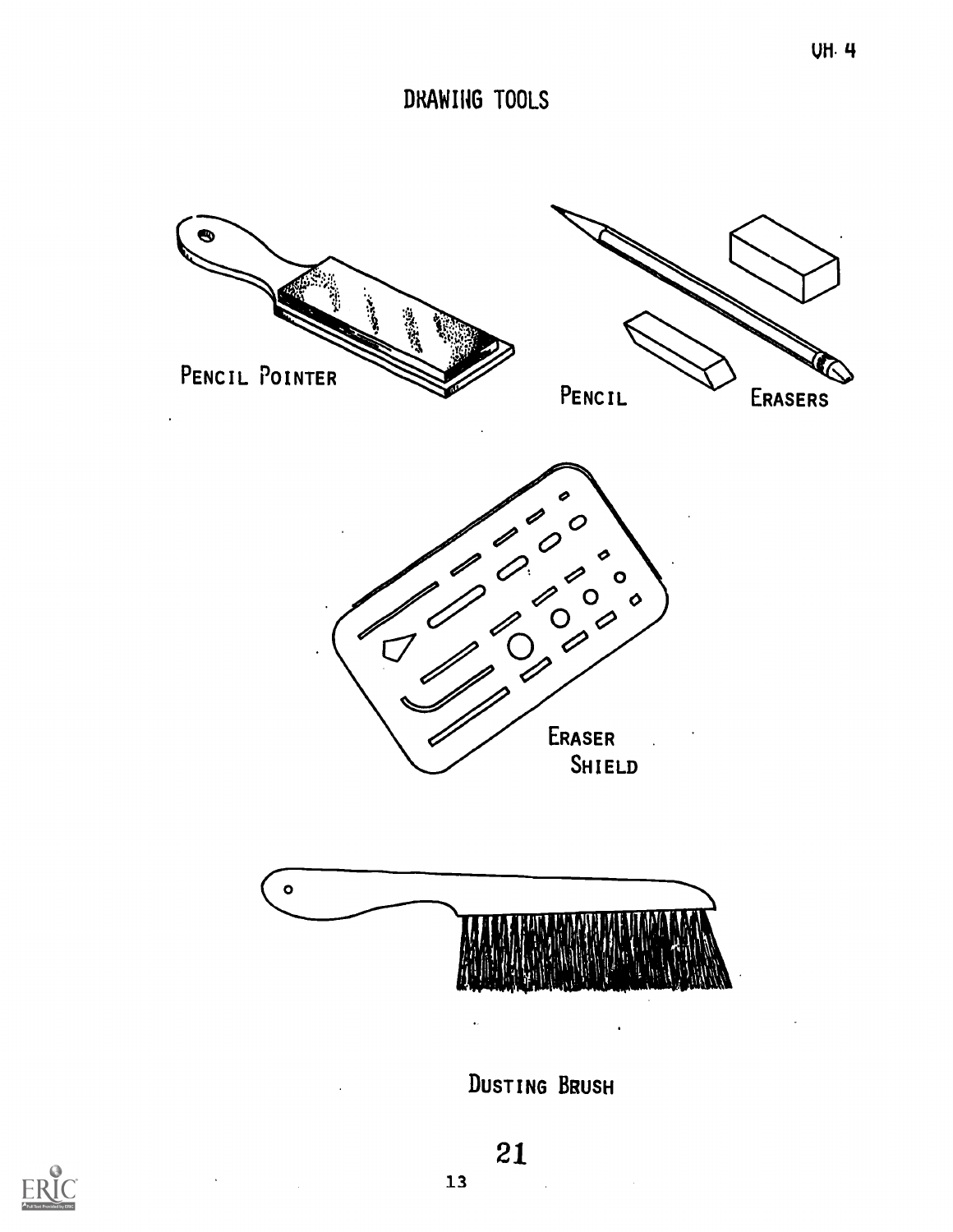# DRAWING TOOLS

PENCIL POINTER

PENCIL

ERASERS

ERASER SHIELD

DUSTING BRUSH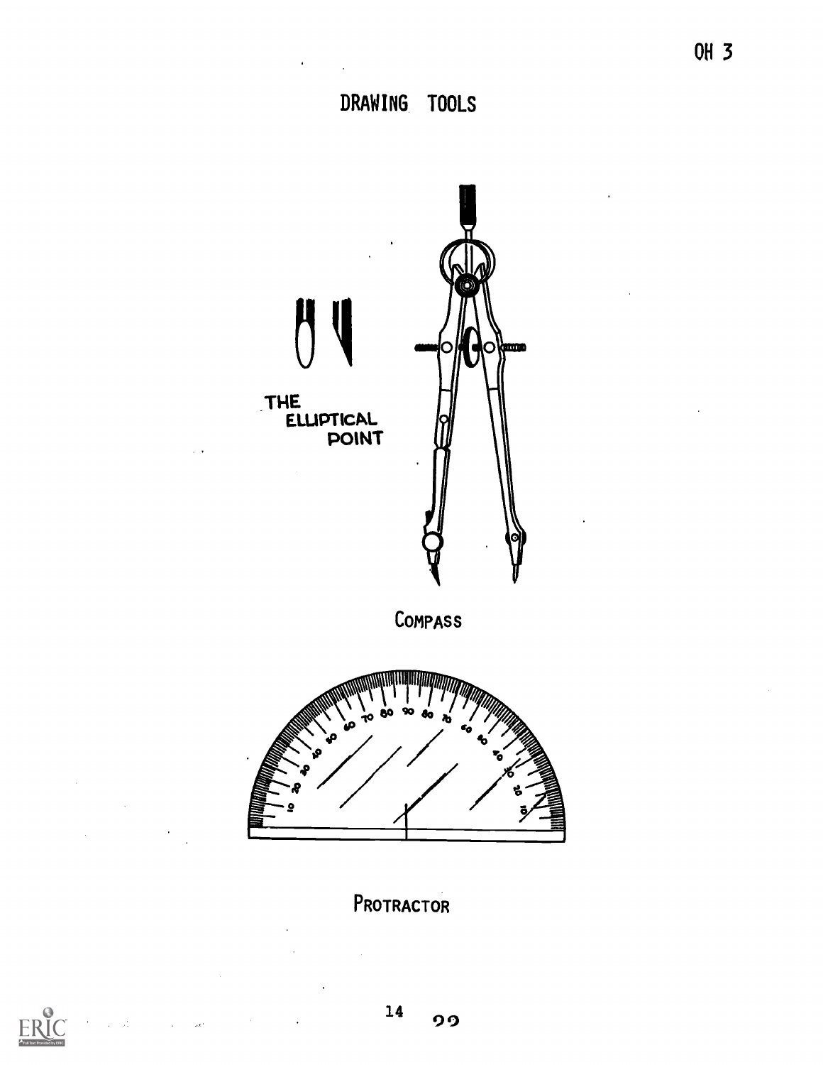# DRAWING TOOLS

THE ELLIPTICAL POINT

COMPASS

PROTRACTOR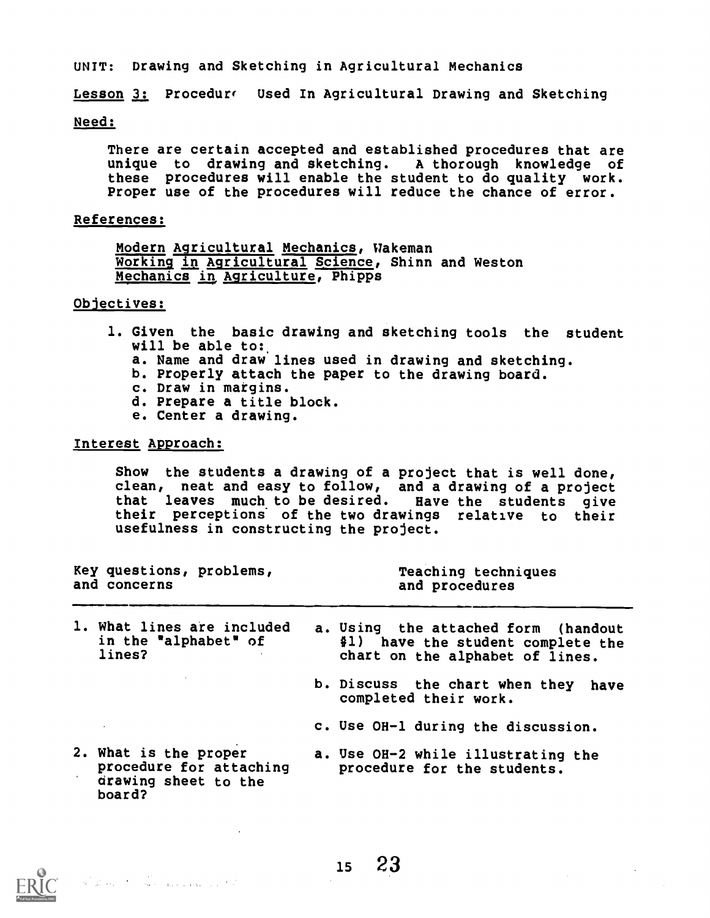UNIT: Drawing and Sketching in Agricultural Mechanics

Lesson 3: Procedur( Used In Agricultural Drawing and Sketching

Need:

There are certain accepted and established procedures that are unique to drawing and sketching. A thorough knowledge of these procedures will enable the student to do quality work. Proper use of the procedures will reduce the chance of error.

References:

Modern Agricultural Mechanics, Wakeman
Working in Agricultural Science, Shinn and Weston
Mechanics in Agriculture, Phipps

Objectives:

1. Given the basic drawing and sketching tools the student will be able to:
   a. Name and draw lines used in drawing and sketching.
   b. Properly attach the paper to the drawing board.
   c. Draw in margins.
   d. Prepare a title block.
   e. Center a drawing.

Interest Approach:

Show the students a drawing of a project that is well done, clean, neat and easy to follow, and a drawing of a project that leaves much to be desired. Have the students give their perceptions of the two drawings relative to their usefulness in constructing the project.

| Key questions, problems, and concerns | Teaching techniques and procedures |
|---|---|
| 1. What lines are included in the "alphabet" of lines? | a. Using the attached form (handout #1) have the student complete the chart on the alphabet of lines. |
| | b. Discuss the chart when they have completed their work. |
| | c. Use OH-1 during the discussion. |
| 2. What is the proper procedure for attaching drawing sheet to the board? | a. Use OH-2 while illustrating the procedure for the students. |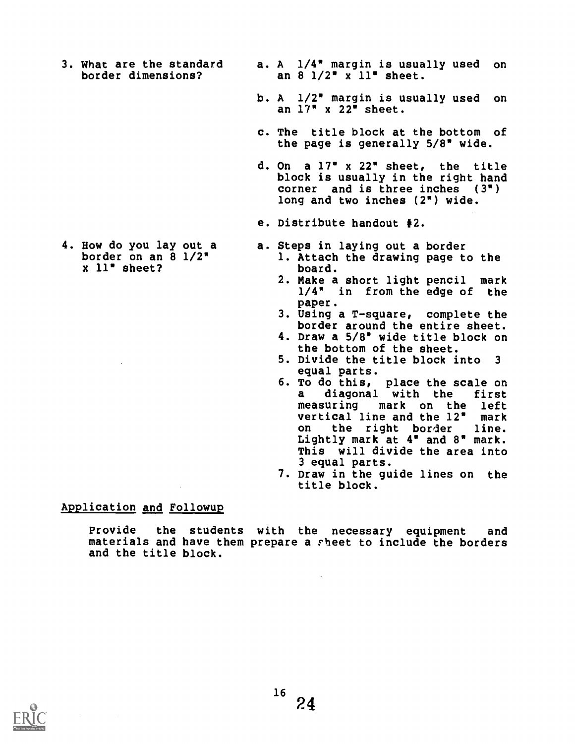3. What are the standard border dimensions?

   a. A 1/4" margin is usually used on an 8 1/2" x 11" sheet.

   b. A 1/2" margin is usually used on an 17" x 22" sheet.

   c. The title block at the bottom of the page is generally 5/8" wide.

   d. On a 17" x 22" sheet, the title block is usually in the right hand corner and is three inches (3") long and two inches (2") wide.

   e. Distribute handout #2.

4. How do you lay out a border on an 8 1/2" x 11" sheet?

   a. Steps in laying out a border
      1. Attach the drawing page to the board.
      2. Make a short light pencil mark 1/4" in from the edge of the paper.
      3. Using a T-square, complete the border around the entire sheet.
      4. Draw a 5/8" wide title block on the bottom of the sheet.
      5. Divide the title block into 3 equal parts.
      6. To do this, place the scale on a diagonal with the first measuring mark on the left vertical line and the 12" mark on the right border line. Lightly mark at 4" and 8" mark. This will divide the area into 3 equal parts.
      7. Draw in the guide lines on the title block.

<u>Application and Followup</u>

Provide the students with the necessary equipment and materials and have them prepare a sheet to include the borders and the title block.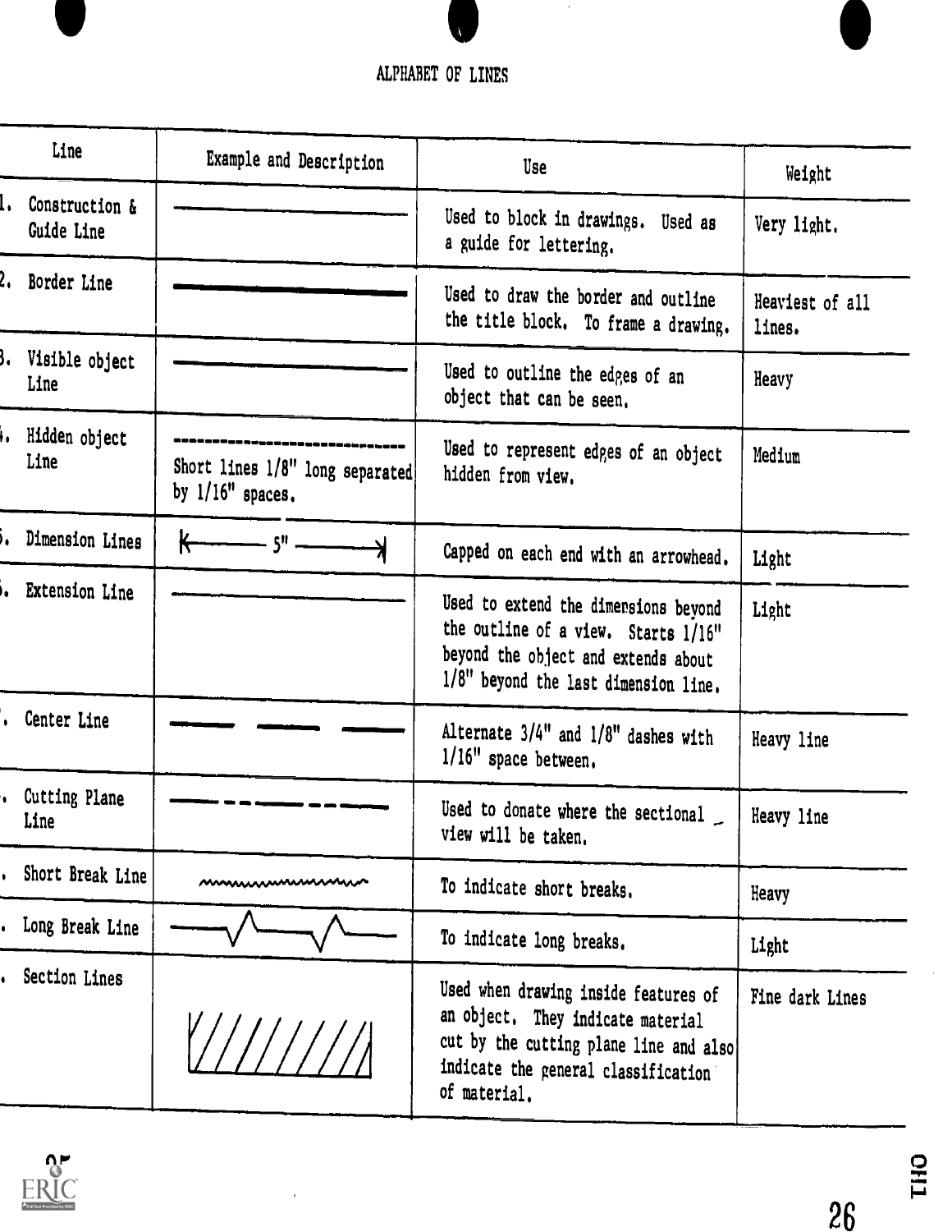# ALPHABET OF LINES

| Line | Example and Description | Use | Weight |
|---|---|---|---|
| 1. Construction & Guide Line | | Used to block in drawings. Used as a guide for lettering. | Very light. |
| 2. Border Line | | Used to draw the border and outline the title block. To frame a drawing. | Heaviest of all lines. |
| 3. Visible object Line | | Used to outline the edges of an object that can be seen. | Heavy |
| 4. Hidden object Line | Short lines 1/8" long separated by 1/16" spaces. | Used to represent edges of an object hidden from view. | Medium |
| 5. Dimension Lines | 5" | Capped on each end with an arrowhead. | Light |
| 6. Extension Line | | Used to extend the dimensions beyond the outline of a view. Starts 1/16" beyond the object and extends about 1/8" beyond the last dimension line. | Light |
| 7. Center Line | | Alternate 3/4" and 1/8" dashes with 1/16" space between. | Heavy line |
| 8. Cutting Plane Line | | Used to donate where the sectional view will be taken. | Heavy line |
| 9. Short Break Line | | To indicate short breaks. | Heavy |
| 10. Long Break Line | | To indicate long breaks. | Light |
| 11. Section Lines | | Used when drawing inside features of an object. They indicate material cut by the cutting plane line and also indicate the general classification of material. | Fine dark Lines |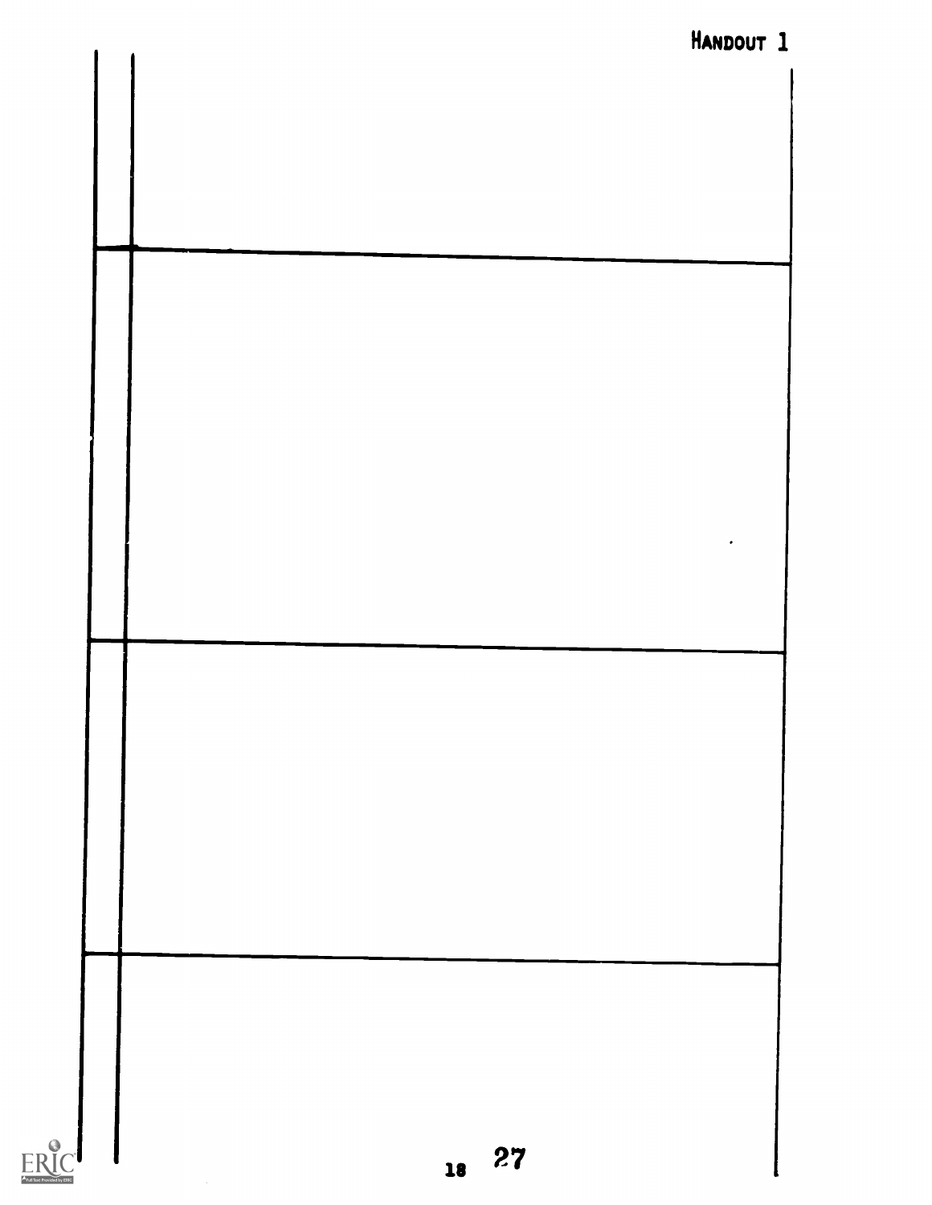HANDOUT 1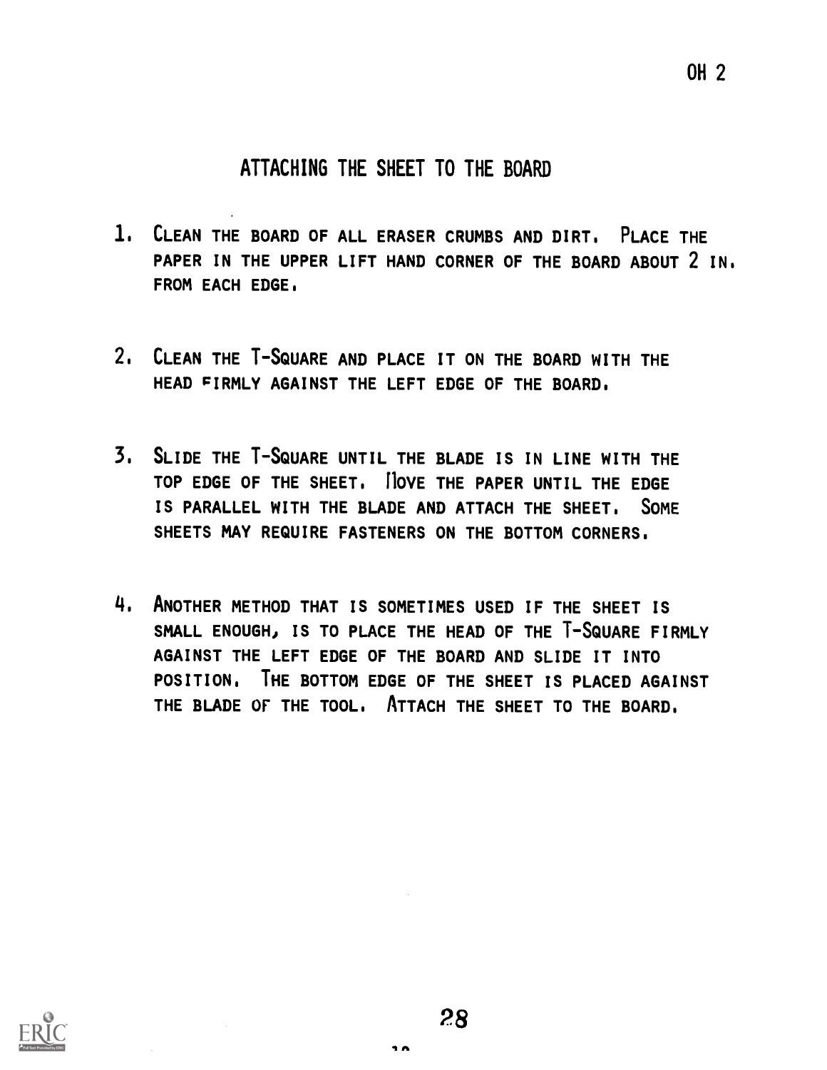OH 2

## ATTACHING THE SHEET TO THE BOARD

1. CLEAN THE BOARD OF ALL ERASER CRUMBS AND DIRT. PLACE THE PAPER IN THE UPPER LIFT HAND CORNER OF THE BOARD ABOUT 2 IN. FROM EACH EDGE.

2. CLEAN THE T-SQUARE AND PLACE IT ON THE BOARD WITH THE HEAD FIRMLY AGAINST THE LEFT EDGE OF THE BOARD.

3. SLIDE THE T-SQUARE UNTIL THE BLADE IS IN LINE WITH THE TOP EDGE OF THE SHEET. MOVE THE PAPER UNTIL THE EDGE IS PARALLEL WITH THE BLADE AND ATTACH THE SHEET. SOME SHEETS MAY REQUIRE FASTENERS ON THE BOTTOM CORNERS.

4. ANOTHER METHOD THAT IS SOMETIMES USED IF THE SHEET IS SMALL ENOUGH, IS TO PLACE THE HEAD OF THE T-SQUARE FIRMLY AGAINST THE LEFT EDGE OF THE BOARD AND SLIDE IT INTO POSITION. THE BOTTOM EDGE OF THE SHEET IS PLACED AGAINST THE BLADE OF THE TOOL. ATTACH THE SHEET TO THE BOARD.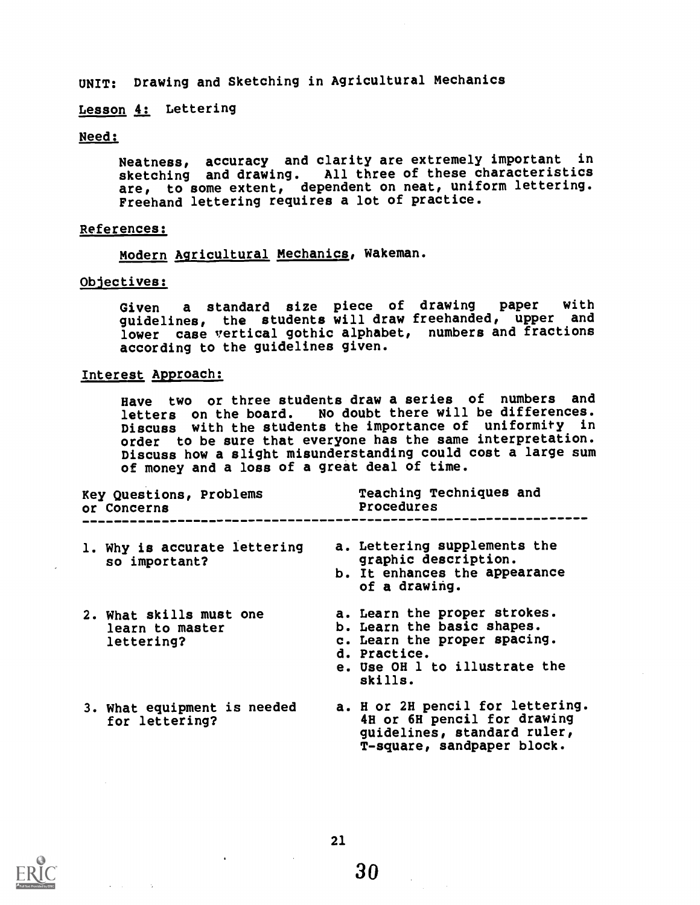UNIT: Drawing and Sketching in Agricultural Mechanics

Lesson 4: Lettering

Need:

Neatness, accuracy and clarity are extremely important in sketching and drawing. All three of these characteristics are, to some extent, dependent on neat, uniform lettering. Freehand lettering requires a lot of practice.

References:

*Modern Agricultural Mechanics*, Wakeman.

Objectives:

Given a standard size piece of drawing paper with guidelines, the students will draw freehanded, upper and lower case vertical gothic alphabet, numbers and fractions according to the guidelines given.

Interest Approach:

Have two or three students draw a series of numbers and letters on the board. No doubt there will be differences. Discuss with the students the importance of uniformity in order to be sure that everyone has the same interpretation. Discuss how a slight misunderstanding could cost a large sum of money and a loss of a great deal of time.

| Key Questions, Problems or Concerns | Teaching Techniques and Procedures |
|---|---|
| 1. Why is accurate lettering so important? | a. Lettering supplements the graphic description.<br>b. It enhances the appearance of a drawing. |
| 2. What skills must one learn to master lettering? | a. Learn the proper strokes.<br>b. Learn the basic shapes.<br>c. Learn the proper spacing.<br>d. Practice.<br>e. Use OH 1 to illustrate the skills. |
| 3. What equipment is needed for lettering? | a. H or 2H pencil for lettering. 4H or 6H pencil for drawing guidelines, standard ruler, T-square, sandpaper block. |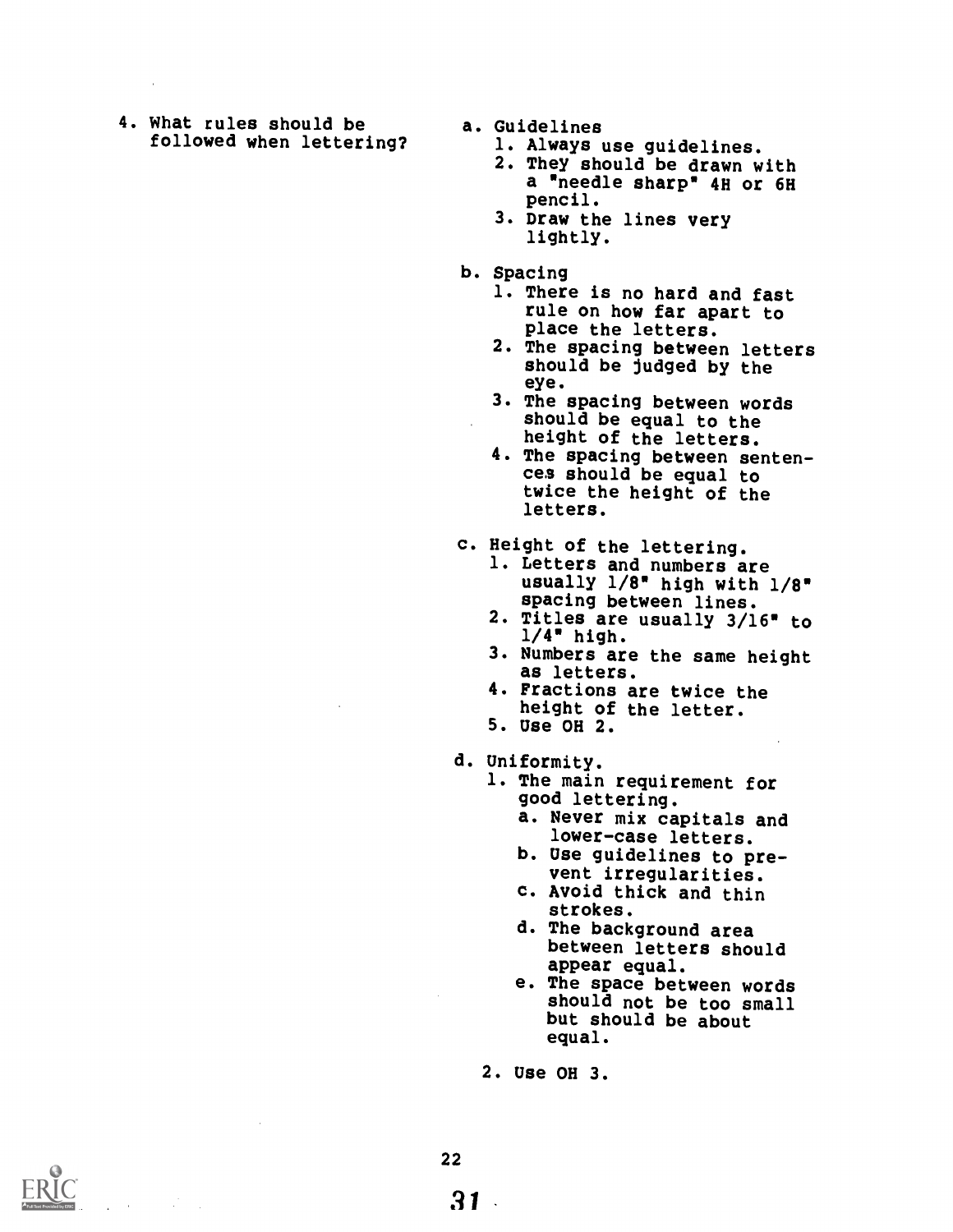4. What rules should be followed when lettering?

a. Guidelines
   1. Always use guidelines.
   2. They should be drawn with a "needle sharp" 4H or 6H pencil.
   3. Draw the lines very lightly.

b. Spacing
   1. There is no hard and fast rule on how far apart to place the letters.
   2. The spacing between letters should be judged by the eye.
   3. The spacing between words should be equal to the height of the letters.
   4. The spacing between sentences should be equal to twice the height of the letters.

c. Height of the lettering.
   1. Letters and numbers are usually 1/8" high with 1/8" spacing between lines.
   2. Titles are usually 3/16" to 1/4" high.
   3. Numbers are the same height as letters.
   4. Fractions are twice the height of the letter.
   5. Use OH 2.

d. Uniformity.
   1. The main requirement for good lettering.
      a. Never mix capitals and lower-case letters.
      b. Use guidelines to prevent irregularities.
      c. Avoid thick and thin strokes.
      d. The background area between letters should appear equal.
      e. The space between words should not be too small but should be about equal.
   2. Use OH 3.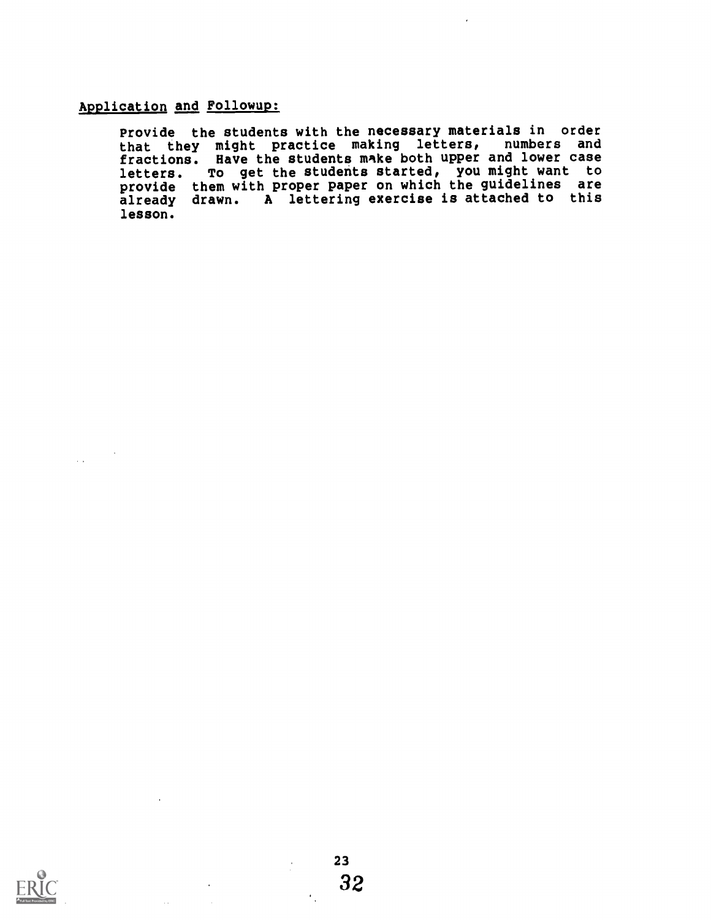Application and Followup:

Provide the students with the necessary materials in order that they might practice making letters, numbers and fractions. Have the students make both upper and lower case letters. To get the students started, you might want to provide them with proper paper on which the guidelines are already drawn. A lettering exercise is attached to this lesson.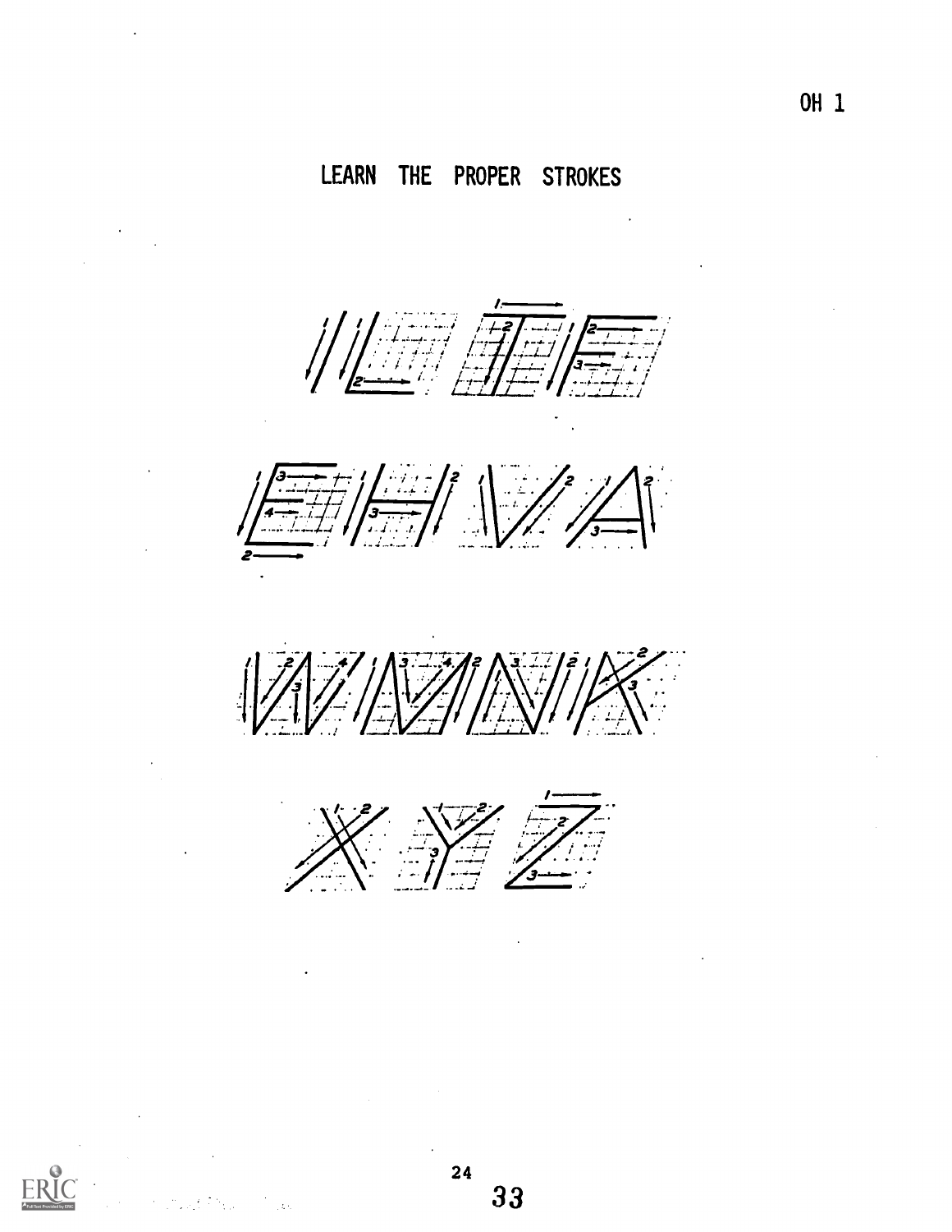# LEARN THE PROPER STROKES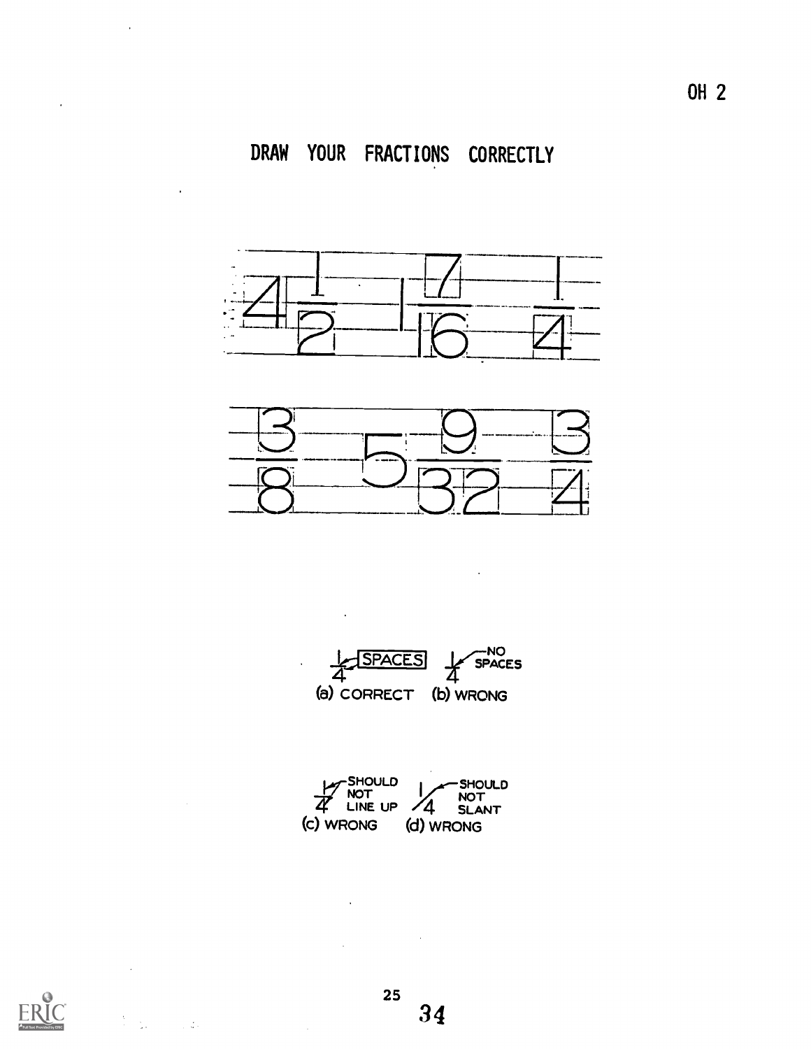# DRAW YOUR FRACTIONS CORRECTLY

$4\frac{1}{2}$ $1\frac{7}{16}$ $\frac{1}{4}$

$\frac{3}{8}$ $5\frac{9}{32}$ $\frac{3}{4}$

SPACES — NO SPACES

(a) CORRECT (b) WRONG

SHOULD NOT LINE UP — SHOULD NOT SLANT

(c) WRONG (d) WRONG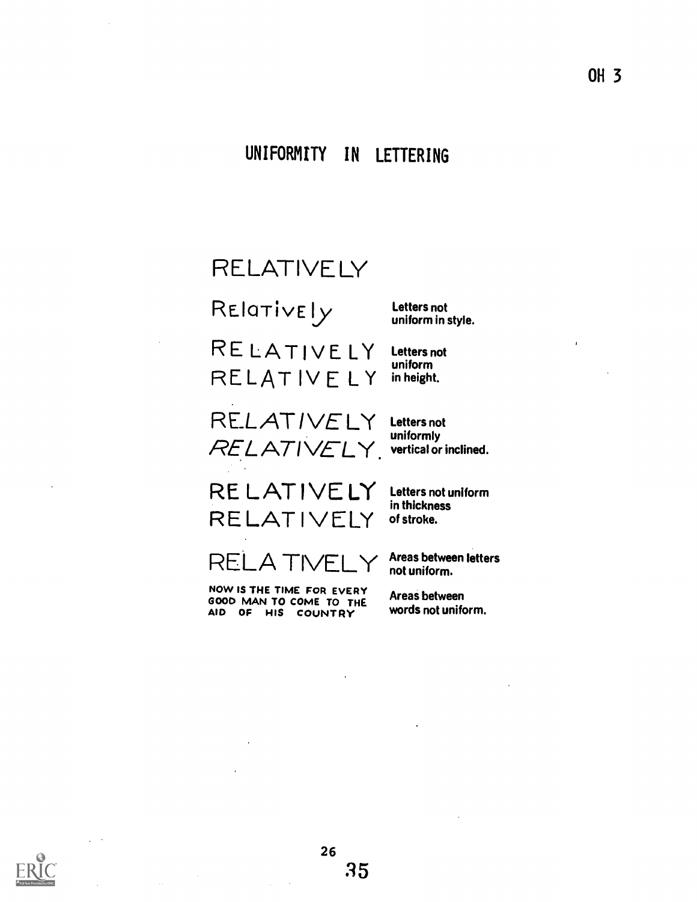OH 3

# UNIFORMITY IN LETTERING

RELATIVELY

| Example | Description |
|---|---|
| Relatively | Letters not uniform in style. |
| RELATIVELY<br>RELATIVELY | Letters not uniform in height. |
| RELATIVELY<br>*RELATIVELY.* | Letters not uniformly vertical or inclined. |
| RELATIVELY<br>RELATIVELY | Letters not uniform in thickness of stroke. |
| RELA TIVELY | Areas between letters not uniform. |
| NOW IS THE TIME FOR EVERY GOOD MAN TO COME TO THE AID OF HIS COUNTRY | Areas between words not uniform. |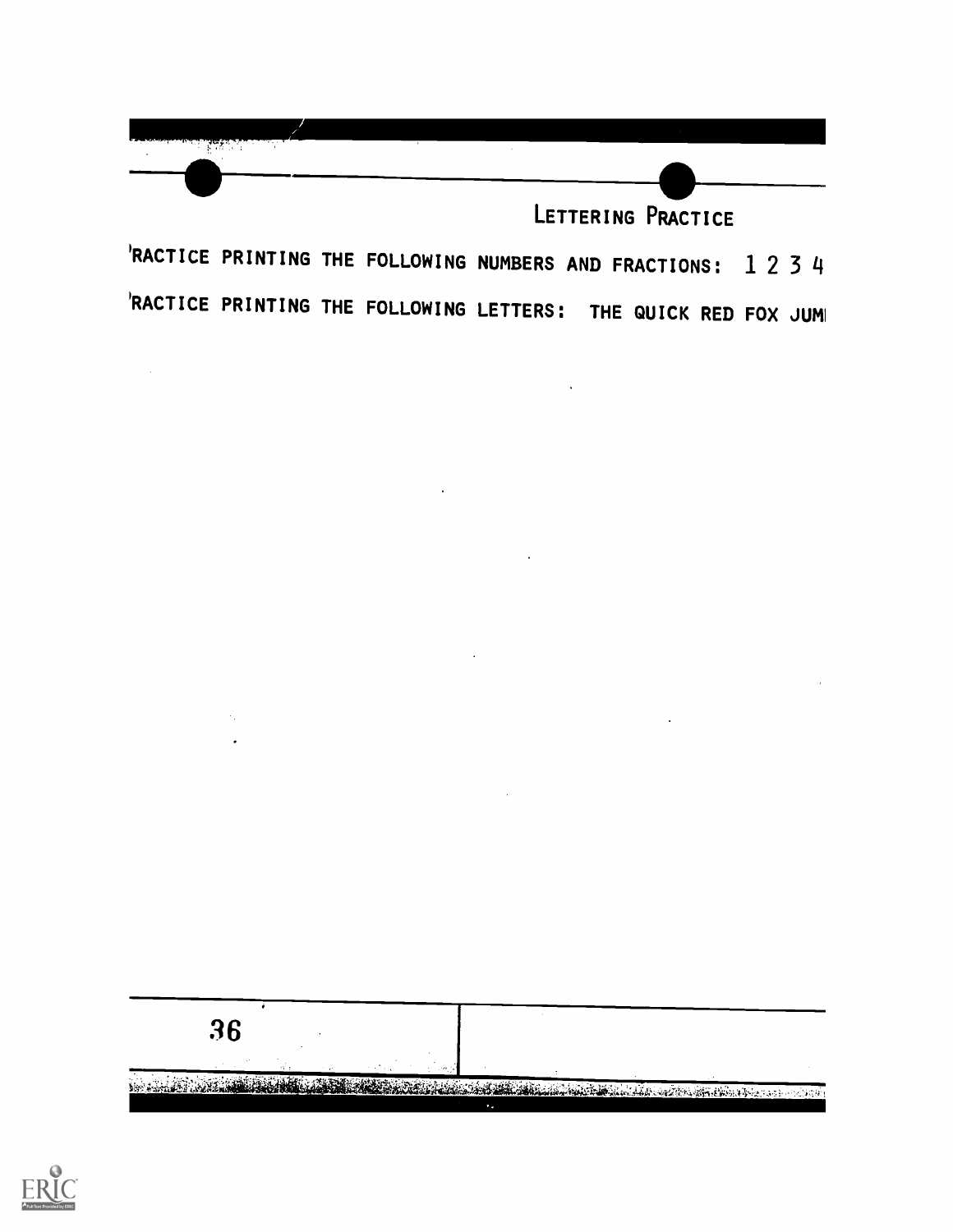## LETTERING PRACTICE

'RACTICE PRINTING THE FOLLOWING NUMBERS AND FRACTIONS: 1 2 3 4

'RACTICE PRINTING THE FOLLOWING LETTERS: THE QUICK RED FOX JUMI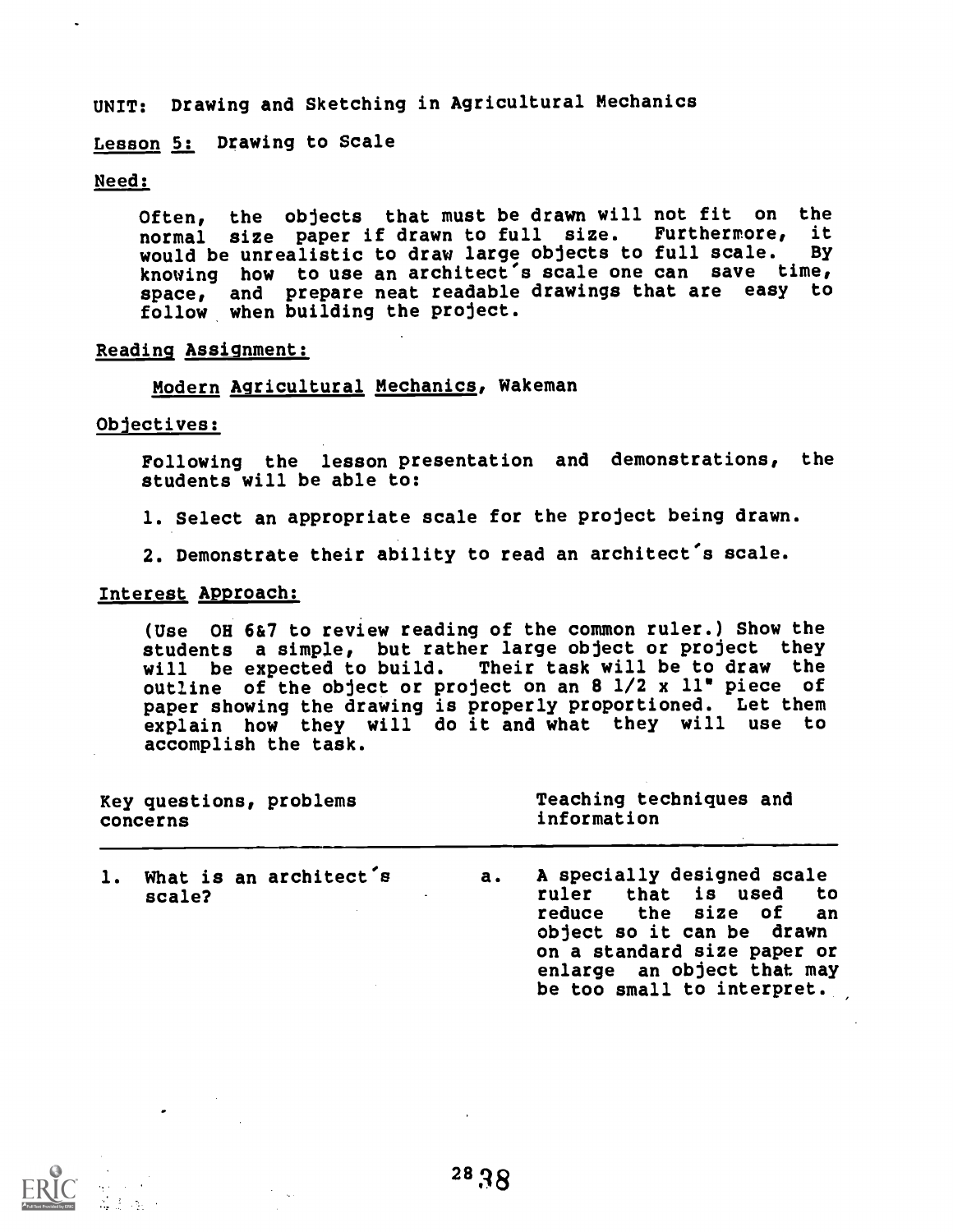UNIT: Drawing and Sketching in Agricultural Mechanics

Lesson 5: Drawing to Scale

Need:

Often, the objects that must be drawn will not fit on the normal size paper if drawn to full size. Furthermore, it would be unrealistic to draw large objects to full scale. By knowing how to use an architect's scale one can save time, space, and prepare neat readable drawings that are easy to follow when building the project.

Reading Assignment:

Modern Agricultural Mechanics, Wakeman

Objectives:

Following the lesson presentation and demonstrations, the students will be able to:

1. Select an appropriate scale for the project being drawn.

2. Demonstrate their ability to read an architect's scale.

Interest Approach:

(Use OH 6&7 to review reading of the common ruler.) Show the students a simple, but rather large object or project they will be expected to build. Their task will be to draw the outline of the object or project on an 8 1/2 x 11" piece of paper showing the drawing is properly proportioned. Let them explain how they will do it and what they will use to accomplish the task.

| Key questions, problems concerns | Teaching techniques and information |
|---|---|
| 1. What is an architect's scale? | a. A specially designed scale ruler that is used to reduce the size of an object so it can be drawn on a standard size paper or enlarge an object that may be too small to interpret. |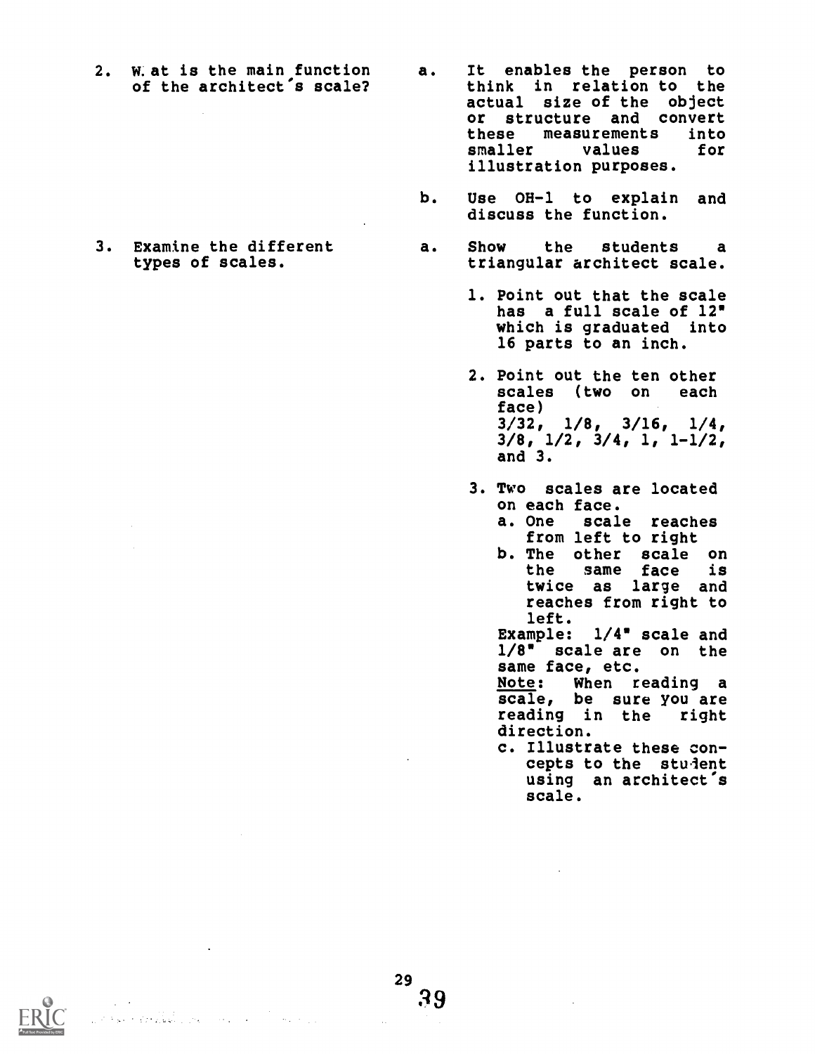2. What is the main function of the architect's scale?

   a. It enables the person to think in relation to the actual size of the object or structure and convert these measurements into smaller values for illustration purposes.

   b. Use OH-1 to explain and discuss the function.

3. Examine the different types of scales.

   a. Show the students a triangular architect scale.

      1. Point out that the scale has a full scale of 12" which is graduated into 16 parts to an inch.

      2. Point out the ten other scales (two on each face) 3/32, 1/8, 3/16, 1/4, 3/8, 1/2, 3/4, 1, 1-1/2, and 3.

      3. Two scales are located on each face.
         a. One scale reaches from left to right
         b. The other scale on the same face is twice as large and reaches from right to left.

         Example: 1/4" scale and 1/8" scale are on the same face, etc.

         Note: When reading a scale, be sure you are reading in the right direction.

         c. Illustrate these concepts to the student using an architect's scale.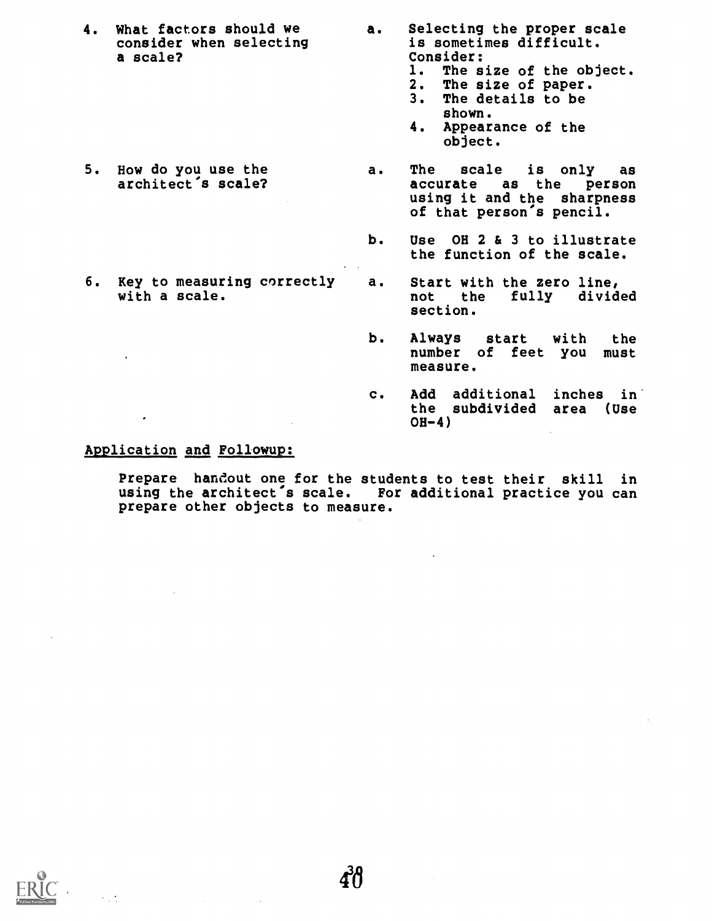| | |
|---|---|
| 4. What factors should we consider when selecting a scale? | a. Selecting the proper scale is sometimes difficult. Consider:<br>1. The size of the object.<br>2. The size of paper.<br>3. The details to be shown.<br>4. Appearance of the object. |
| 5. How do you use the architect's scale? | a. The scale is only as accurate as the person using it and the sharpness of that person's pencil. |
| | b. Use OH 2 & 3 to illustrate the function of the scale. |
| 6. Key to measuring correctly with a scale. | a. Start with the zero line, not the fully divided section. |
| | b. Always start with the number of feet you must measure. |
| | c. Add additional inches in the subdivided area (Use OH-4) |

## Application and Followup:

Prepare handout one for the students to test their skill in using the architect's scale. For additional practice you can prepare other objects to measure.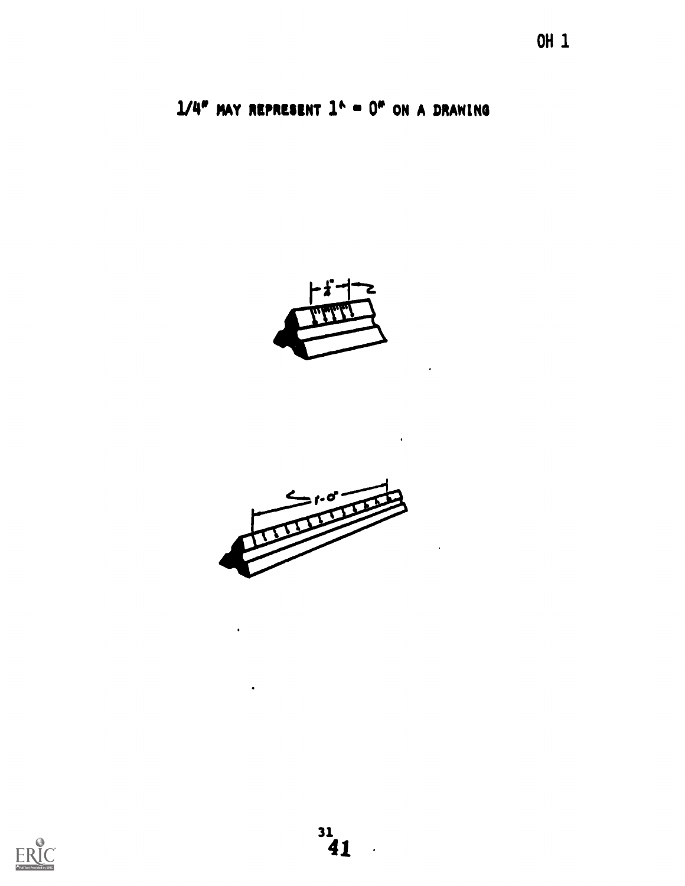OH 1

1/4" MAY REPRESENT 1' = 0" ON A DRAWING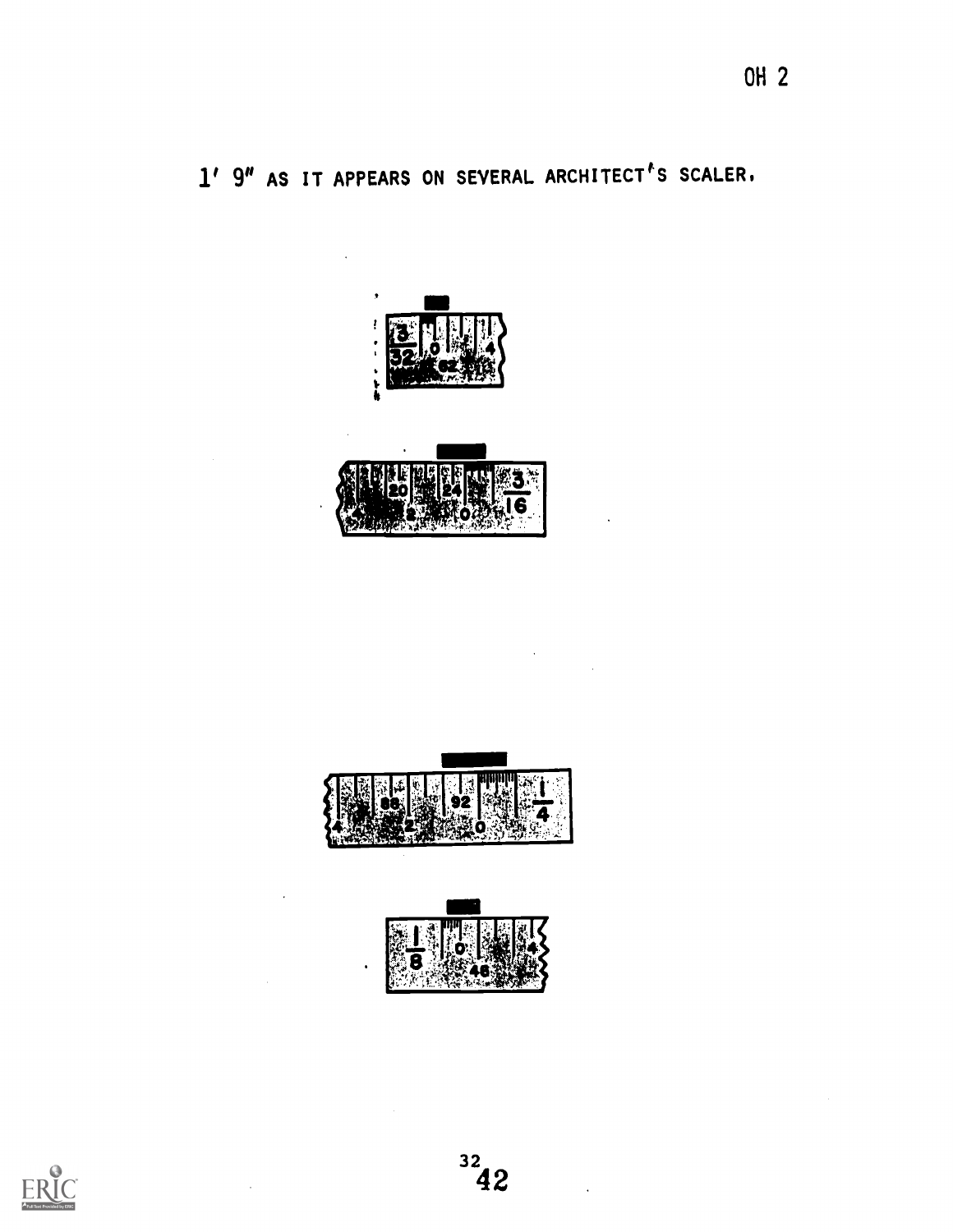1′ 9″ AS IT APPEARS ON SEVERAL ARCHITECT'S SCALER.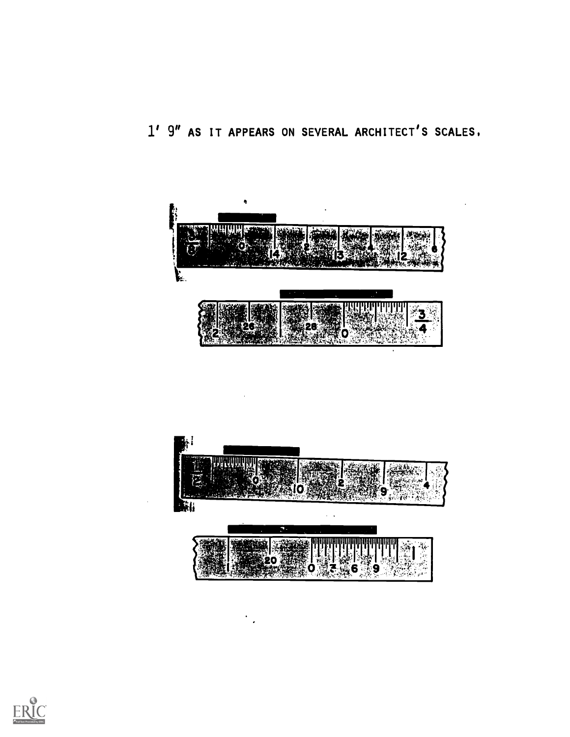1' 9" AS IT APPEARS ON SEVERAL ARCHITECT'S SCALES.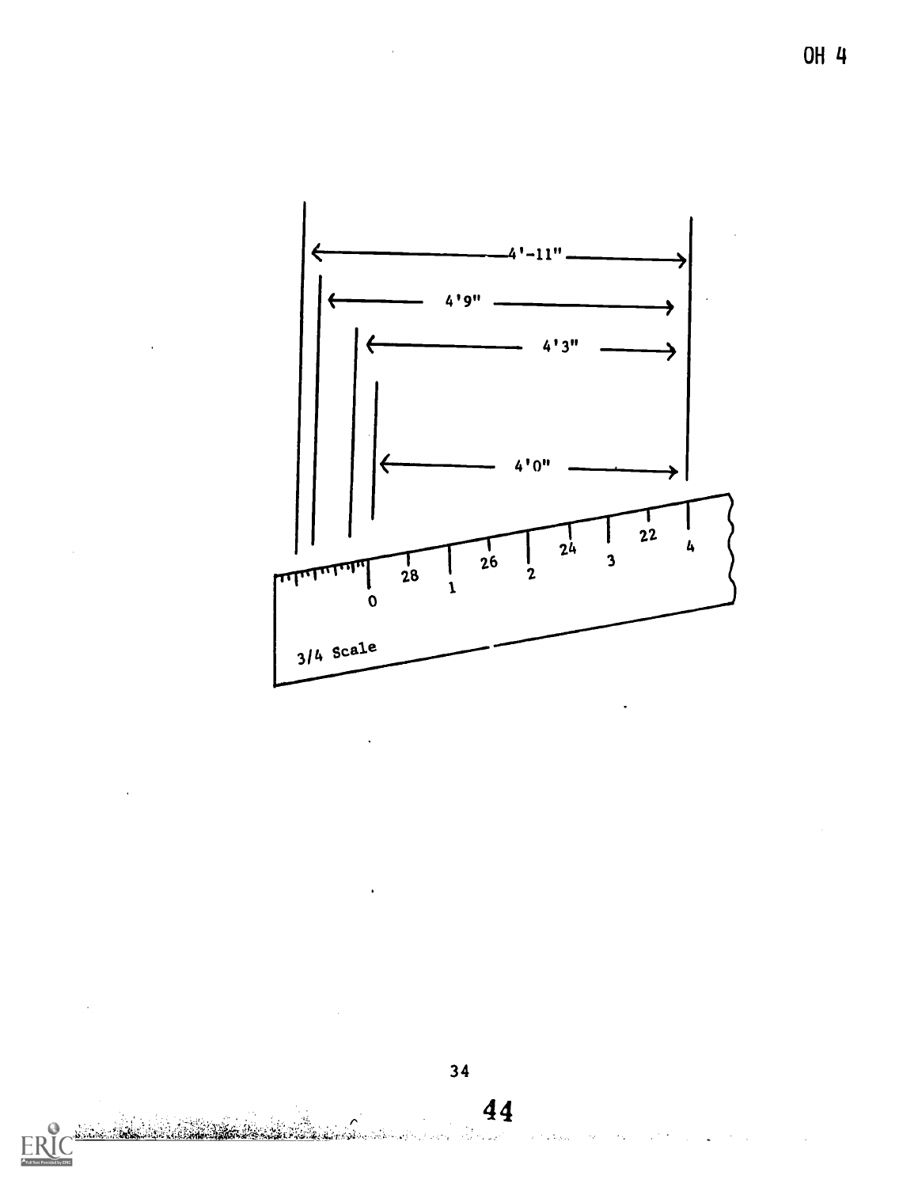OH 4

4'-11"

4'9"

4'3"

4'0"

0 28 1 26 2 24 3 22 4

3/4 Scale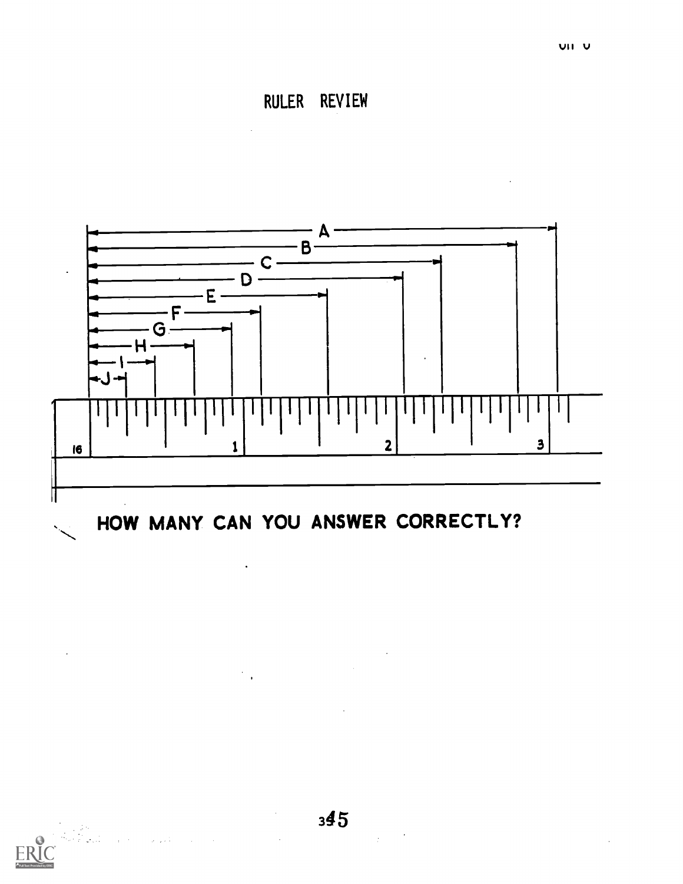# RULER REVIEW

A

B

C

D

E

F

G

H

I

J

16 1 2 3

**HOW MANY CAN YOU ANSWER CORRECTLY?**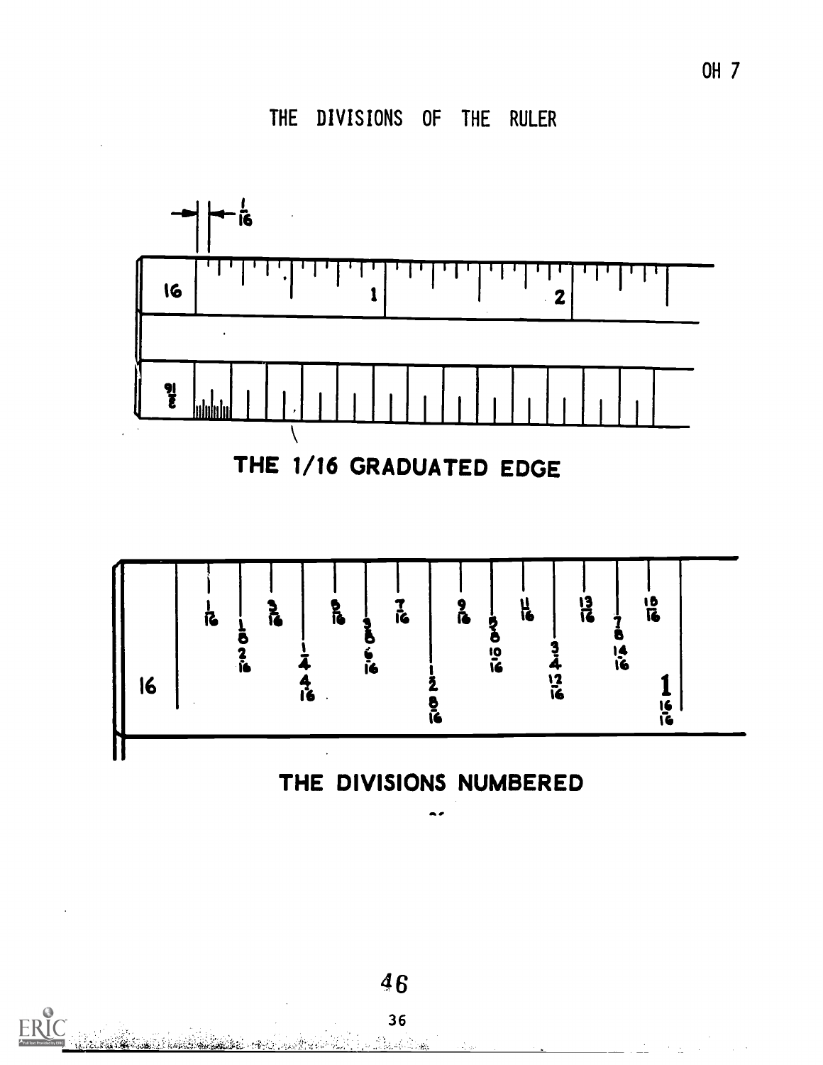# THE DIVISIONS OF THE RULER

THE 1/16 GRADUATED EDGE

THE DIVISIONS NUMBERED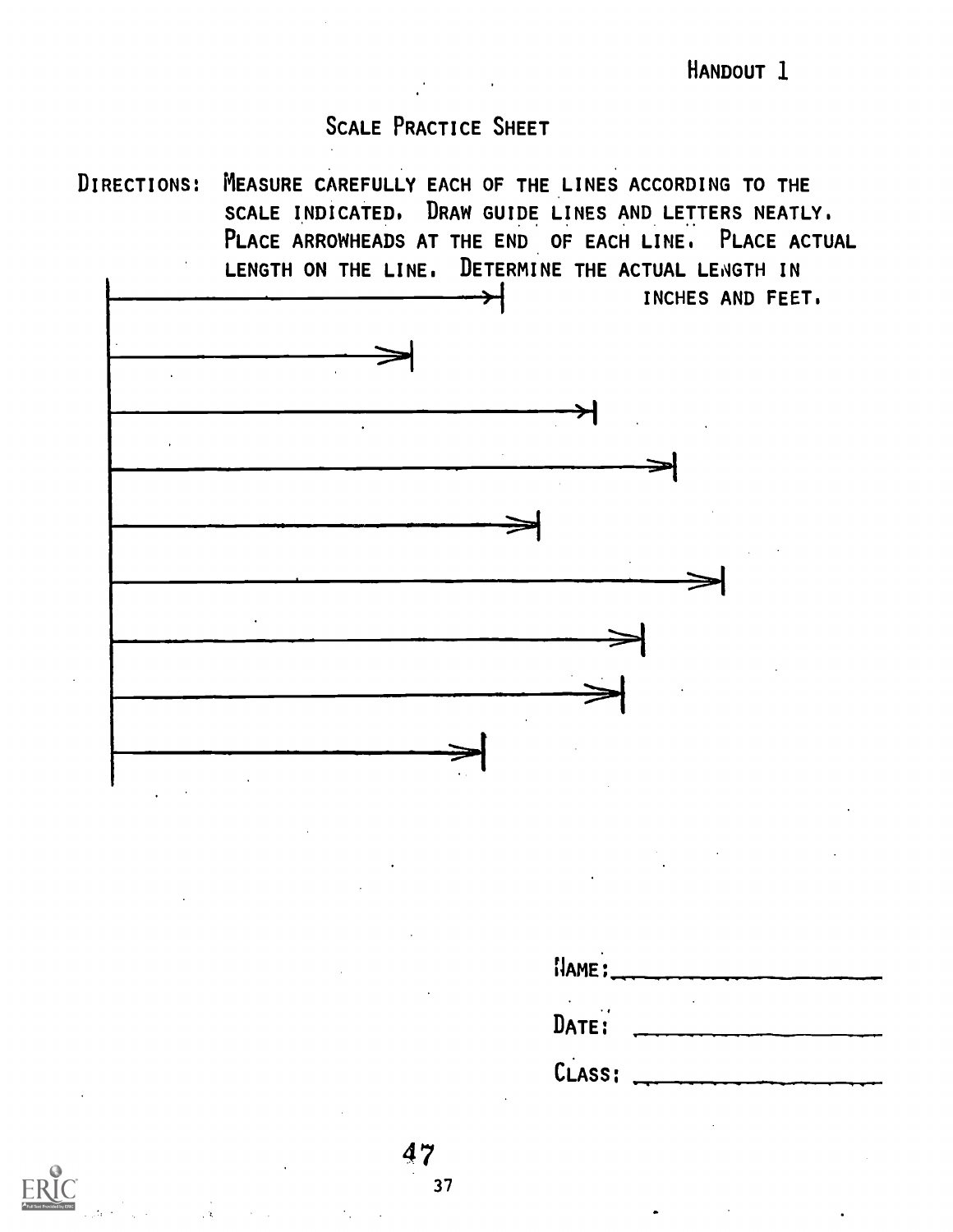HANDOUT 1

## SCALE PRACTICE SHEET

DIRECTIONS: MEASURE CAREFULLY EACH OF THE LINES ACCORDING TO THE SCALE INDICATED. DRAW GUIDE LINES AND LETTERS NEATLY. PLACE ARROWHEADS AT THE END OF EACH LINE. PLACE ACTUAL LENGTH ON THE LINE. DETERMINE THE ACTUAL LENGTH IN INCHES AND FEET.

NAME: ____________________

DATE: ____________________

CLASS: ____________________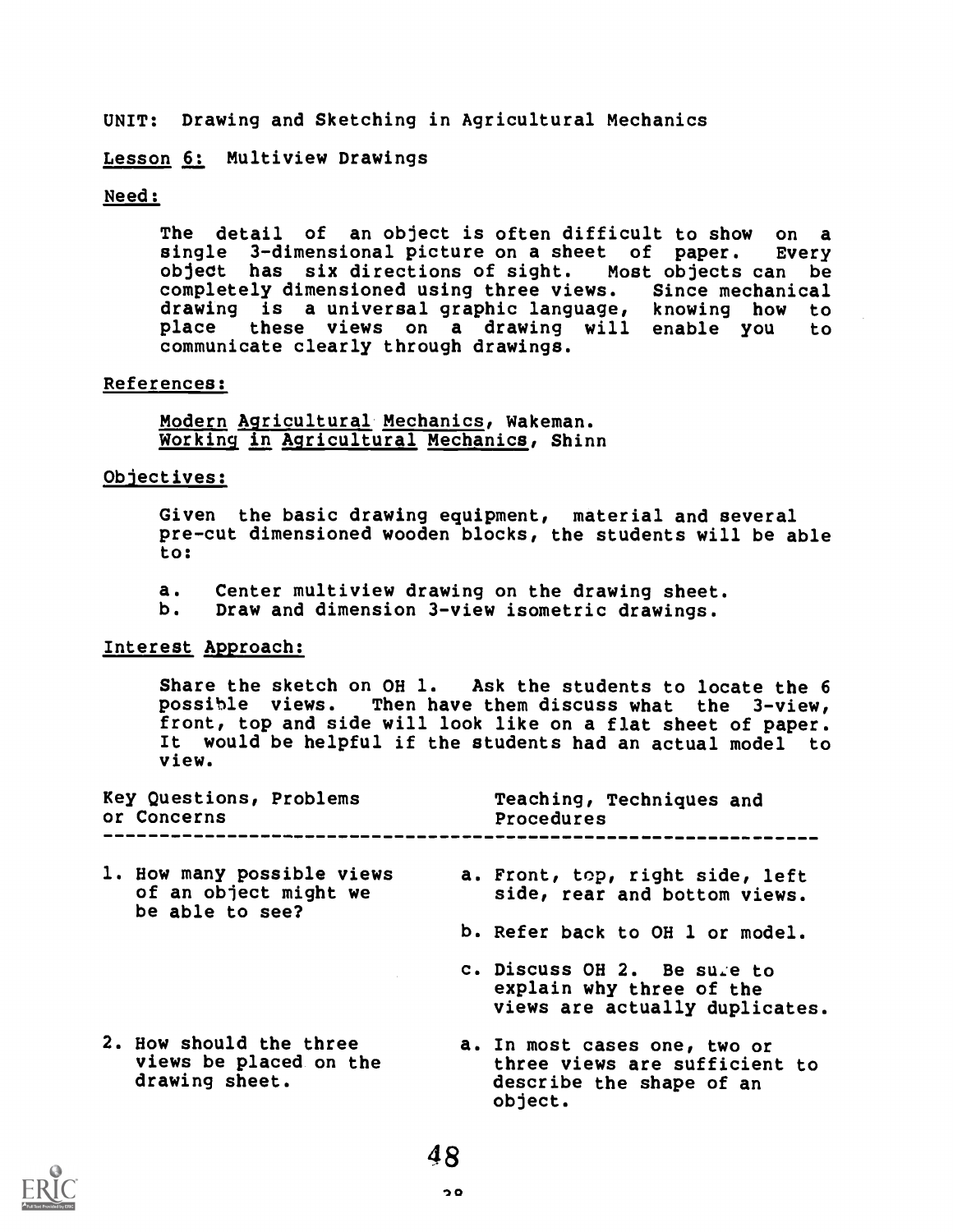UNIT: Drawing and Sketching in Agricultural Mechanics

Lesson 6: Multiview Drawings

Need:

The detail of an object is often difficult to show on a single 3-dimensional picture on a sheet of paper. Every object has six directions of sight. Most objects can be completely dimensioned using three views. Since mechanical drawing is a universal graphic language, knowing how to place these views on a drawing will enable you to communicate clearly through drawings.

References:

Modern Agricultural Mechanics, Wakeman.
Working in Agricultural Mechanics, Shinn

Objectives:

Given the basic drawing equipment, material and several pre-cut dimensioned wooden blocks, the students will be able to:

a. Center multiview drawing on the drawing sheet.
b. Draw and dimension 3-view isometric drawings.

Interest Approach:

Share the sketch on OH 1. Ask the students to locate the 6 possible views. Then have them discuss what the 3-view, front, top and side will look like on a flat sheet of paper. It would be helpful if the students had an actual model to view.

| Key Questions, Problems or Concerns | Teaching, Techniques and Procedures |
|---|---|
| 1. How many possible views of an object might we be able to see? | a. Front, top, right side, left side, rear and bottom views. |
| | b. Refer back to OH 1 or model. |
| | c. Discuss OH 2. Be sure to explain why three of the views are actually duplicates. |
| 2. How should the three views be placed on the drawing sheet. | a. In most cases one, two or three views are sufficient to describe the shape of an object. |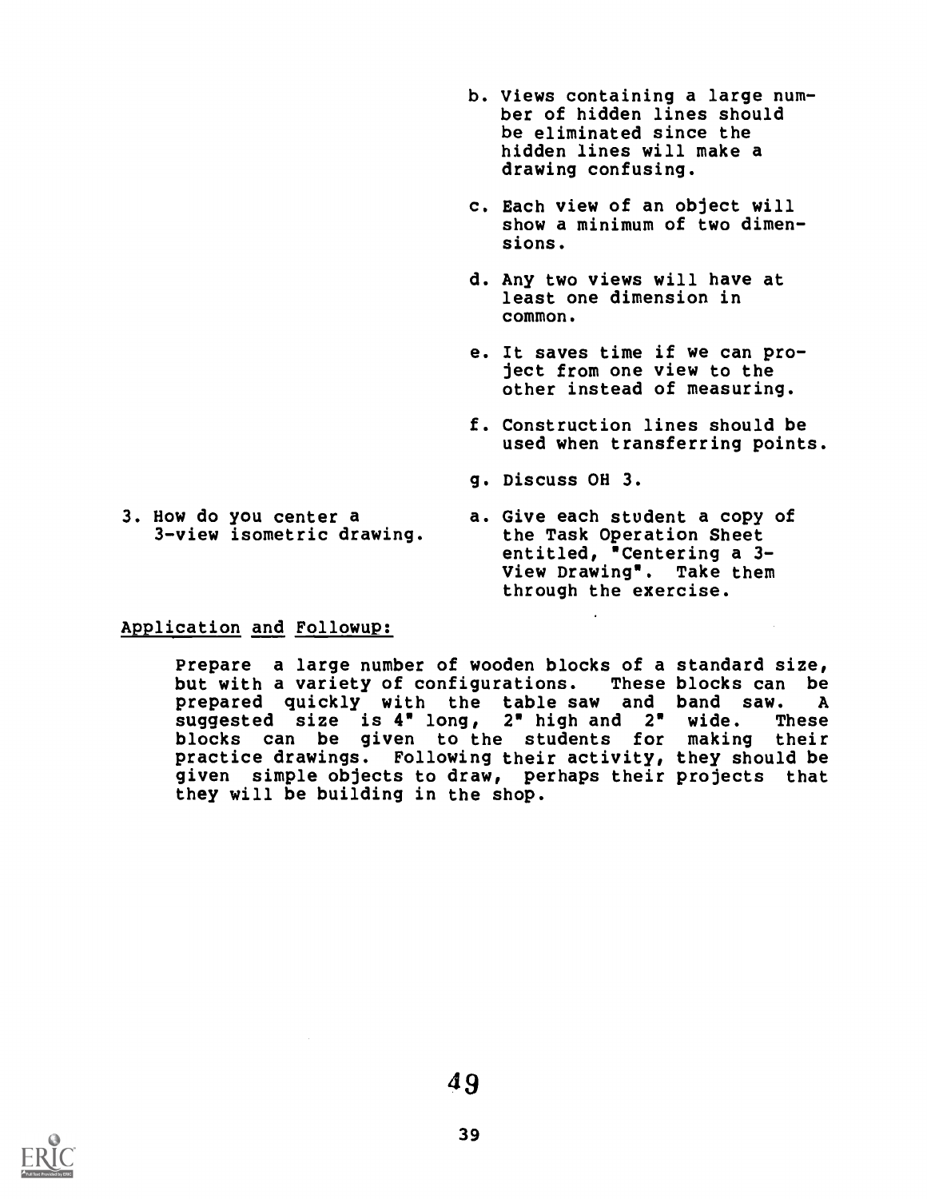b. Views containing a large number of hidden lines should be eliminated since the hidden lines will make a drawing confusing.

c. Each view of an object will show a minimum of two dimensions.

d. Any two views will have at least one dimension in common.

e. It saves time if we can project from one view to the other instead of measuring.

f. Construction lines should be used when transferring points.

g. Discuss OH 3.

3. How do you center a 3-view isometric drawing.

a. Give each student a copy of the Task Operation Sheet entitled, "Centering a 3-View Drawing". Take them through the exercise.

Application and Followup:

Prepare a large number of wooden blocks of a standard size, but with a variety of configurations. These blocks can be prepared quickly with the table saw and band saw. A suggested size is 4" long, 2" high and 2" wide. These blocks can be given to the students for making their practice drawings. Following their activity, they should be given simple objects to draw, perhaps their projects that they will be building in the shop.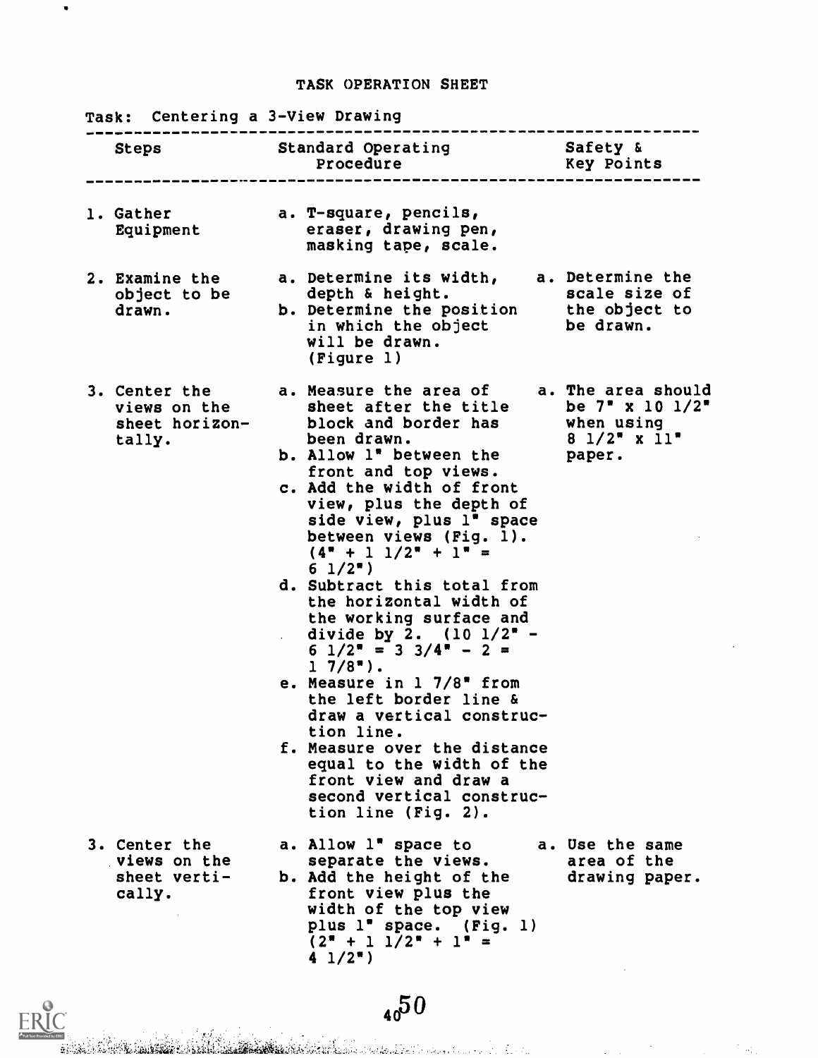# TASK OPERATION SHEET

Task: Centering a 3-View Drawing

| Steps | Standard Operating Procedure | Safety & Key Points |
|---|---|---|
| 1. Gather Equipment | a. T-square, pencils, eraser, drawing pen, masking tape, scale. | |
| 2. Examine the object to be drawn. | a. Determine its width, depth & height.<br>b. Determine the position in which the object will be drawn. (Figure 1) | a. Determine the scale size of the object to be drawn. |
| 3. Center the views on the sheet horizontally. | a. Measure the area of sheet after the title block and border has been drawn.<br>b. Allow 1" between the front and top views.<br>c. Add the width of front view, plus the depth of side view, plus 1" space between views (Fig. 1). (4" + 1 1/2" + 1" = 6 1/2")<br>d. Subtract this total from the horizontal width of the working surface and divide by 2. (10 1/2" - 6 1/2" = 3 3/4" - 2 = 1 7/8").<br>e. Measure in 1 7/8" from the left border line & draw a vertical construction line.<br>f. Measure over the distance equal to the width of the front view and draw a second vertical construction line (Fig. 2). | a. The area should be 7" x 10 1/2" when using 8 1/2" x 11" paper. |
| 3. Center the views on the sheet vertically. | a. Allow 1" space to separate the views.<br>b. Add the height of the front view plus the width of the top view plus 1" space. (Fig. 1) (2" + 1 1/2" + 1" = 4 1/2") | a. Use the same area of the drawing paper. |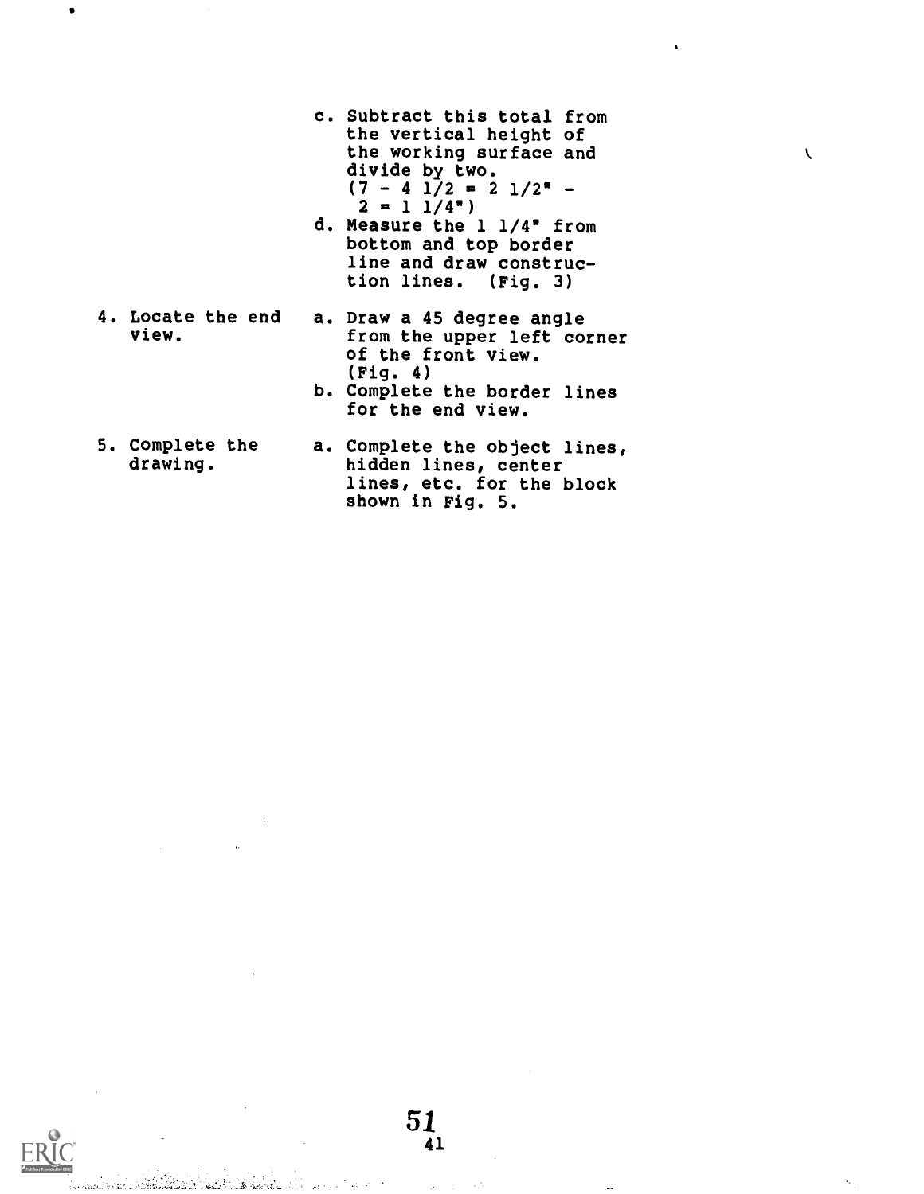| | |
|---|---|
| | c. Subtract this total from the vertical height of the working surface and divide by two. (7 - 4 1/2 = 2 1/2" - 2 = 1 1/4") |
| | d. Measure the 1 1/4" from bottom and top border line and draw construction lines. (Fig. 3) |
| 4. Locate the end view. | a. Draw a 45 degree angle from the upper left corner of the front view. (Fig. 4) |
| | b. Complete the border lines for the end view. |
| 5. Complete the drawing. | a. Complete the object lines, hidden lines, center lines, etc. for the block shown in Fig. 5. |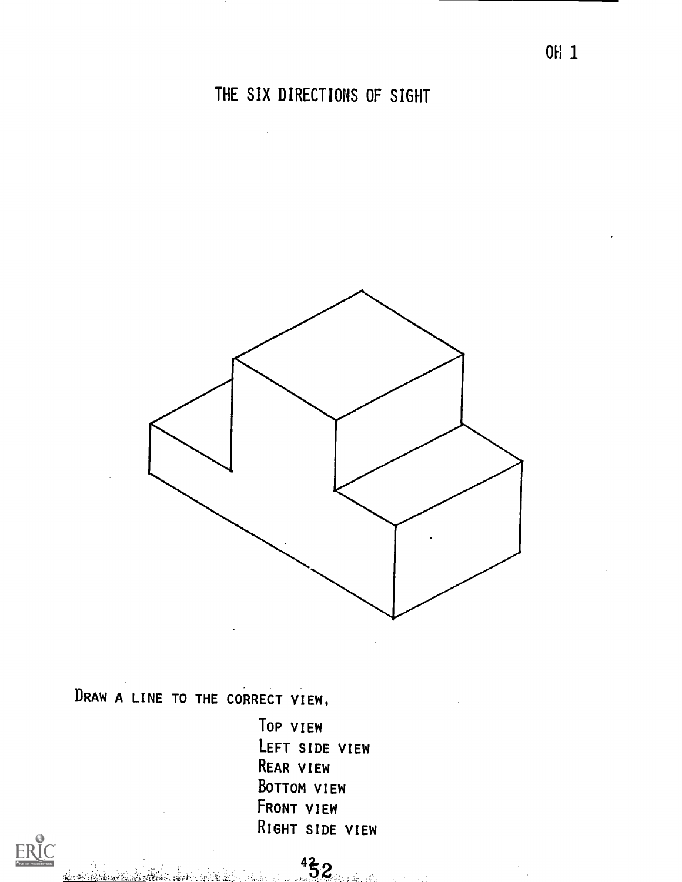OH 1

# THE SIX DIRECTIONS OF SIGHT

DRAW A LINE TO THE CORRECT VIEW.

TOP VIEW
LEFT SIDE VIEW
REAR VIEW
BOTTOM VIEW
FRONT VIEW
RIGHT SIDE VIEW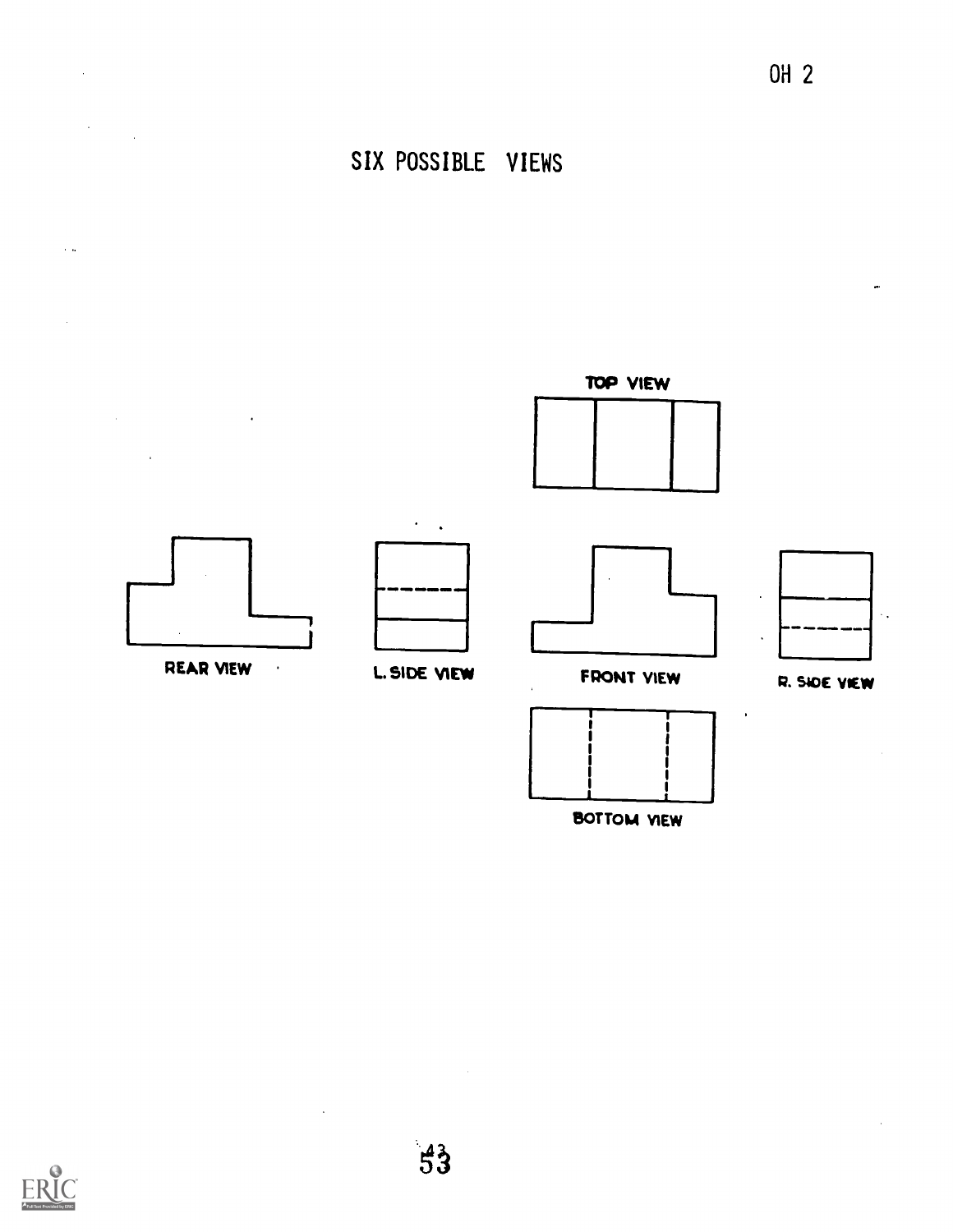OH 2

# SIX POSSIBLE VIEWS

TOP VIEW

REAR VIEW

L. SIDE VIEW

FRONT VIEW

R. SIDE VIEW

BOTTOM VIEW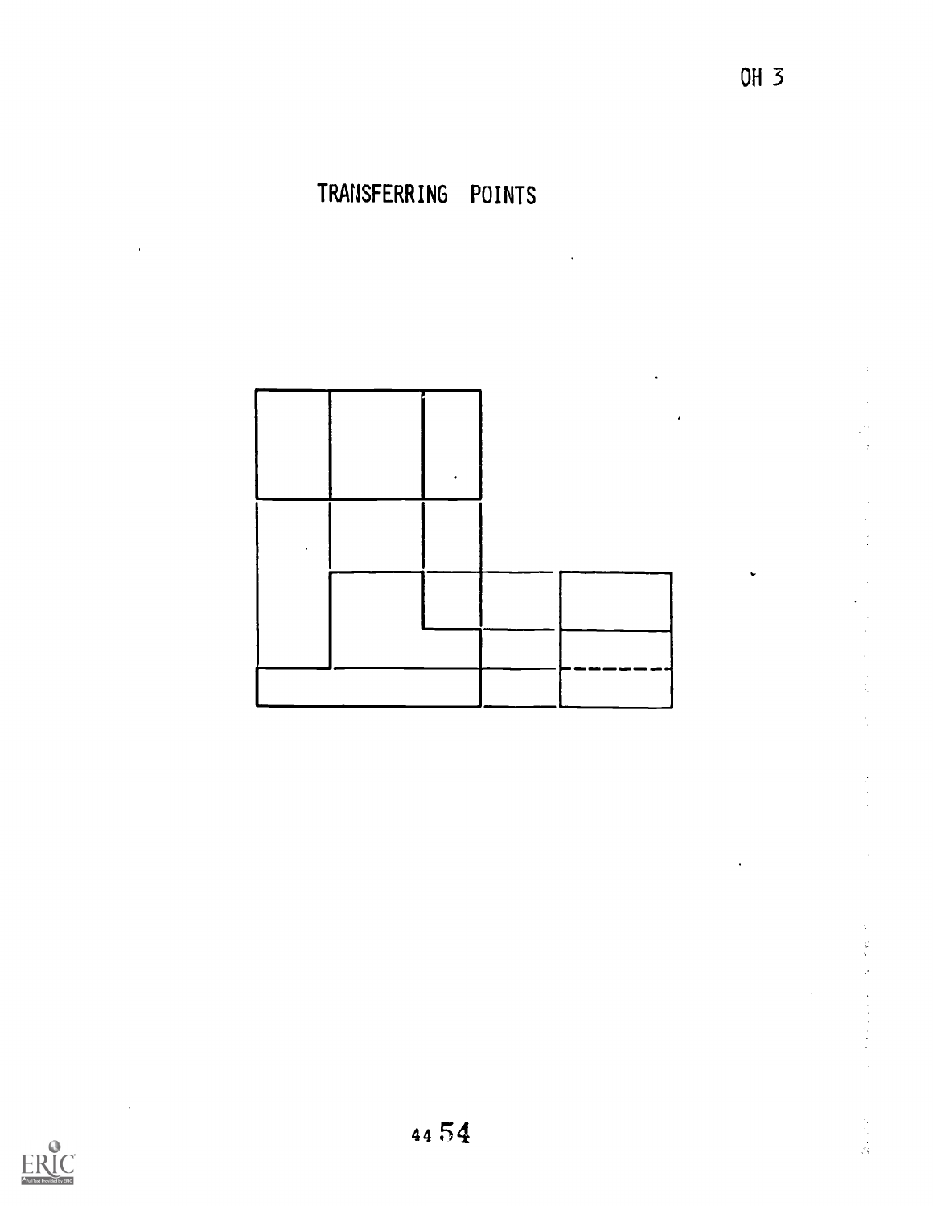OH 3

# TRANSFERRING POINTS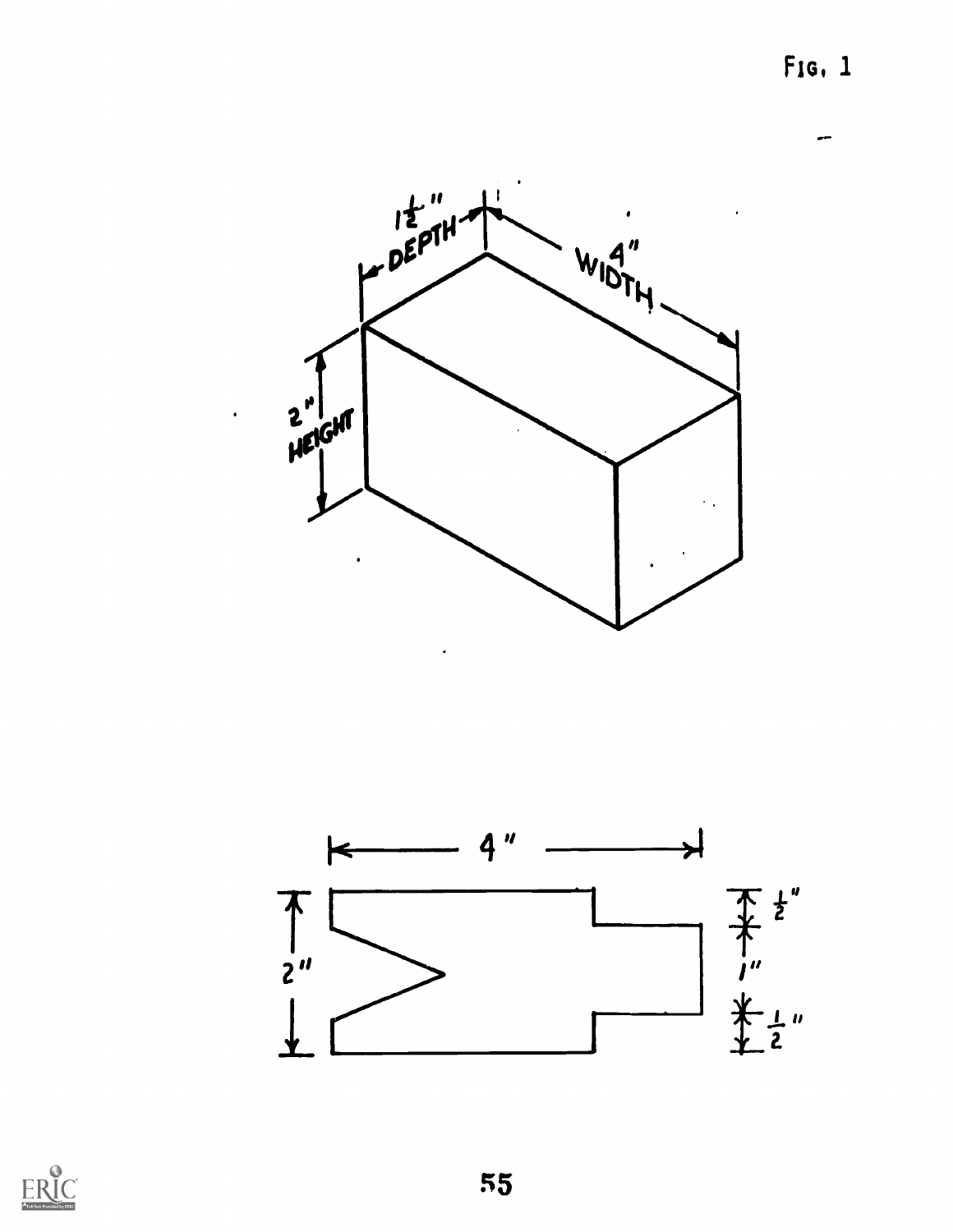FIG. 1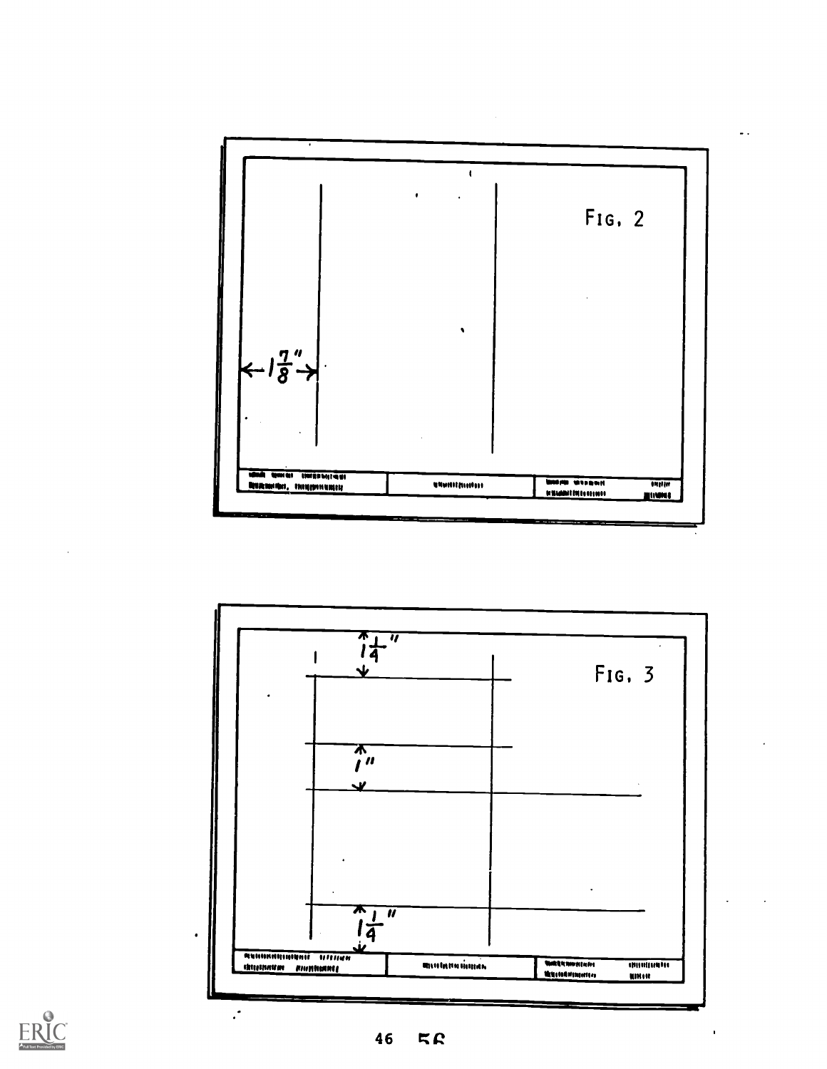FIG. 2

$1\frac{7}{8}''$

FIG. 3

$1\frac{1}{4}''$

$1''$

$1\frac{1}{4}''$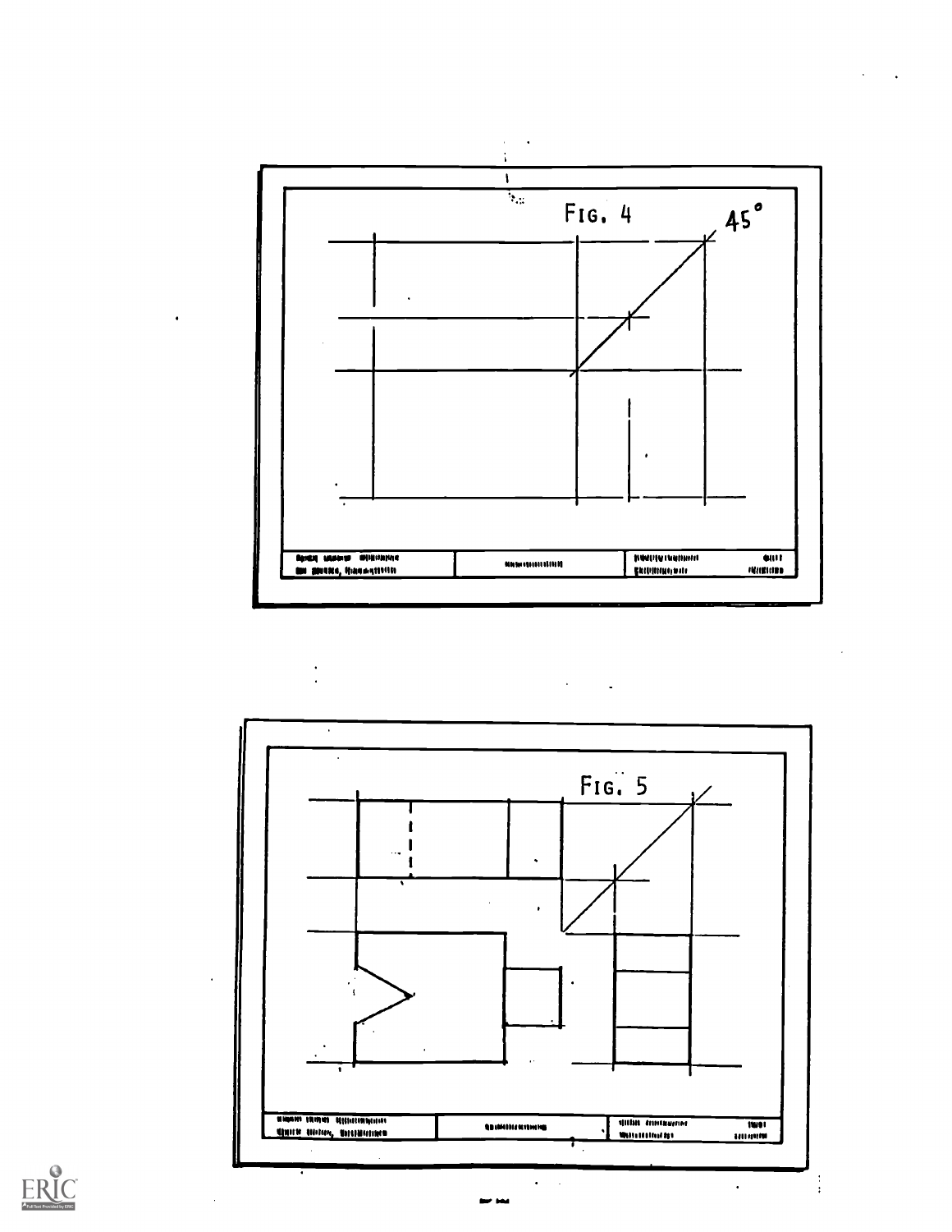FIG. 4

45°

FIG. 5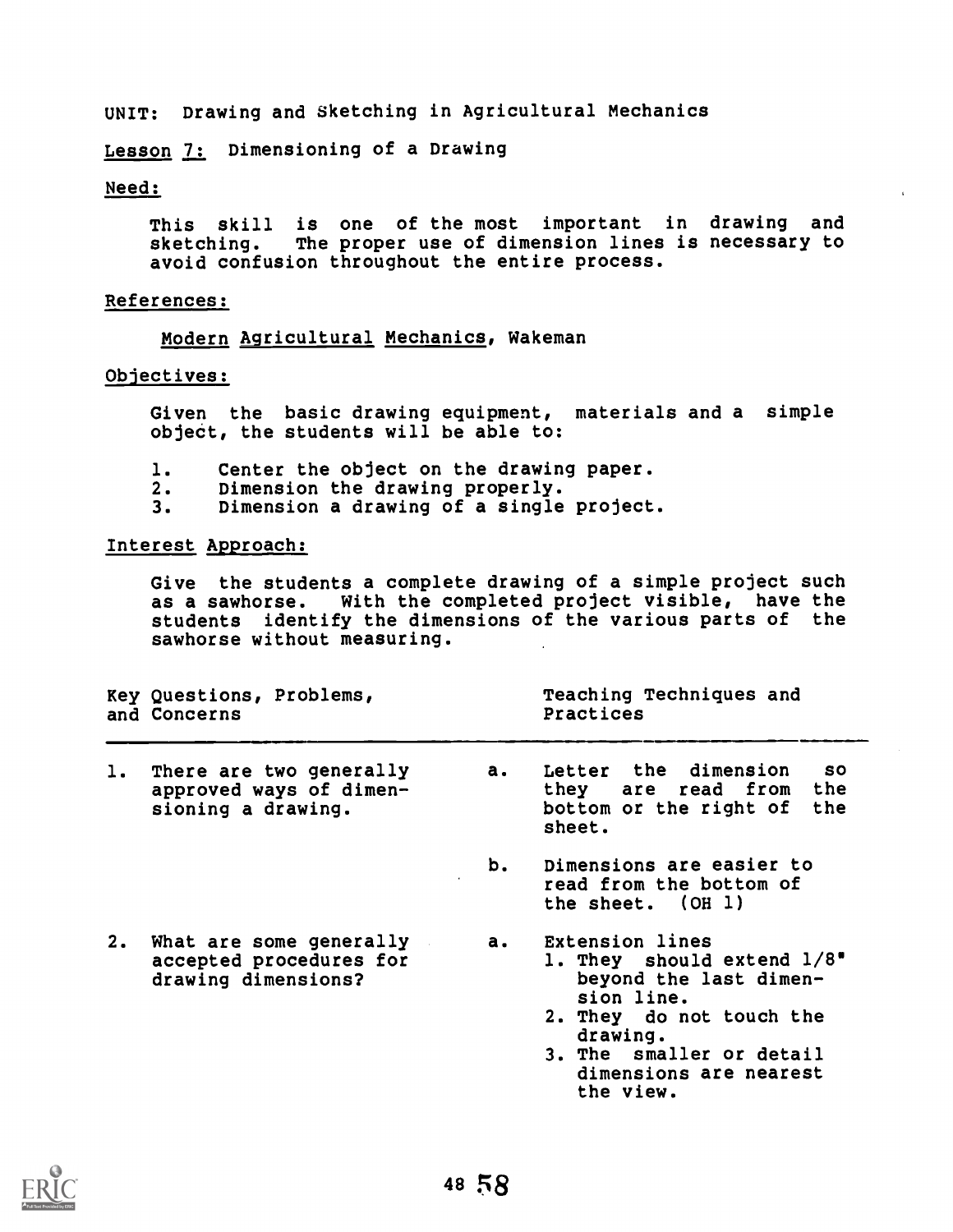UNIT: Drawing and Sketching in Agricultural Mechanics

Lesson 7: Dimensioning of a Drawing

Need:

This skill is one of the most important in drawing and sketching. The proper use of dimension lines is necessary to avoid confusion throughout the entire process.

References:

Modern Agricultural Mechanics, Wakeman

Objectives:

Given the basic drawing equipment, materials and a simple object, the students will be able to:

1. Center the object on the drawing paper.
2. Dimension the drawing properly.
3. Dimension a drawing of a single project.

Interest Approach:

Give the students a complete drawing of a simple project such as a sawhorse. With the completed project visible, have the students identify the dimensions of the various parts of the sawhorse without measuring.

| Key Questions, Problems, and Concerns | Teaching Techniques and Practices |
|---|---|
| 1. There are two generally approved ways of dimensioning a drawing. | a. Letter the dimension so they are read from the bottom or the right of the sheet. |
| | b. Dimensions are easier to read from the bottom of the sheet. (OH 1) |
| 2. What are some generally accepted procedures for drawing dimensions? | a. Extension lines<br>1. They should extend 1/8" beyond the last dimension line.<br>2. They do not touch the drawing.<br>3. The smaller or detail dimensions are nearest the view. |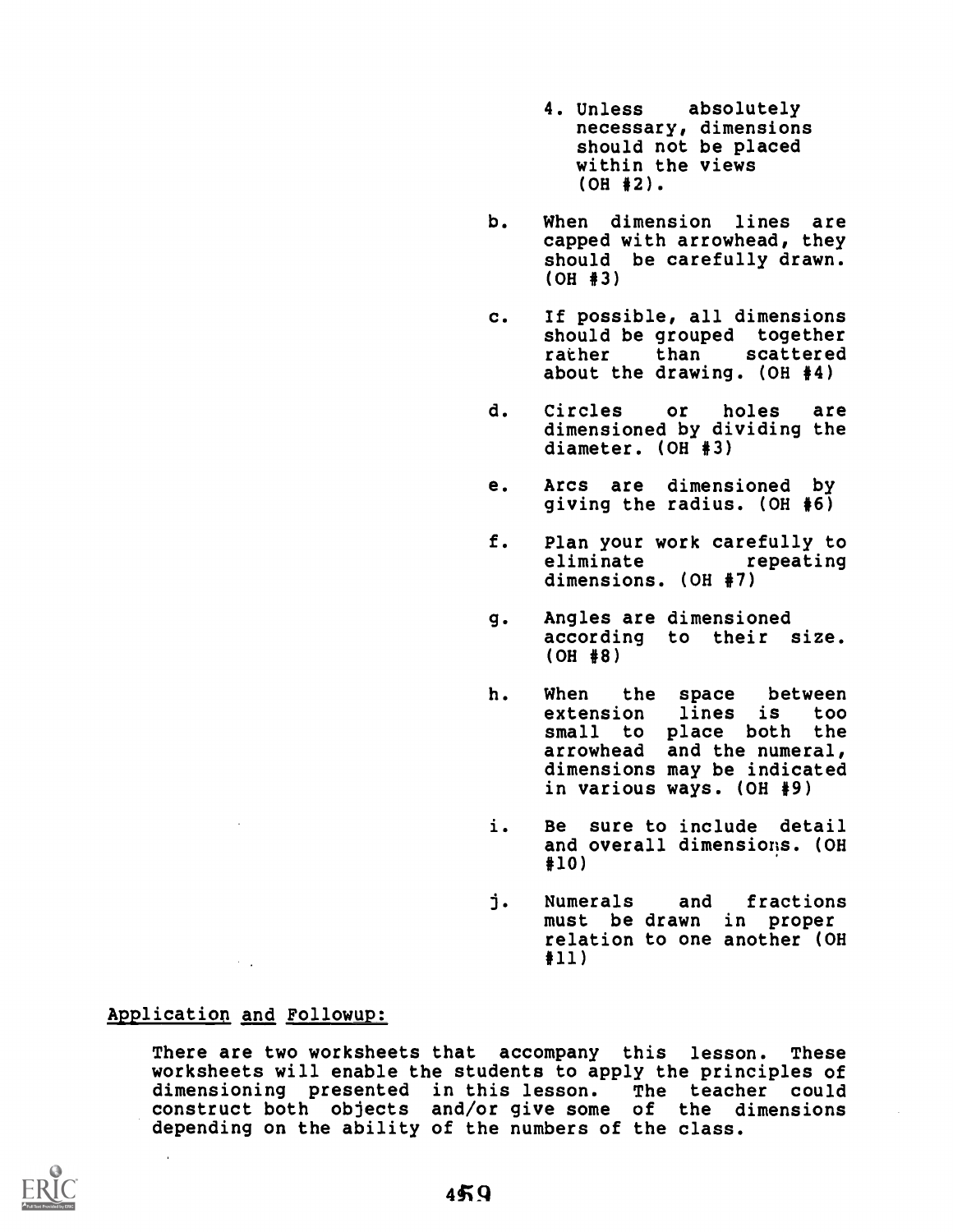4. Unless absolutely necessary, dimensions should not be placed within the views (OH #2).

b. When dimension lines are capped with arrowhead, they should be carefully drawn. (OH #3)

c. If possible, all dimensions should be grouped together rather than scattered about the drawing. (OH #4)

d. Circles or holes are dimensioned by dividing the diameter. (OH #3)

e. Arcs are dimensioned by giving the radius. (OH #6)

f. Plan your work carefully to eliminate repeating dimensions. (OH #7)

g. Angles are dimensioned according to their size. (OH #8)

h. When the space between extension lines is too small to place both the arrowhead and the numeral, dimensions may be indicated in various ways. (OH #9)

i. Be sure to include detail and overall dimensions. (OH #10)

j. Numerals and fractions must be drawn in proper relation to one another (OH #11)

## Application and Followup:

There are two worksheets that accompany this lesson. These worksheets will enable the students to apply the principles of dimensioning presented in this lesson. The teacher could construct both objects and/or give some of the dimensions depending on the ability of the numbers of the class.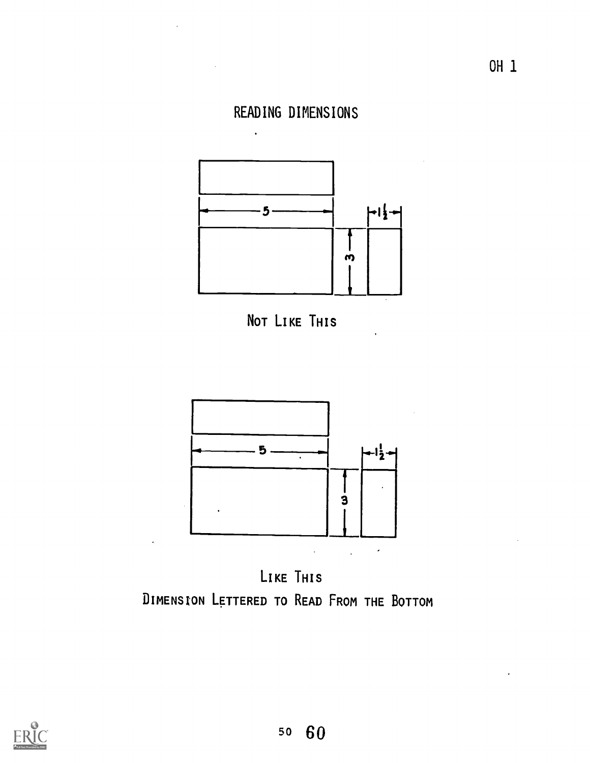OH 1

# READING DIMENSIONS

5

$1\frac{1}{2}$

3

NOT LIKE THIS

5

$1\frac{1}{2}$

3

LIKE THIS

DIMENSION LETTERED TO READ FROM THE BOTTOM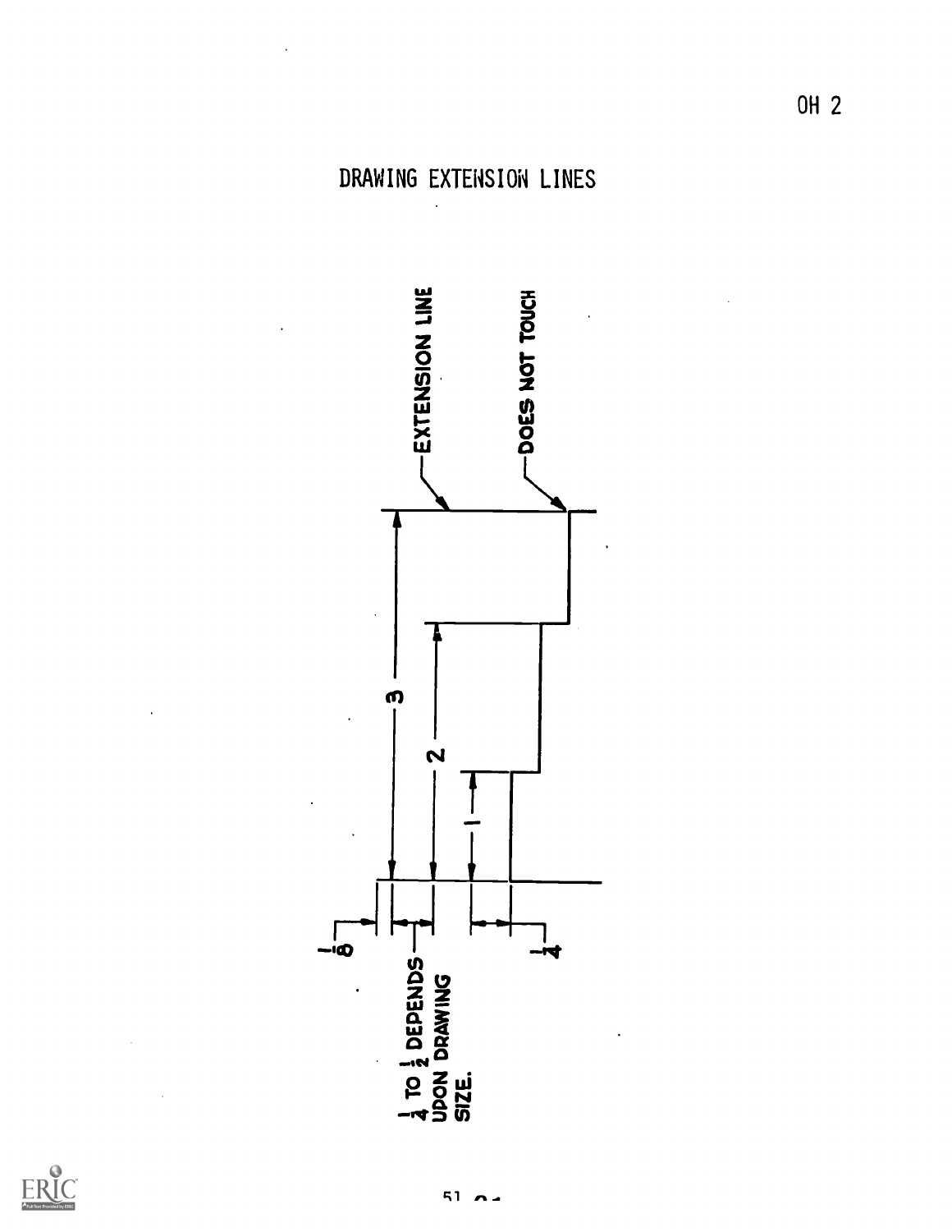OH 2

# DRAWING EXTENSION LINES

EXTENSION LINE

DOES NOT TOUCH

3

2

1

$\frac{1}{8}$

$\frac{1}{4}$

$\frac{1}{4}$ TO $\frac{1}{2}$ DEPENDS UPON DRAWING SIZE.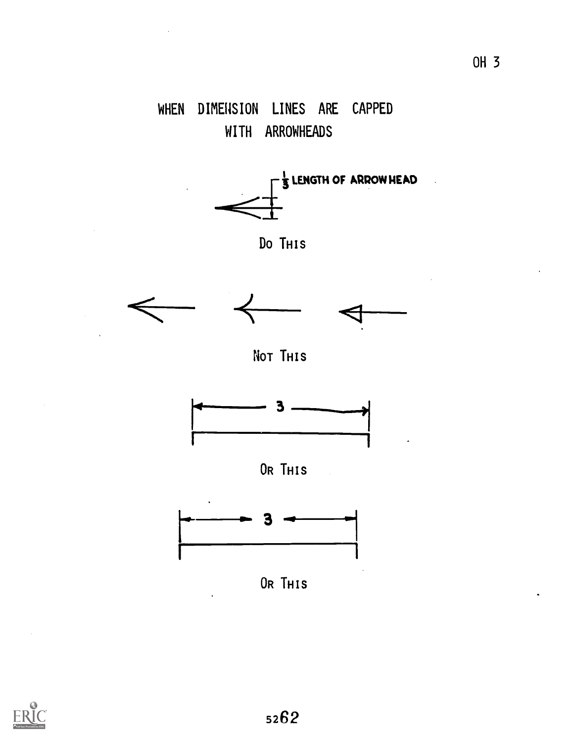# WHEN DIMENSION LINES ARE CAPPED WITH ARROWHEADS

$\frac{1}{3}$ LENGTH OF ARROWHEAD

DO THIS

NOT THIS

3

OR THIS

3

OR THIS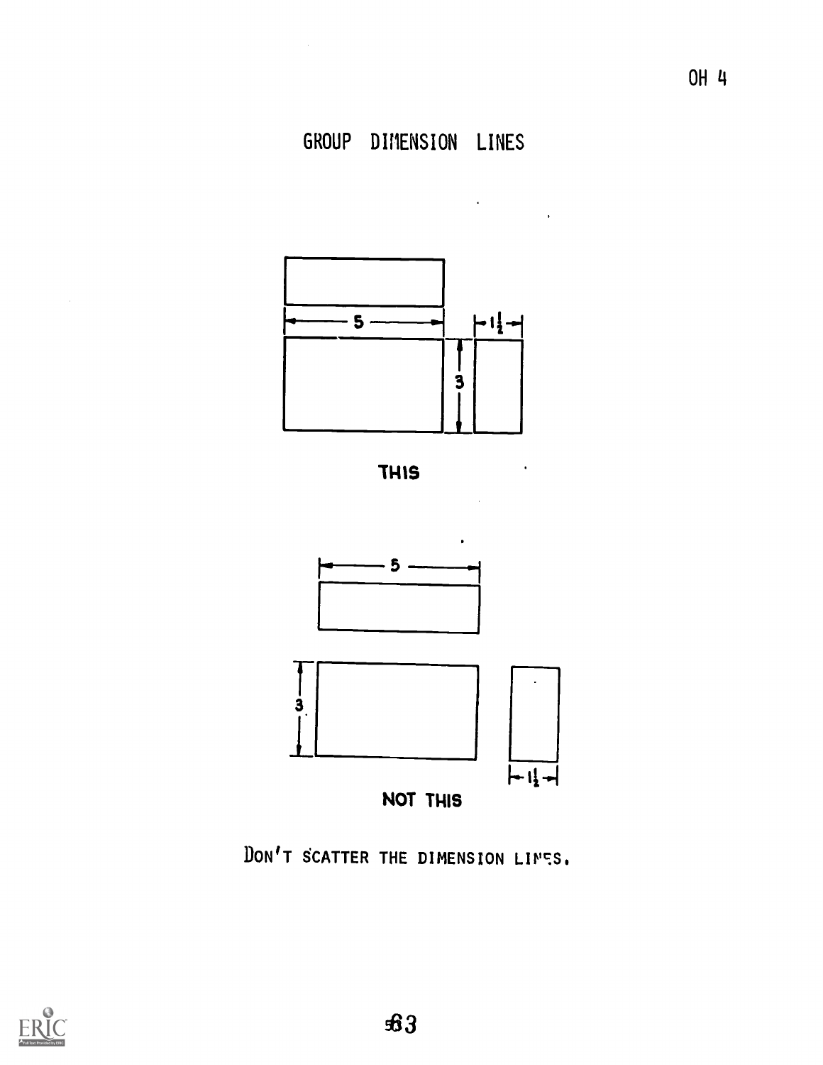OH 4

# GROUP DIMENSION LINES

THIS

NOT THIS

DON'T SCATTER THE DIMENSION LINES.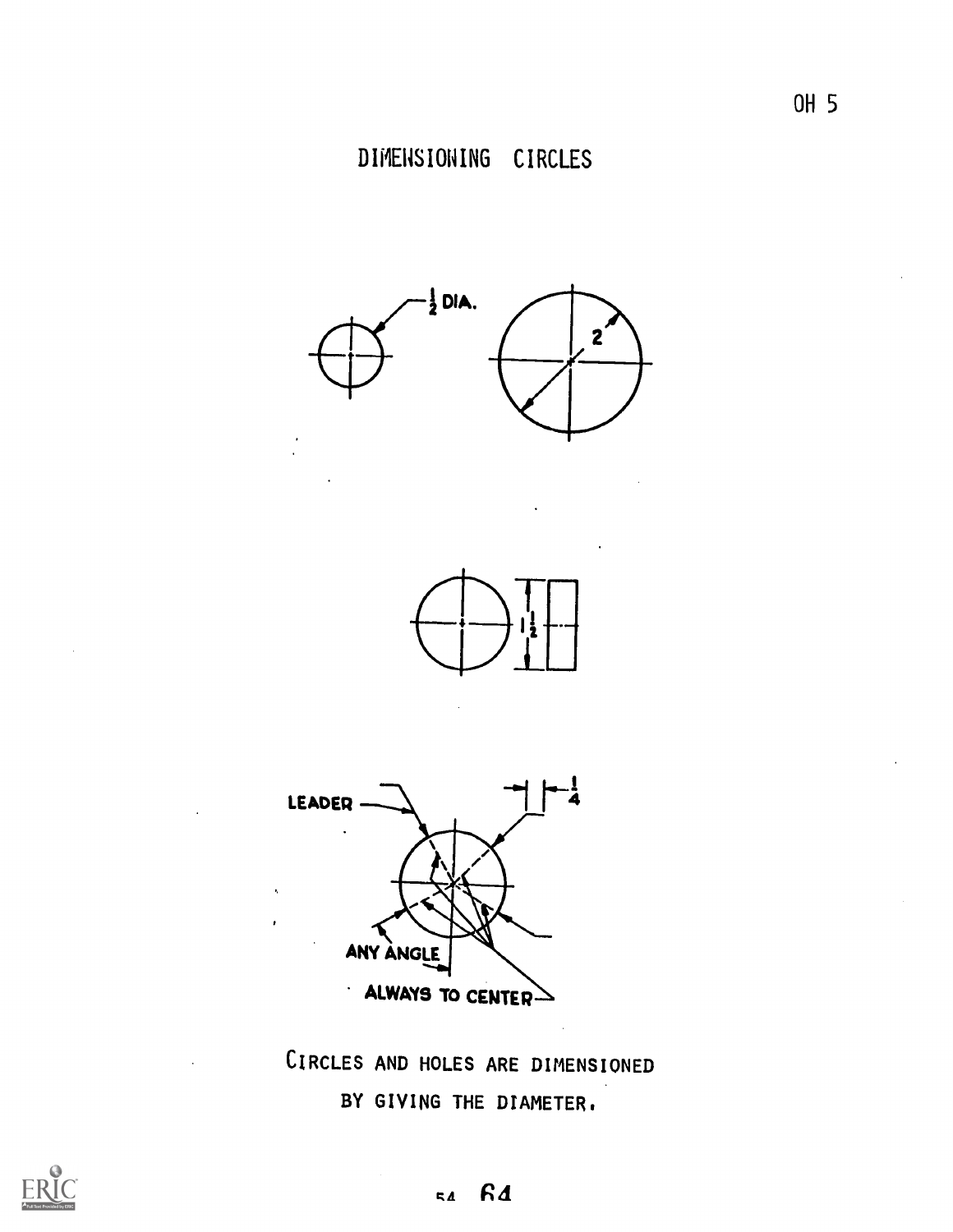# DIMENSIONING CIRCLES

CIRCLES AND HOLES ARE DIMENSIONED BY GIVING THE DIAMETER.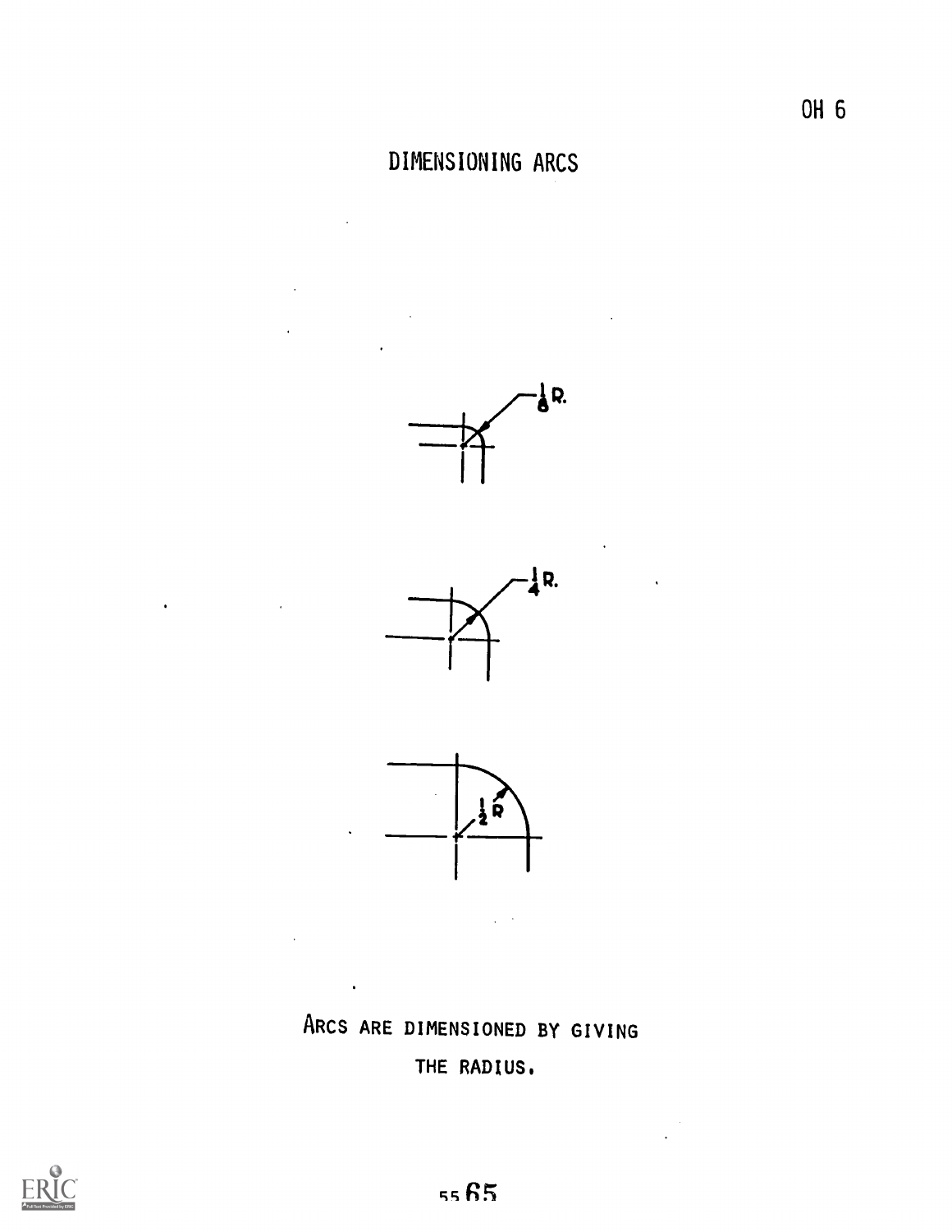# DIMENSIONING ARCS

$\frac{1}{8}$ R.

$\frac{1}{4}$ R.

$\frac{1}{2}$ R

ARCS ARE DIMENSIONED BY GIVING THE RADIUS.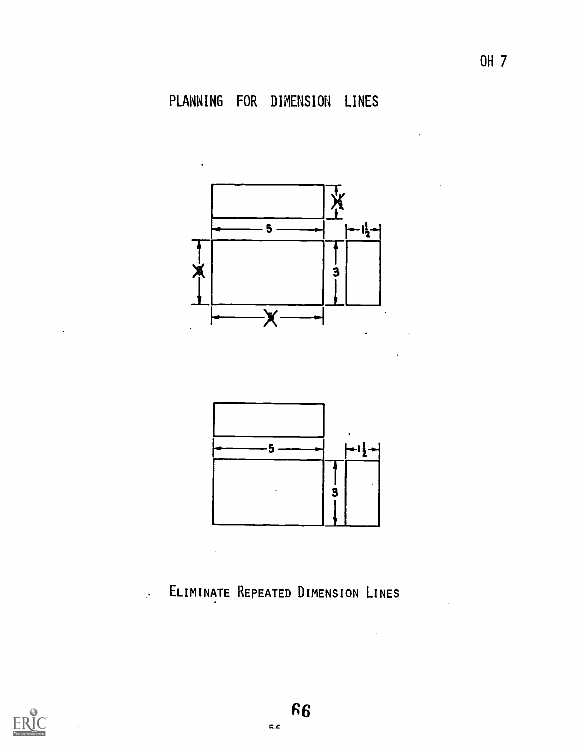OH 7

# PLANNING FOR DIMENSION LINES

ELIMINATE REPEATED DIMENSION LINES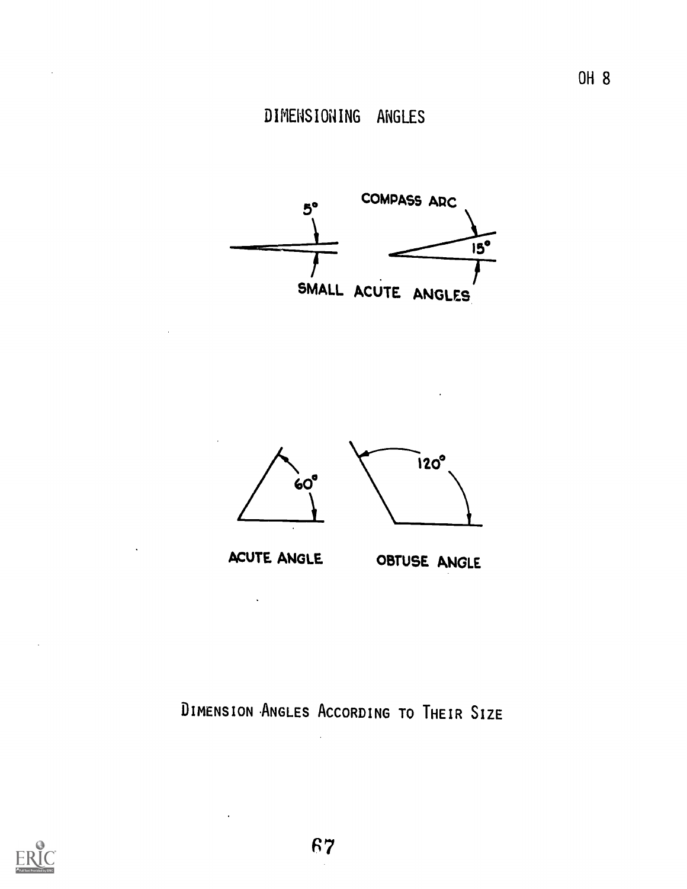OH 8

# DIMENSIONING ANGLES

5°

COMPASS ARC

15°

SMALL ACUTE ANGLES

60°

120°

ACUTE ANGLE

OBTUSE ANGLE

DIMENSION ANGLES ACCORDING TO THEIR SIZE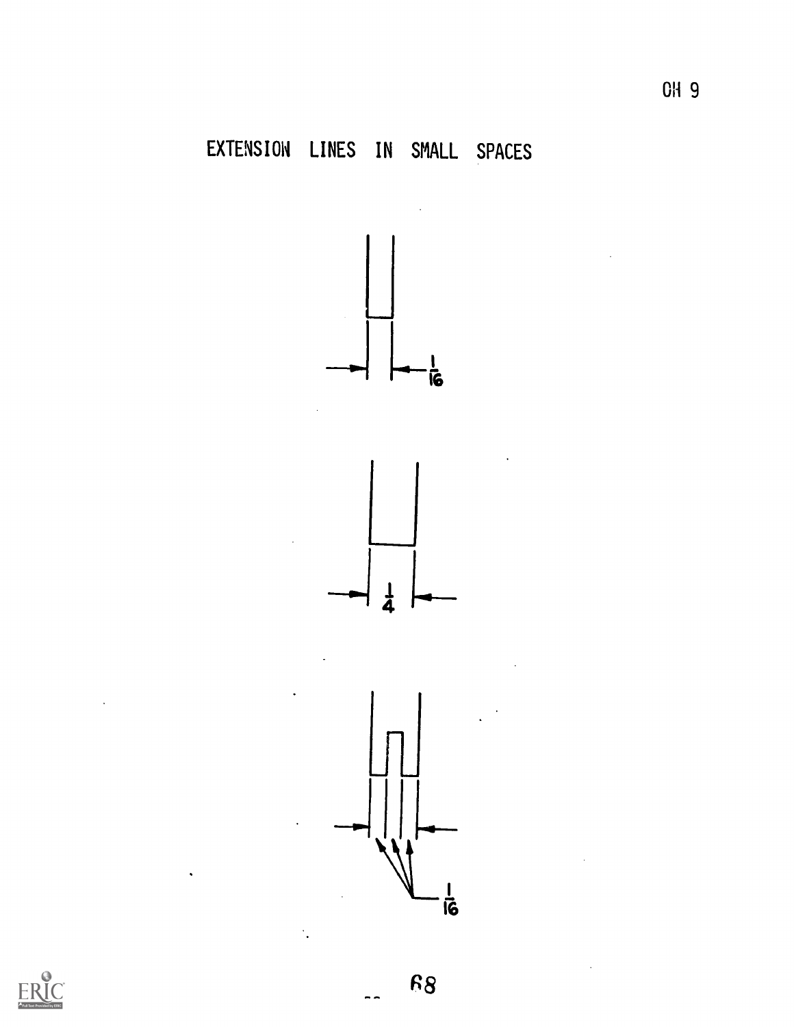# EXTENSION LINES IN SMALL SPACES

$\frac{1}{16}$

$\frac{1}{4}$

$\frac{1}{16}$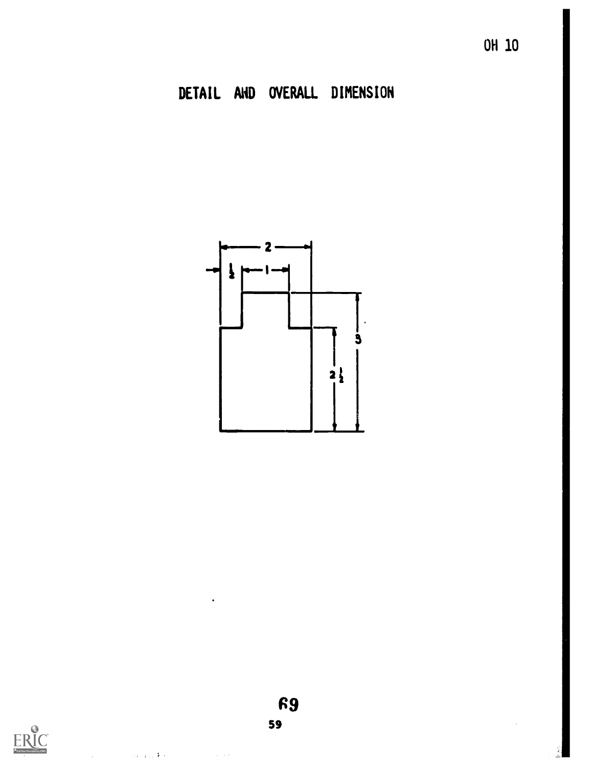OH 10

# DETAIL AND OVERALL DIMENSION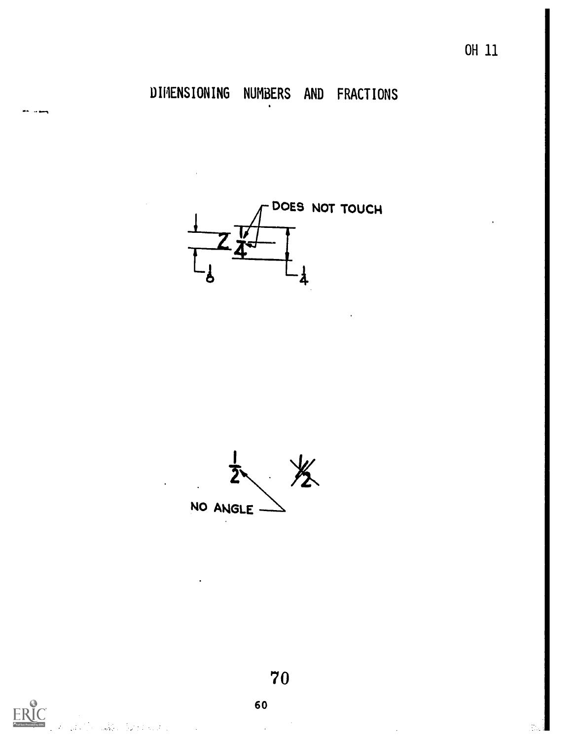OH 11

# DIMENSIONING NUMBERS AND FRACTIONS

DOES NOT TOUCH

NO ANGLE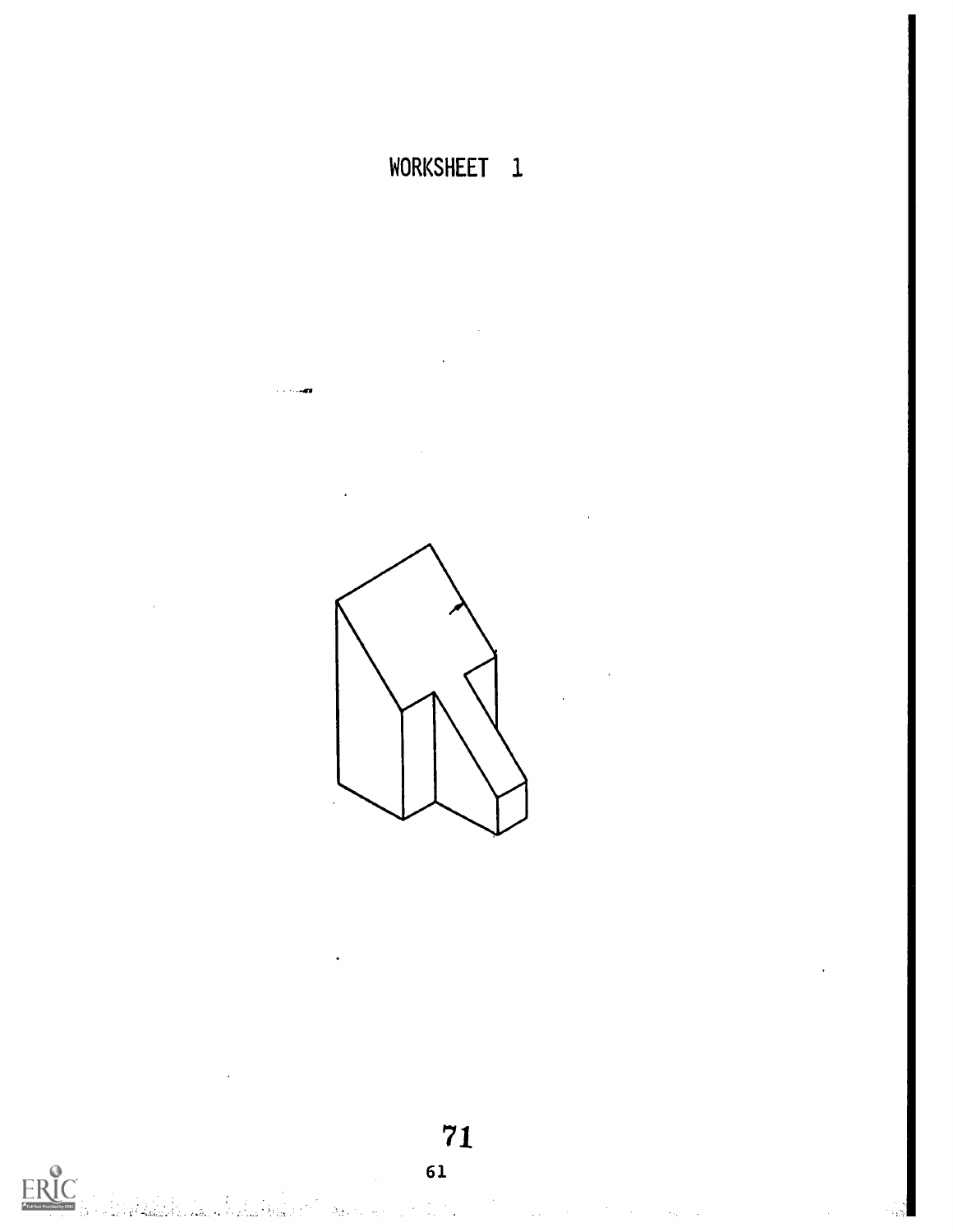# WORKSHEET 1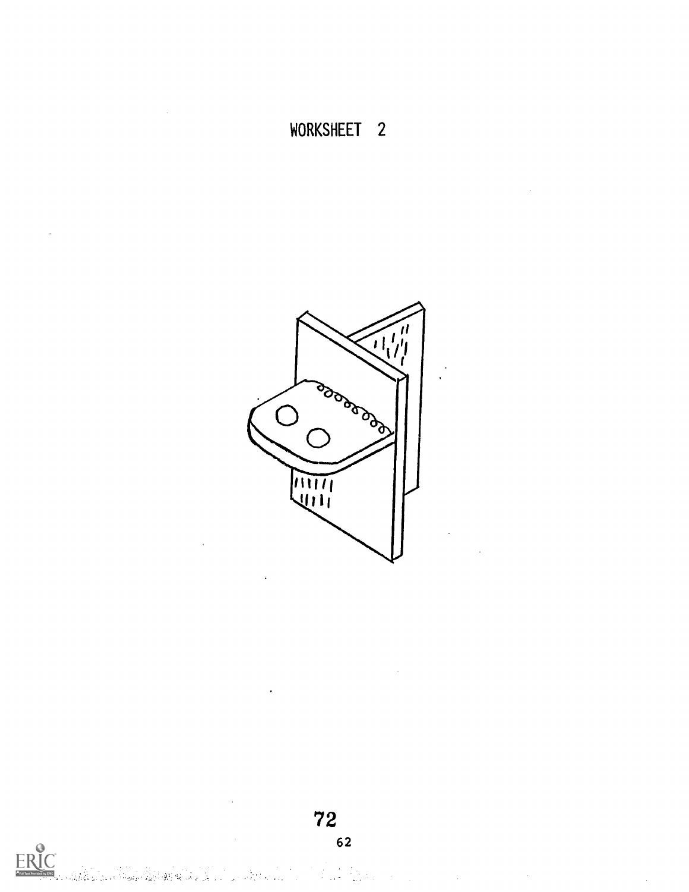# WORKSHEET 2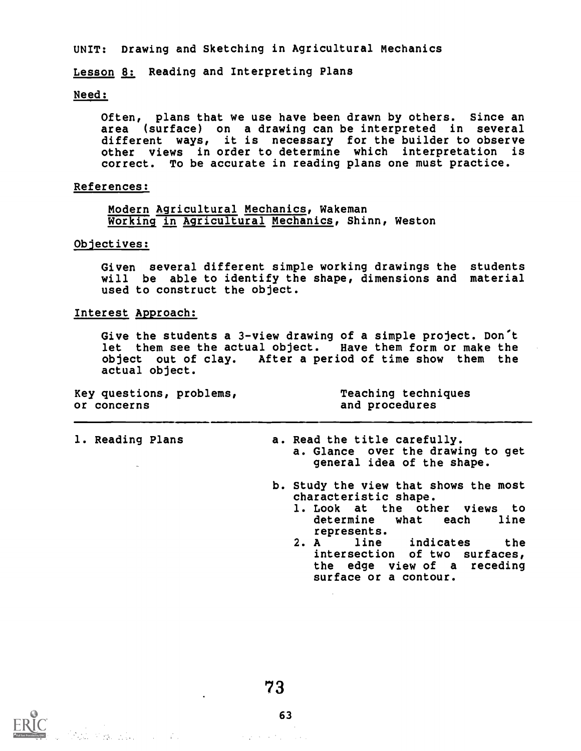UNIT: Drawing and Sketching in Agricultural Mechanics

Lesson 8: Reading and Interpreting Plans

Need:

Often, plans that we use have been drawn by others. Since an area (surface) on a drawing can be interpreted in several different ways, it is necessary for the builder to observe other views in order to determine which interpretation is correct. To be accurate in reading plans one must practice.

References:

*Modern Agricultural Mechanics*, Wakeman
*Working in Agricultural Mechanics*, Shinn, Weston

Objectives:

Given several different simple working drawings the students will be able to identify the shape, dimensions and material used to construct the object.

Interest Approach:

Give the students a 3-view drawing of a simple project. Don't let them see the actual object. Have them form or make the object out of clay. After a period of time show them the actual object.

| Key questions, problems, or concerns | Teaching techniques and procedures |
|---|---|
| 1. Reading Plans | a. Read the title carefully.<br>a. Glance over the drawing to get general idea of the shape.<br><br>b. Study the view that shows the most characteristic shape.<br>1. Look at the other views to determine what each line represents.<br>2. A line indicates the intersection of two surfaces, the edge view of a receding surface or a contour. |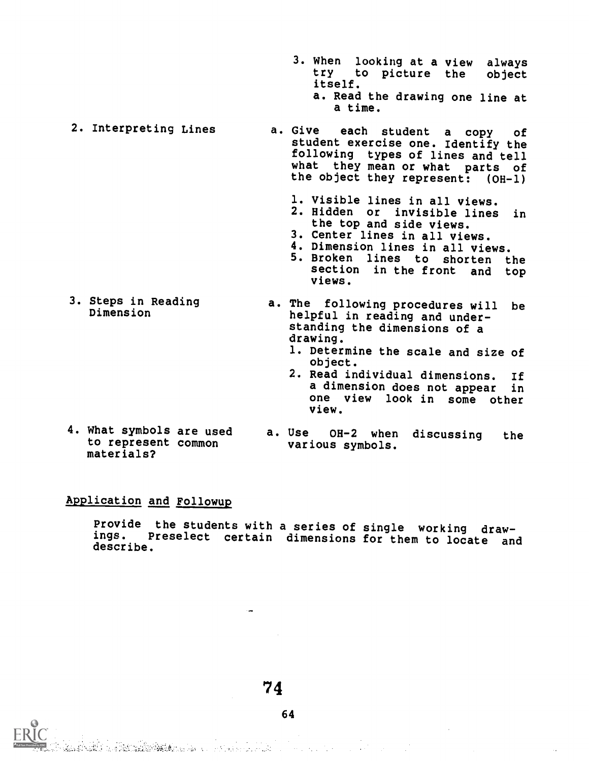3. When looking at a view always try to picture the object itself.
   a. Read the drawing one line at a time.

| | |
|---|---|
| 2. Interpreting Lines | a. Give each student a copy of student exercise one. Identify the following types of lines and tell what they mean or what parts of the object they represent: (OH-1)<br>1. Visible lines in all views.<br>2. Hidden or invisible lines in the top and side views.<br>3. Center lines in all views.<br>4. Dimension lines in all views.<br>5. Broken lines to shorten the section in the front and top views. |
| 3. Steps in Reading Dimension | a. The following procedures will be helpful in reading and understanding the dimensions of a drawing.<br>1. Determine the scale and size of object.<br>2. Read individual dimensions. If a dimension does not appear in one view look in some other view. |
| 4. What symbols are used to represent common materials? | a. Use OH-2 when discussing the various symbols. |

<u>Application and Followup</u>

Provide the students with a series of single working drawings. Preselect certain dimensions for them to locate and describe.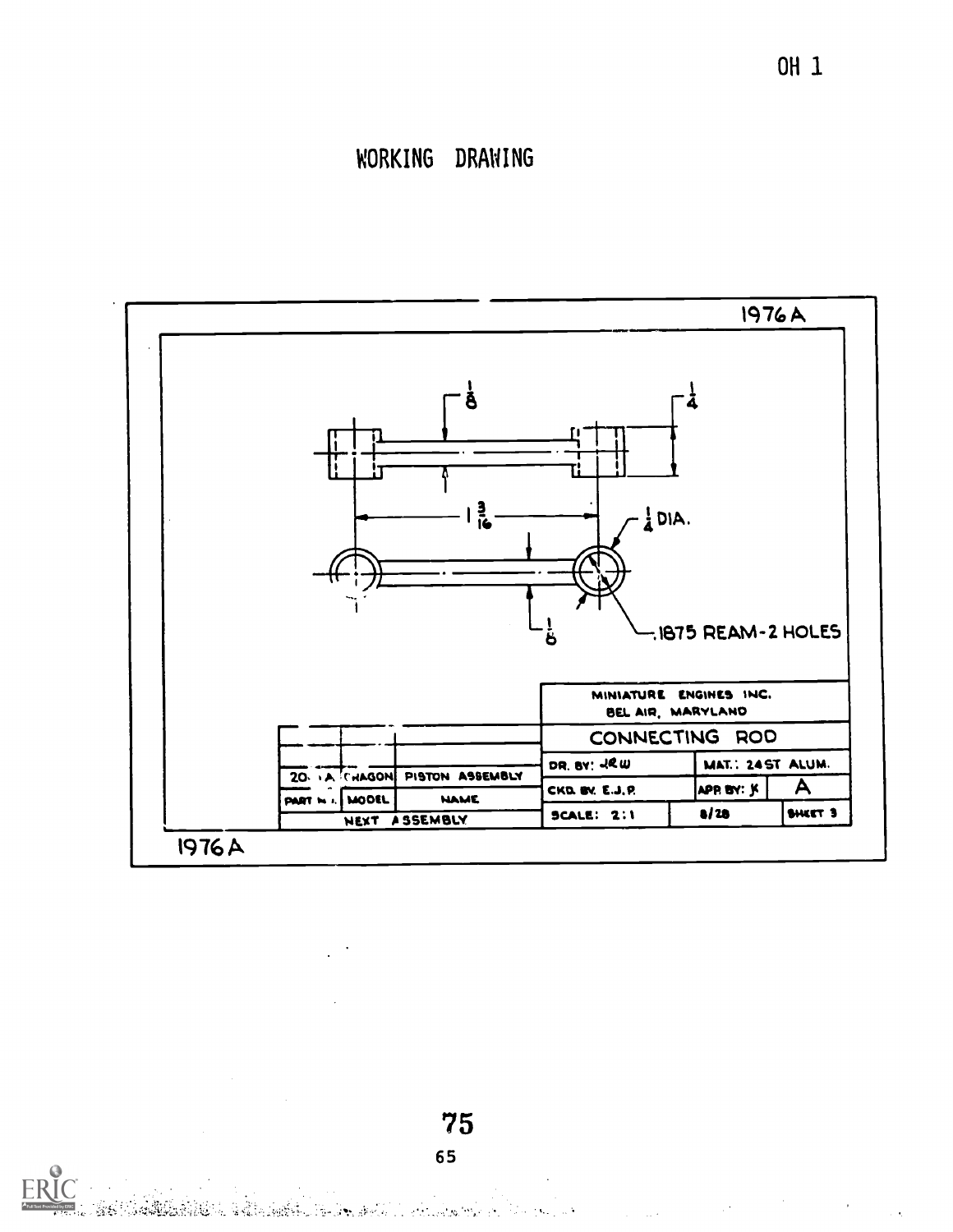OH 1

# WORKING DRAWING

1976A

$\frac{1}{8}$

$\frac{1}{4}$

$1\frac{3}{16}$

$\frac{1}{4}$ DIA.

$\frac{1}{8}$

.1875 REAM-2 HOLES

| | | |
|---|---|---|
| 20. A | HAGON | PISTON ASSEMBLY |
| PART N . | MODEL | NAME |
| NEXT ASSEMBLY | | |

| MINIATURE ENGINES INC. BEL AIR, MARYLAND | | |
|---|---|---|
| CONNECTING ROD | | |
| DR. BY: RW | MAT.: 24ST ALUM. | |
| CKD. BY. E.J.P. | APP. BY: K | A |
| SCALE: 2:1 | 8/28 | SHEET 3 |

1976A

75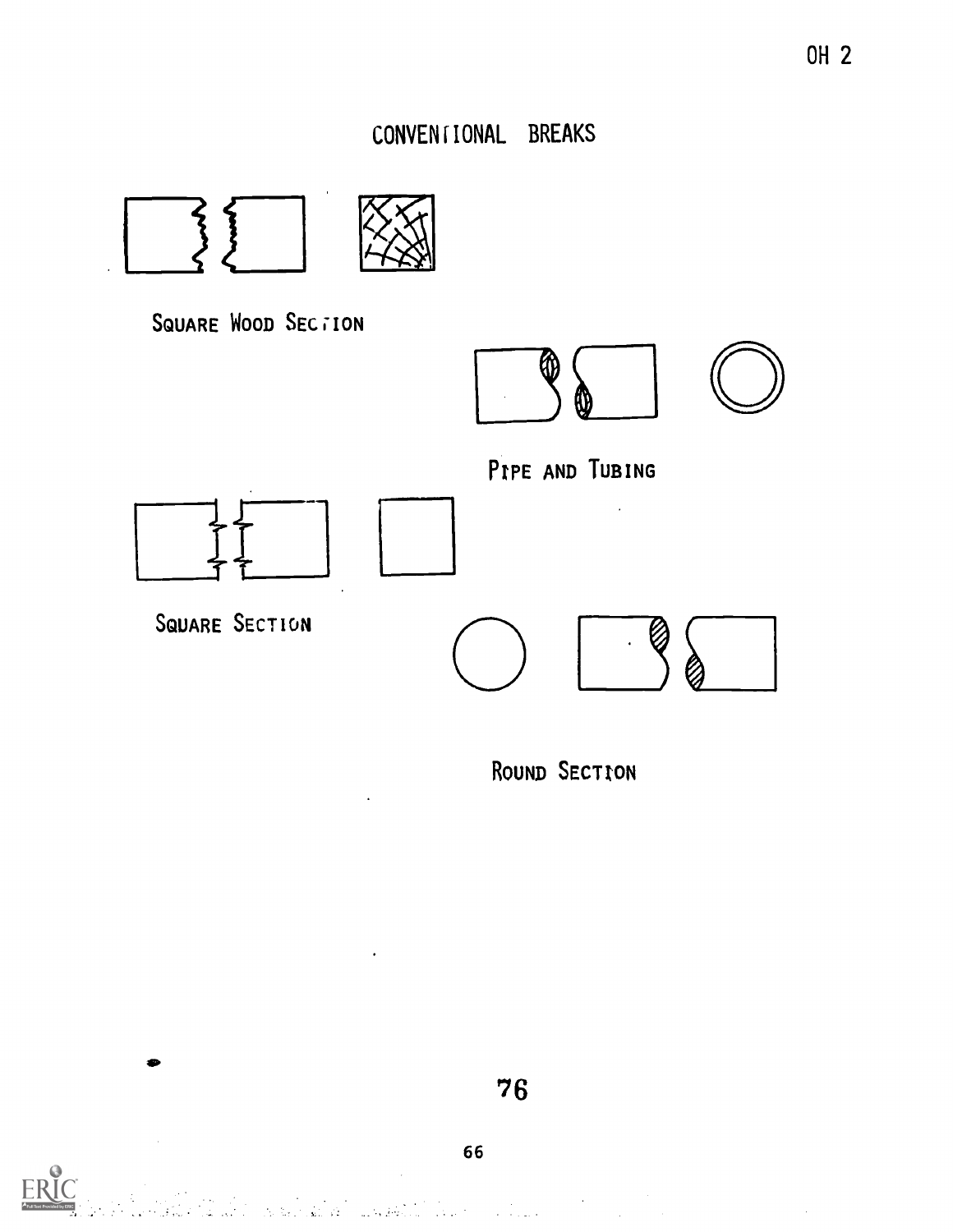# CONVENTIONAL BREAKS

SQUARE WOOD SECTION

PIPE AND TUBING

SQUARE SECTION

ROUND SECTION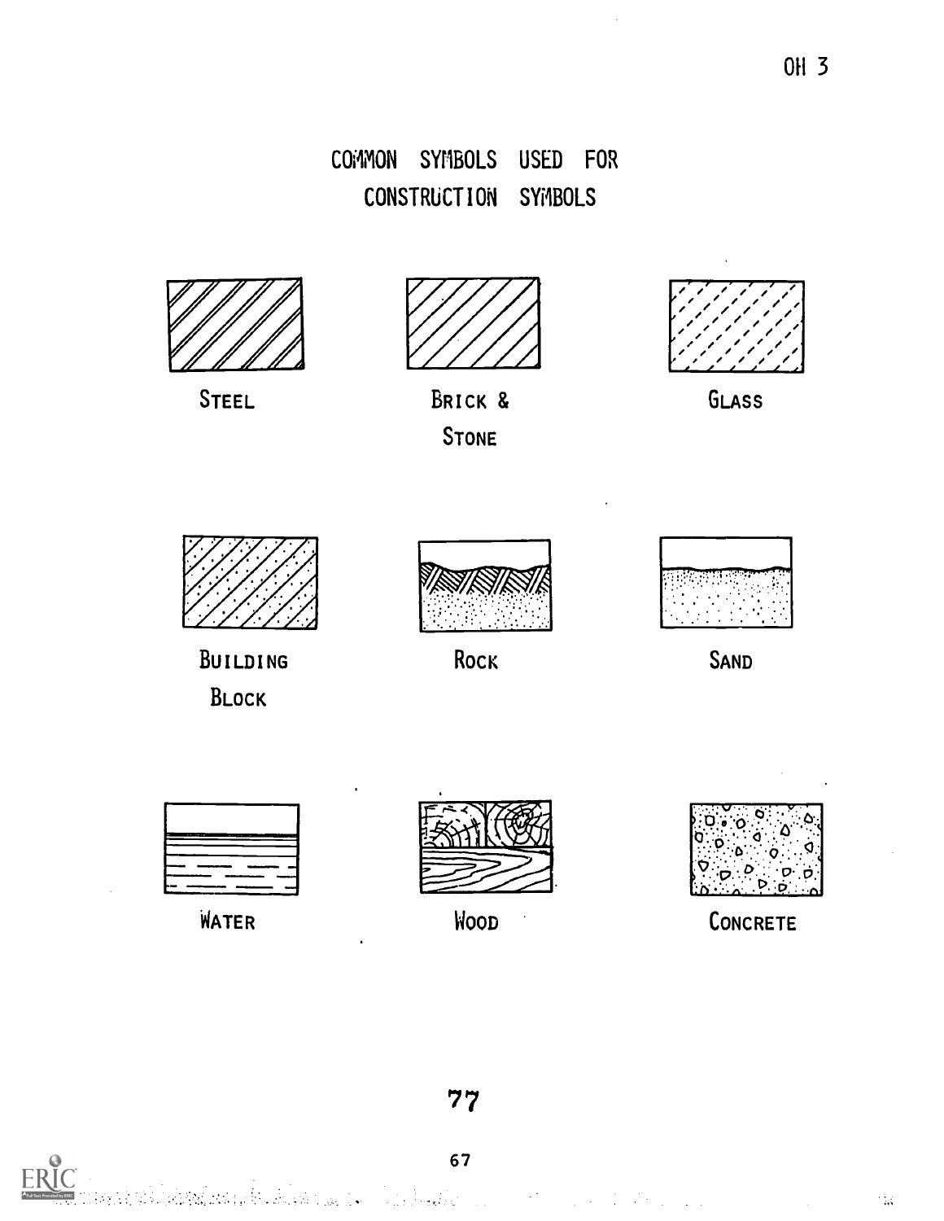OH 3

# COMMON SYMBOLS USED FOR CONSTRUCTION SYMBOLS

STEEL

BRICK & STONE

GLASS

BUILDING BLOCK

ROCK

SAND

WATER

WOOD

CONCRETE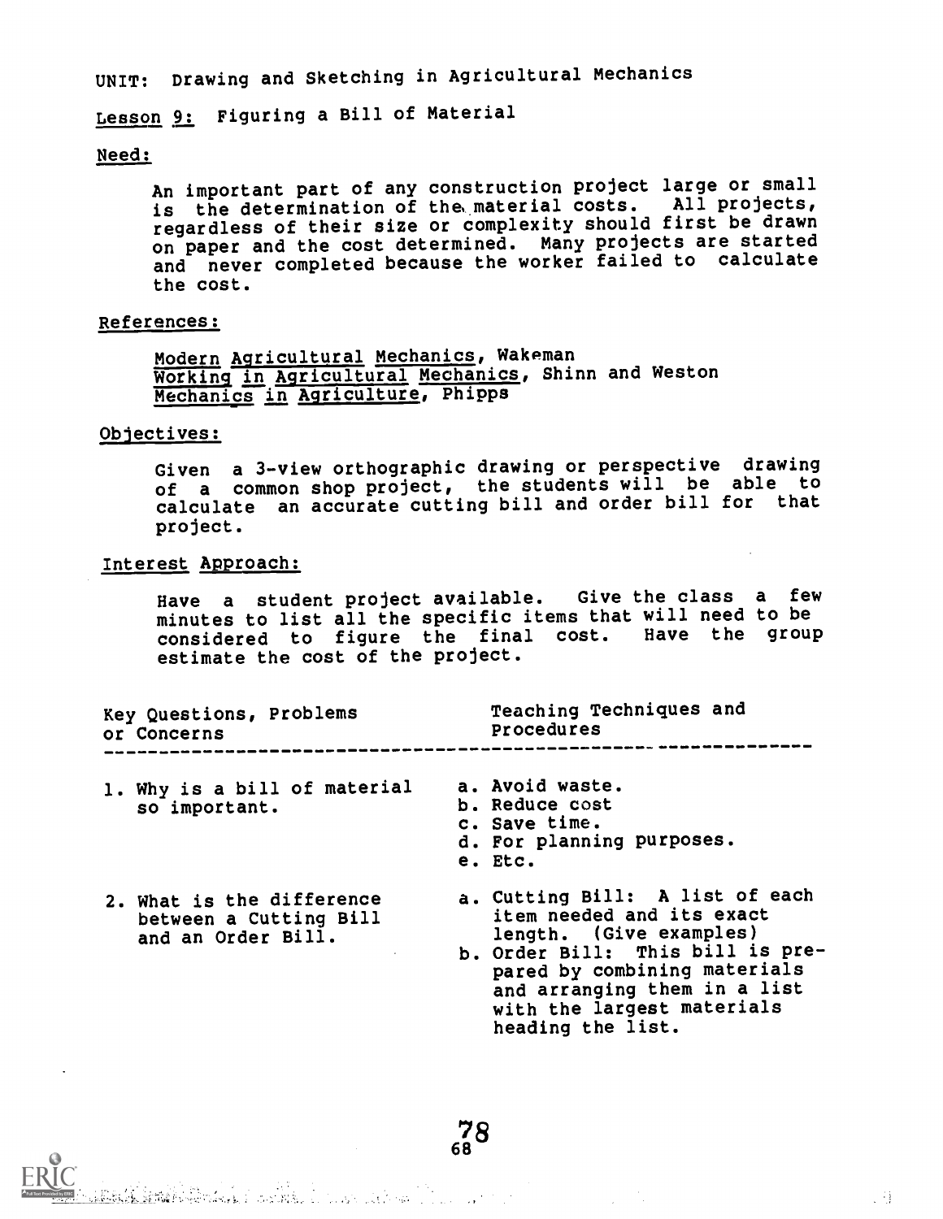UNIT: Drawing and Sketching in Agricultural Mechanics

Lesson 9: Figuring a Bill of Material

Need:

An important part of any construction project large or small is the determination of the material costs. All projects, regardless of their size or complexity should first be drawn on paper and the cost determined. Many projects are started and never completed because the worker failed to calculate the cost.

References:

Modern Agricultural Mechanics, Wakeman
Working in Agricultural Mechanics, Shinn and Weston
Mechanics in Agriculture, Phipps

Objectives:

Given a 3-view orthographic drawing or perspective drawing of a common shop project, the students will be able to calculate an accurate cutting bill and order bill for that project.

Interest Approach:

Have a student project available. Give the class a few minutes to list all the specific items that will need to be considered to figure the final cost. Have the group estimate the cost of the project.

| Key Questions, Problems or Concerns | Teaching Techniques and Procedures |
|---|---|
| 1. Why is a bill of material so important. | a. Avoid waste.<br>b. Reduce cost<br>c. Save time.<br>d. For planning purposes.<br>e. Etc. |
| 2. What is the difference between a Cutting Bill and an Order Bill. | a. Cutting Bill: A list of each item needed and its exact length. (Give examples)<br>b. Order Bill: This bill is prepared by combining materials and arranging them in a list with the largest materials heading the list. |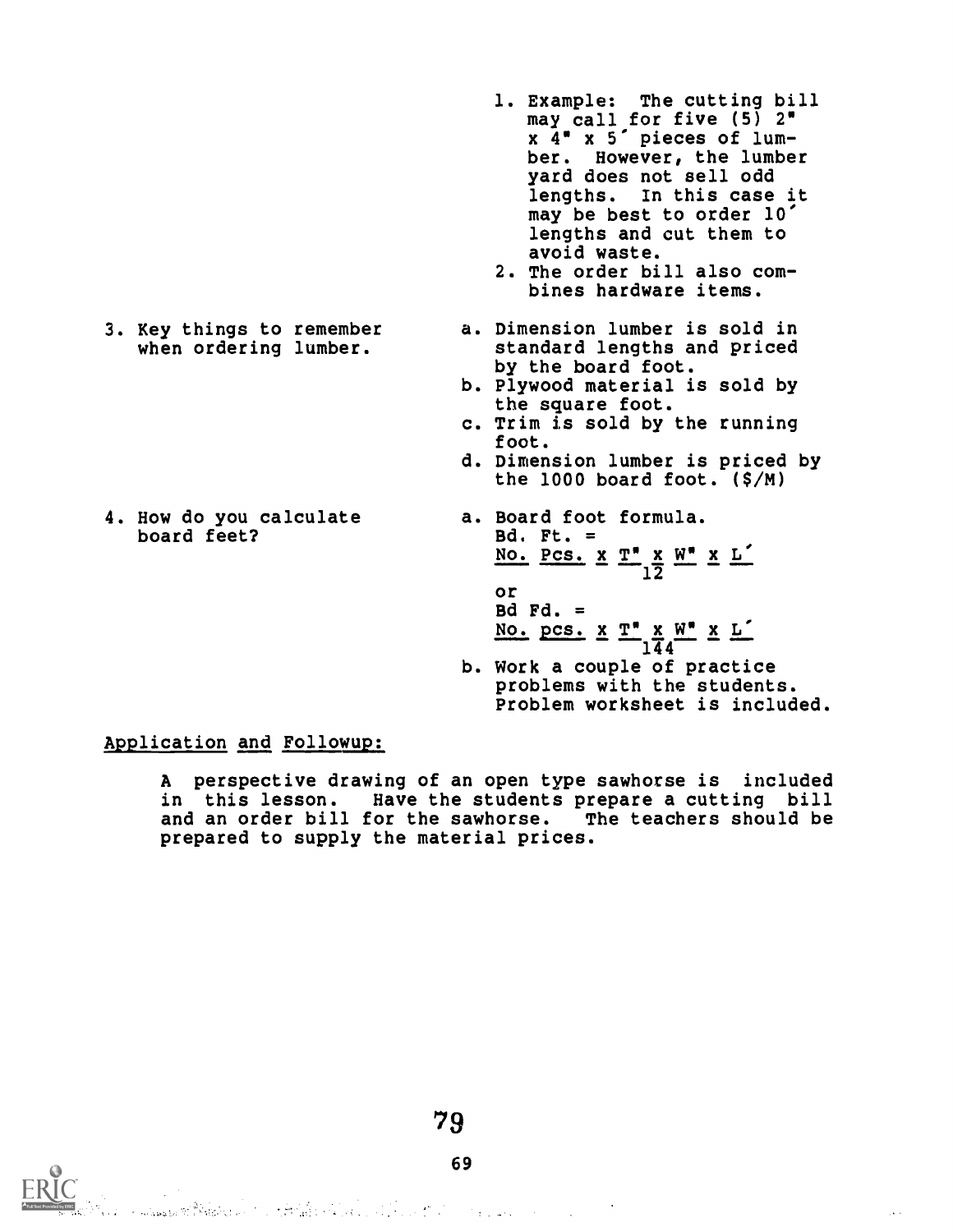1. Example: The cutting bill may call for five (5) 2" x 4" x 5′ pieces of lumber. However, the lumber yard does not sell odd lengths. In this case it may be best to order 10′ lengths and cut them to avoid waste.
2. The order bill also combines hardware items.

3. Key things to remember when ordering lumber.

   a. Dimension lumber is sold in standard lengths and priced by the board foot.
   b. Plywood material is sold by the square foot.
   c. Trim is sold by the running foot.
   d. Dimension lumber is priced by the 1000 board foot. ($/M)

4. How do you calculate board feet?

   a. Board foot formula.

   $$\text{Bd. Ft.} = \frac{\text{No. Pcs.} \times T'' \times W'' \times L'}{12}$$

   or

   $$\text{Bd Fd.} = \frac{\text{No. pcs.} \times T'' \times W'' \times L'}{144}$$

   b. Work a couple of practice problems with the students. Problem worksheet is included.

## Application and Followup:

A perspective drawing of an open type sawhorse is included in this lesson. Have the students prepare a cutting bill and an order bill for the sawhorse. The teachers should be prepared to supply the material prices.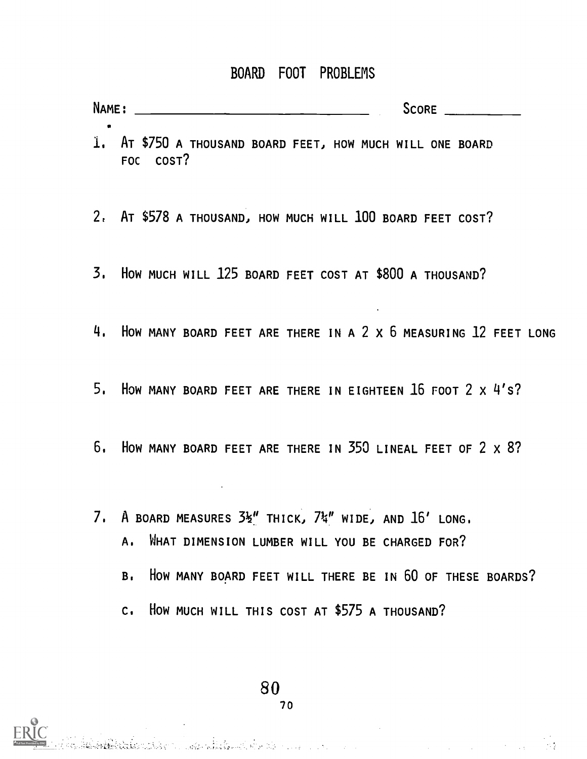# BOARD FOOT PROBLEMS

NAME: ______________________________ SCORE __________

1. AT $750 A THOUSAND BOARD FEET, HOW MUCH WILL ONE BOARD FOC COST?

2. AT $578 A THOUSAND, HOW MUCH WILL 100 BOARD FEET COST?

3. HOW MUCH WILL 125 BOARD FEET COST AT $800 A THOUSAND?

4. HOW MANY BOARD FEET ARE THERE IN A 2 X 6 MEASURING 12 FEET LONG

5. HOW MANY BOARD FEET ARE THERE IN EIGHTEEN 16 FOOT 2 X 4'S?

6. HOW MANY BOARD FEET ARE THERE IN 350 LINEAL FEET OF 2 X 8?

7. A BOARD MEASURES 3½" THICK, 7¼" WIDE, AND 16' LONG.
   A. WHAT DIMENSION LUMBER WILL YOU BE CHARGED FOR?
   B. HOW MANY BOARD FEET WILL THERE BE IN 60 OF THESE BOARDS?
   C. HOW MUCH WILL THIS COST AT $575 A THOUSAND?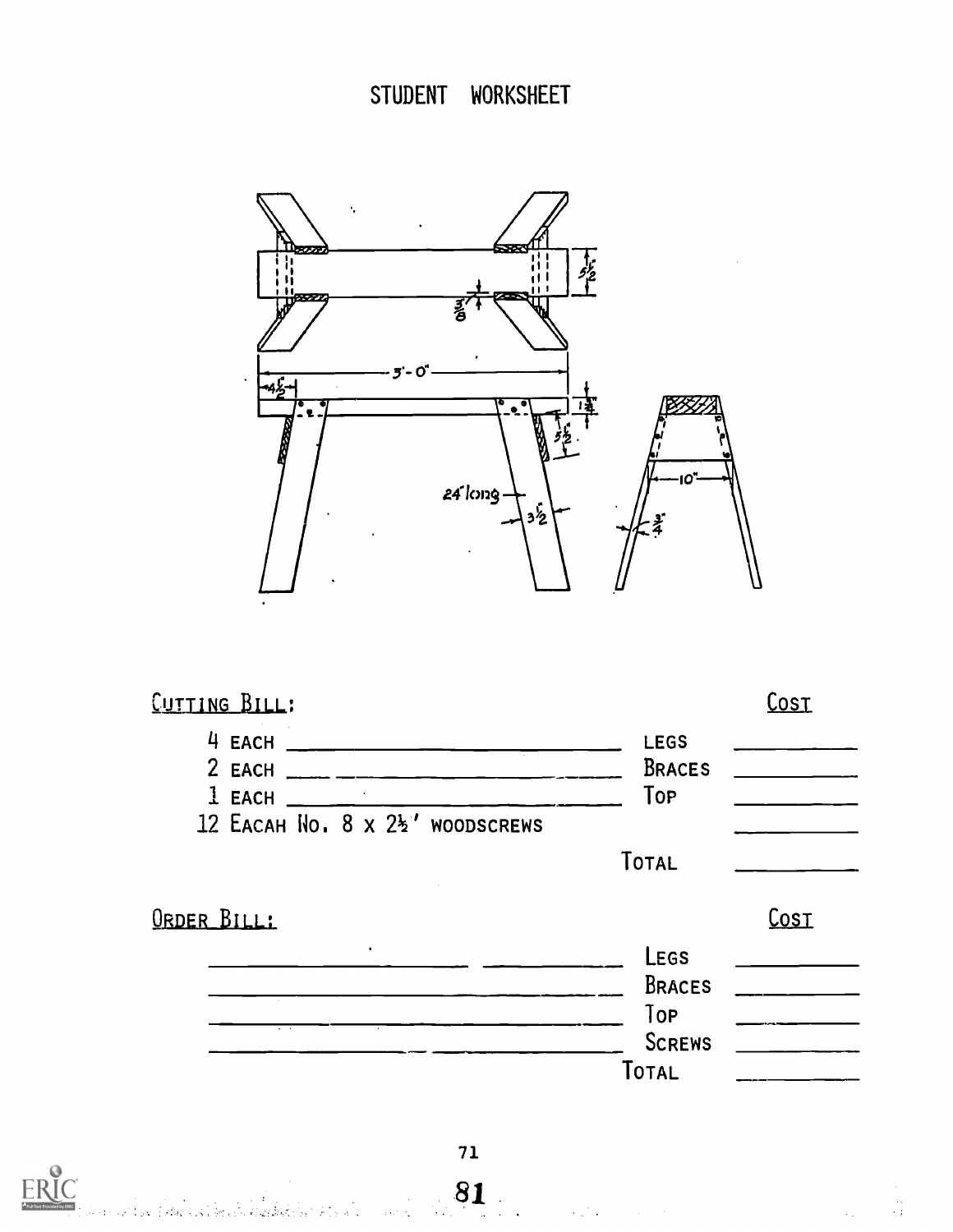# STUDENT WORKSHEET

3'-0"

$4\frac{1}{2}$"

$5\frac{1}{2}$"

$\frac{3}{8}$"

$1\frac{3}{4}$"

$5\frac{1}{2}$"

24" long

$3\frac{1}{2}$"

10"

$\frac{3}{4}$"

CUTTING BILL:

| | | COST |
|---|---|---|
| 4 EACH ____________ | LEGS | ______ |
| 2 EACH ____________ | BRACES | ______ |
| 1 EACH ____________ | TOP | ______ |
| 12 EACAH NO. 8 X 2½' WOODSCREWS | | ______ |
| | TOTAL | ______ |

ORDER BILL:

| | | COST |
|---|---|---|
| ____________ ____________ | LEGS | ______ |
| ____________ | BRACES | ______ |
| ____________ | TOP | ______ |
| ____________ ____________ | SCREWS | ______ |
| | TOTAL | ______ |